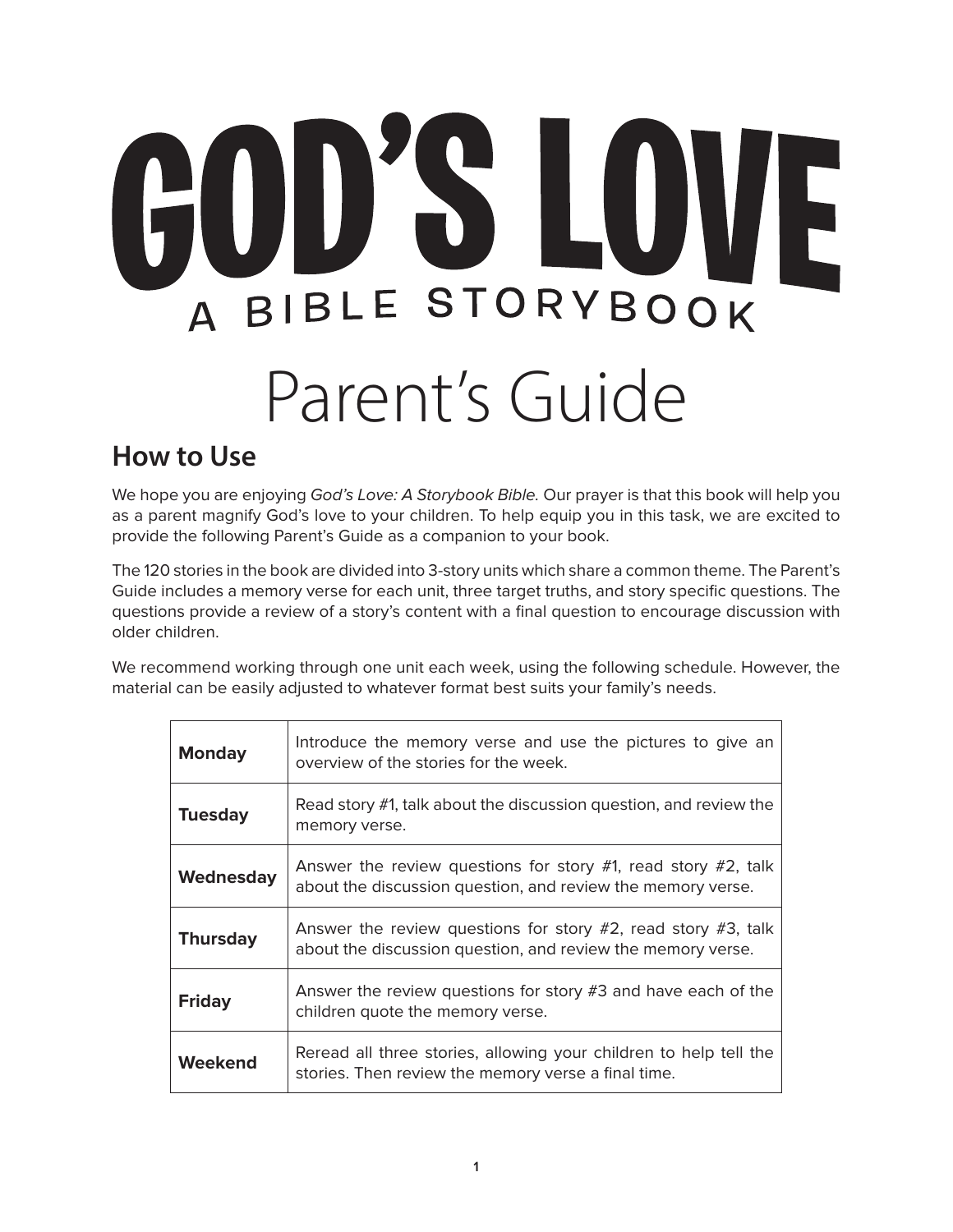# GOD'S LOVE

## A BIBLE STORYBOOK

# Parent's Guide

## How to Use

We hope you are enjoying *God's Love: A Storybook Bible.* Our prayer is that this book will help you as a parent magnify God's love to your children. To help equip you in this task, we are excited to provide the following Parent's Guide as a companion to your book.

The 120 stories in the book are divided into 3-story units which share a common theme. The Parent's Guide includes a memory verse for each unit, three target truths, and story specific questions. The questions provide a review of a story's content with a final question to encourage discussion with older children.

We recommend working through one unit each week, using the following schedule. However, the material can be easily adjusted to whatever format best suits your family's needs.

| | |
|---|---|
| **Monday** | Introduce the memory verse and use the pictures to give an overview of the stories for the week. |
| **Tuesday** | Read story #1, talk about the discussion question, and review the memory verse. |
| **Wednesday** | Answer the review questions for story #1, read story #2, talk about the discussion question, and review the memory verse. |
| **Thursday** | Answer the review questions for story #2, read story #3, talk about the discussion question, and review the memory verse. |
| **Friday** | Answer the review questions for story #3 and have each of the children quote the memory verse. |
| **Weekend** | Reread all three stories, allowing your children to help tell the stories. Then review the memory verse a final time. |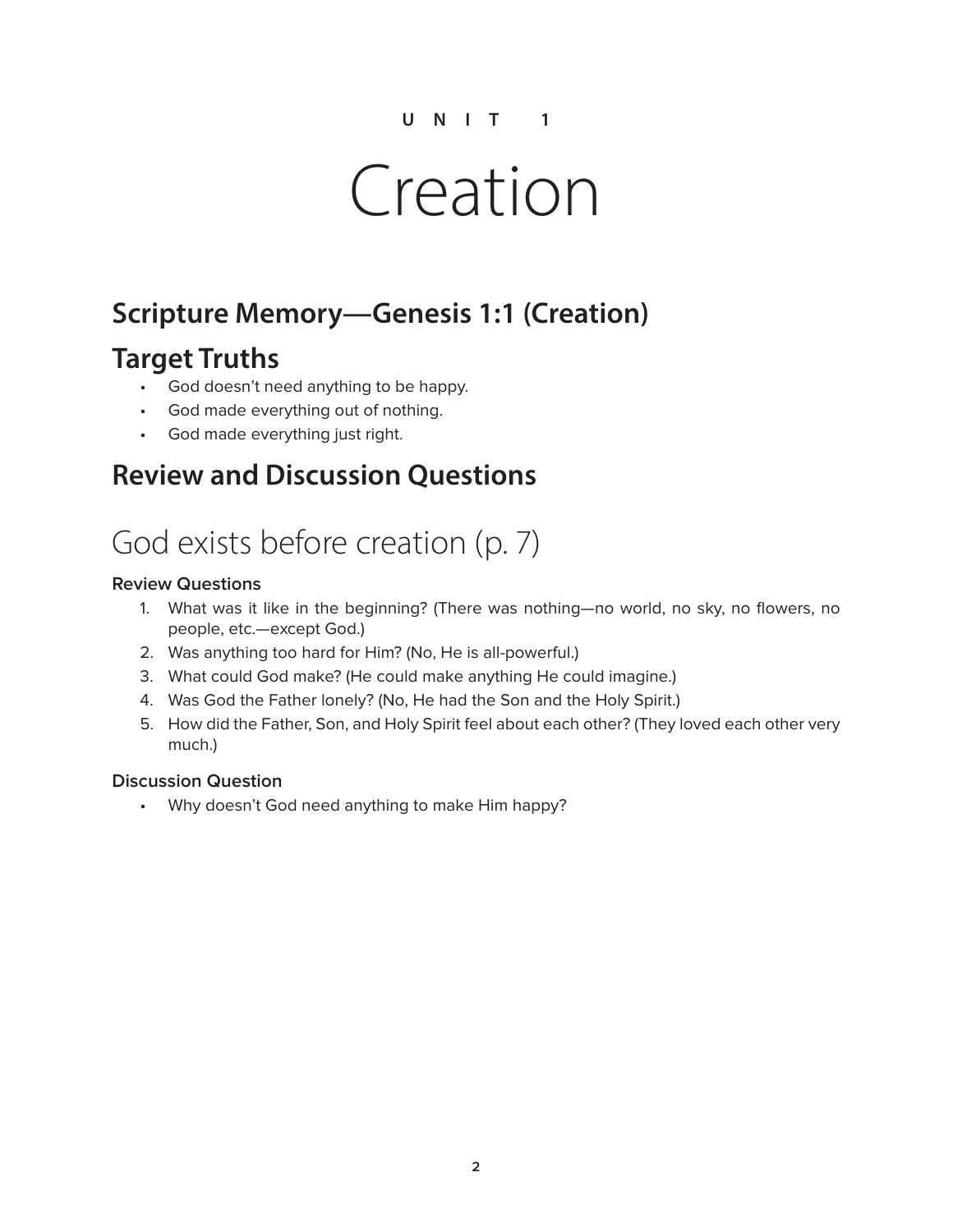UNIT 1

# Creation

## Scripture Memory—Genesis 1:1 (Creation)

## Target Truths

- God doesn't need anything to be happy.
- God made everything out of nothing.
- God made everything just right.

## Review and Discussion Questions

# God exists before creation (p. 7)

**Review Questions**

1. What was it like in the beginning? (There was nothing—no world, no sky, no flowers, no people, etc.—except God.)
2. Was anything too hard for Him? (No, He is all-powerful.)
3. What could God make? (He could make anything He could imagine.)
4. Was God the Father lonely? (No, He had the Son and the Holy Spirit.)
5. How did the Father, Son, and Holy Spirit feel about each other? (They loved each other very much.)

**Discussion Question**

- Why doesn't God need anything to make Him happy?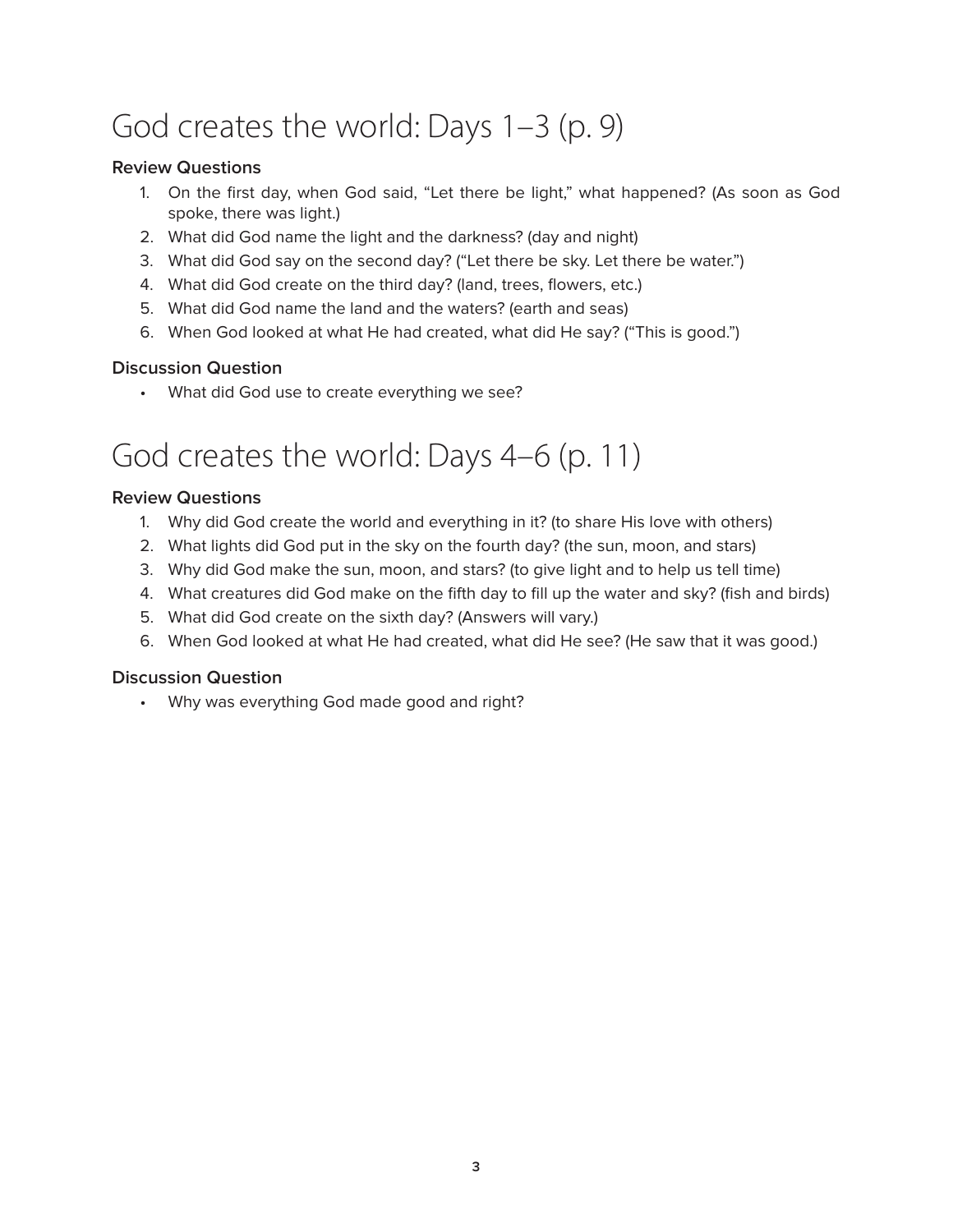# God creates the world: Days 1–3 (p. 9)

### Review Questions

1. On the first day, when God said, “Let there be light,” what happened? (As soon as God spoke, there was light.)
2. What did God name the light and the darkness? (day and night)
3. What did God say on the second day? (“Let there be sky. Let there be water.”)
4. What did God create on the third day? (land, trees, flowers, etc.)
5. What did God name the land and the waters? (earth and seas)
6. When God looked at what He had created, what did He say? (“This is good.”)

### Discussion Question

- What did God use to create everything we see?

# God creates the world: Days 4–6 (p. 11)

### Review Questions

1. Why did God create the world and everything in it? (to share His love with others)
2. What lights did God put in the sky on the fourth day? (the sun, moon, and stars)
3. Why did God make the sun, moon, and stars? (to give light and to help us tell time)
4. What creatures did God make on the fifth day to fill up the water and sky? (fish and birds)
5. What did God create on the sixth day? (Answers will vary.)
6. When God looked at what He had created, what did He see? (He saw that it was good.)

### Discussion Question

- Why was everything God made good and right?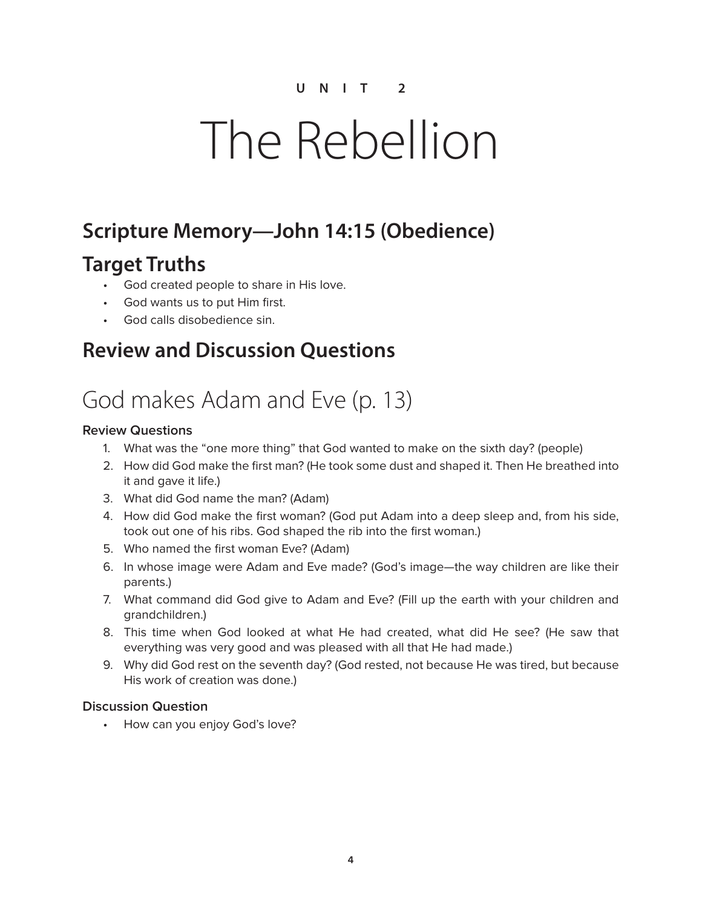UNIT 2

# The Rebellion

## Scripture Memory—John 14:15 (Obedience)

## Target Truths

- God created people to share in His love.
- God wants us to put Him first.
- God calls disobedience sin.

## Review and Discussion Questions

# God makes Adam and Eve (p. 13)

**Review Questions**

1. What was the "one more thing" that God wanted to make on the sixth day? (people)
2. How did God make the first man? (He took some dust and shaped it. Then He breathed into it and gave it life.)
3. What did God name the man? (Adam)
4. How did God make the first woman? (God put Adam into a deep sleep and, from his side, took out one of his ribs. God shaped the rib into the first woman.)
5. Who named the first woman Eve? (Adam)
6. In whose image were Adam and Eve made? (God's image—the way children are like their parents.)
7. What command did God give to Adam and Eve? (Fill up the earth with your children and grandchildren.)
8. This time when God looked at what He had created, what did He see? (He saw that everything was very good and was pleased with all that He had made.)
9. Why did God rest on the seventh day? (God rested, not because He was tired, but because His work of creation was done.)

**Discussion Question**

- How can you enjoy God's love?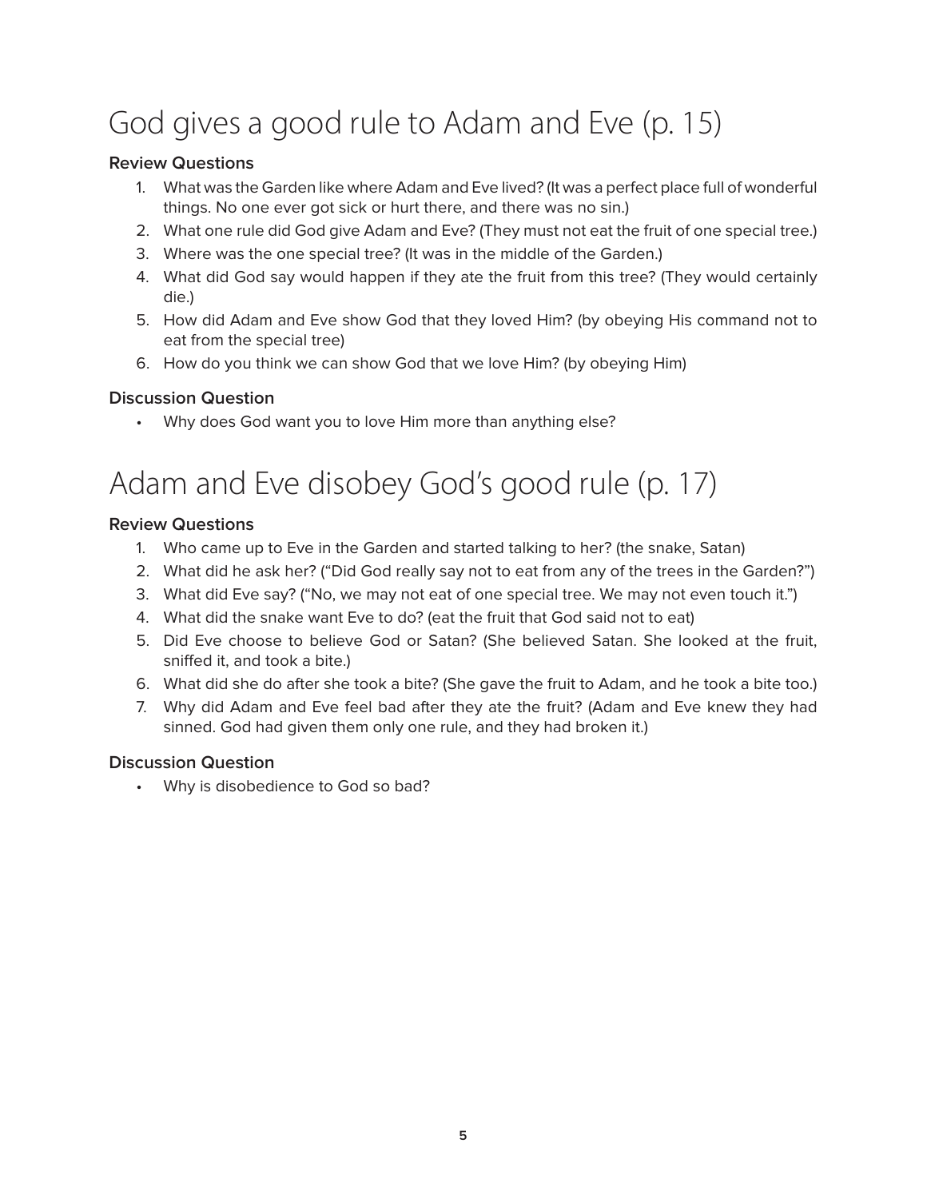# God gives a good rule to Adam and Eve (p. 15)

### Review Questions

1. What was the Garden like where Adam and Eve lived? (It was a perfect place full of wonderful things. No one ever got sick or hurt there, and there was no sin.)
2. What one rule did God give Adam and Eve? (They must not eat the fruit of one special tree.)
3. Where was the one special tree? (It was in the middle of the Garden.)
4. What did God say would happen if they ate the fruit from this tree? (They would certainly die.)
5. How did Adam and Eve show God that they loved Him? (by obeying His command not to eat from the special tree)
6. How do you think we can show God that we love Him? (by obeying Him)

### Discussion Question

- Why does God want you to love Him more than anything else?

# Adam and Eve disobey God's good rule (p. 17)

### Review Questions

1. Who came up to Eve in the Garden and started talking to her? (the snake, Satan)
2. What did he ask her? ("Did God really say not to eat from any of the trees in the Garden?")
3. What did Eve say? ("No, we may not eat of one special tree. We may not even touch it.")
4. What did the snake want Eve to do? (eat the fruit that God said not to eat)
5. Did Eve choose to believe God or Satan? (She believed Satan. She looked at the fruit, sniffed it, and took a bite.)
6. What did she do after she took a bite? (She gave the fruit to Adam, and he took a bite too.)
7. Why did Adam and Eve feel bad after they ate the fruit? (Adam and Eve knew they had sinned. God had given them only one rule, and they had broken it.)

### Discussion Question

- Why is disobedience to God so bad?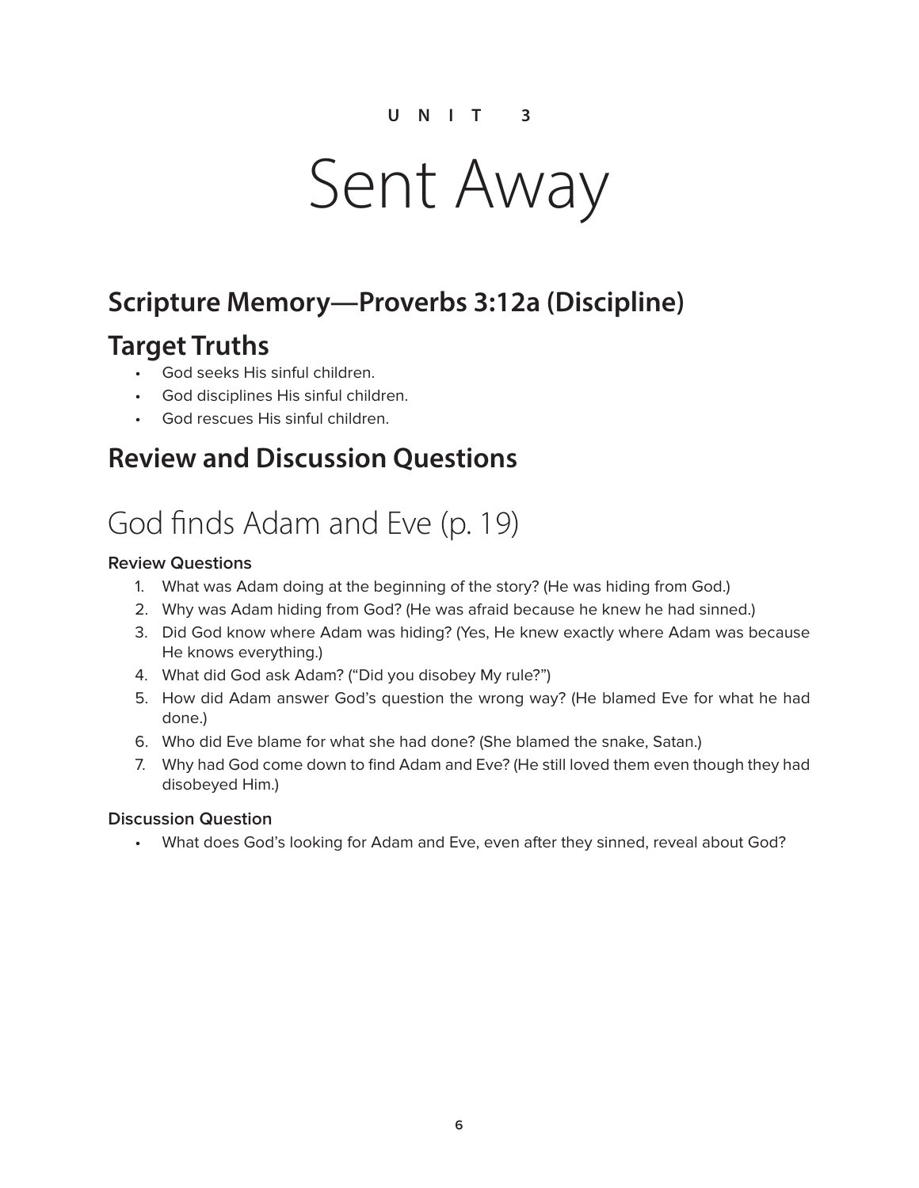UNIT 3

# Sent Away

## Scripture Memory—Proverbs 3:12a (Discipline)

## Target Truths

- God seeks His sinful children.
- God disciplines His sinful children.
- God rescues His sinful children.

## Review and Discussion Questions

# God finds Adam and Eve (p. 19)

### Review Questions

1. What was Adam doing at the beginning of the story? (He was hiding from God.)
2. Why was Adam hiding from God? (He was afraid because he knew he had sinned.)
3. Did God know where Adam was hiding? (Yes, He knew exactly where Adam was because He knows everything.)
4. What did God ask Adam? ("Did you disobey My rule?")
5. How did Adam answer God's question the wrong way? (He blamed Eve for what he had done.)
6. Who did Eve blame for what she had done? (She blamed the snake, Satan.)
7. Why had God come down to find Adam and Eve? (He still loved them even though they had disobeyed Him.)

### Discussion Question

- What does God's looking for Adam and Eve, even after they sinned, reveal about God?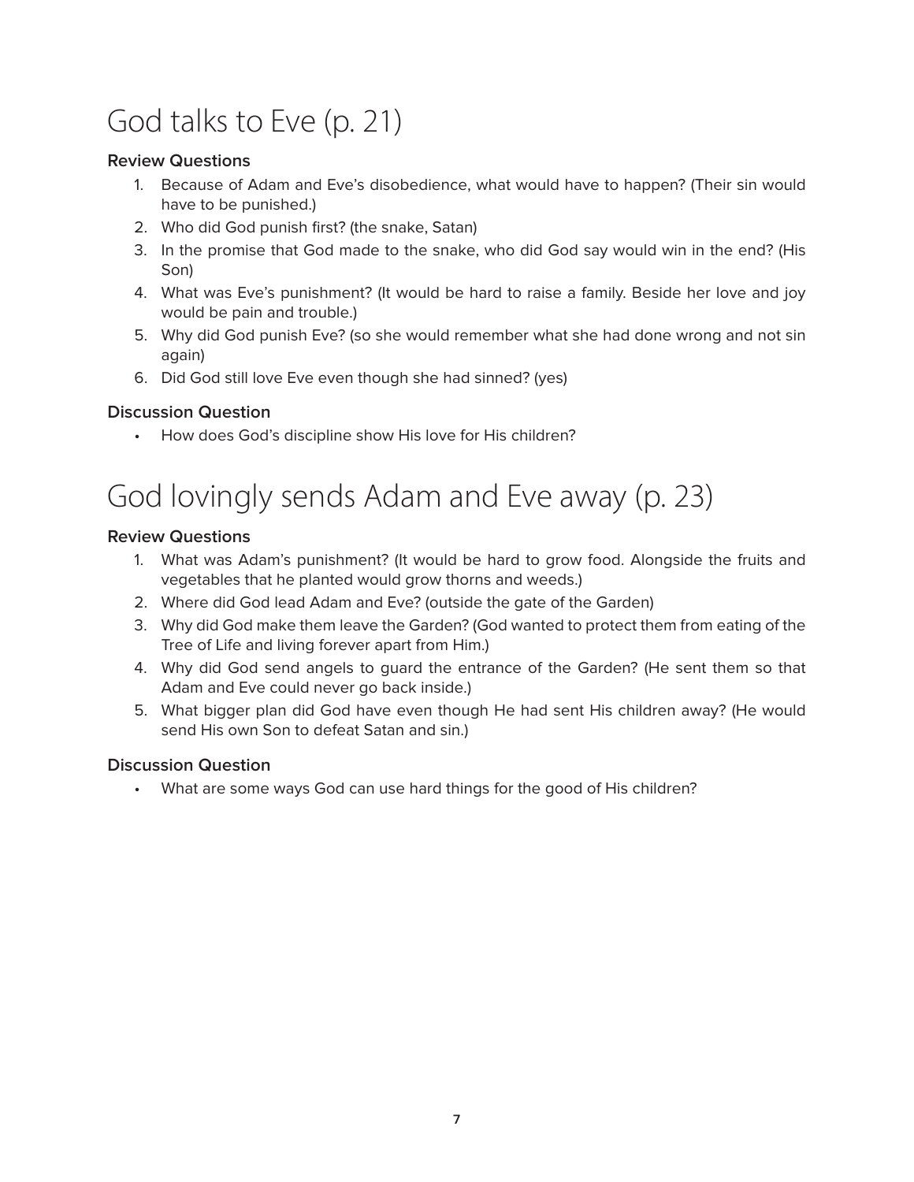# God talks to Eve (p. 21)

### Review Questions

1. Because of Adam and Eve's disobedience, what would have to happen? (Their sin would have to be punished.)
2. Who did God punish first? (the snake, Satan)
3. In the promise that God made to the snake, who did God say would win in the end? (His Son)
4. What was Eve's punishment? (It would be hard to raise a family. Beside her love and joy would be pain and trouble.)
5. Why did God punish Eve? (so she would remember what she had done wrong and not sin again)
6. Did God still love Eve even though she had sinned? (yes)

### Discussion Question

- How does God's discipline show His love for His children?

# God lovingly sends Adam and Eve away (p. 23)

### Review Questions

1. What was Adam's punishment? (It would be hard to grow food. Alongside the fruits and vegetables that he planted would grow thorns and weeds.)
2. Where did God lead Adam and Eve? (outside the gate of the Garden)
3. Why did God make them leave the Garden? (God wanted to protect them from eating of the Tree of Life and living forever apart from Him.)
4. Why did God send angels to guard the entrance of the Garden? (He sent them so that Adam and Eve could never go back inside.)
5. What bigger plan did God have even though He had sent His children away? (He would send His own Son to defeat Satan and sin.)

### Discussion Question

- What are some ways God can use hard things for the good of His children?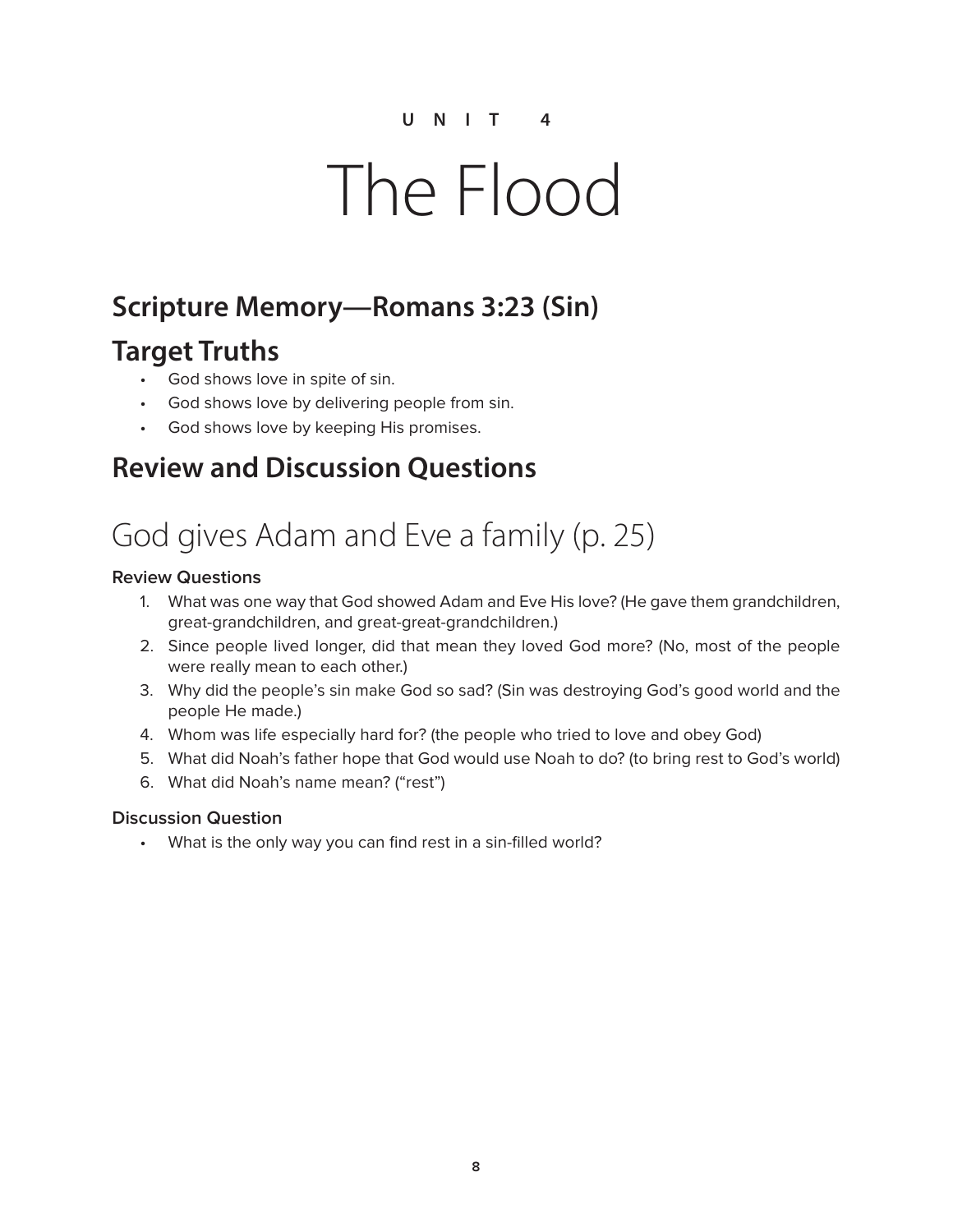UNIT 4

# The Flood

## Scripture Memory—Romans 3:23 (Sin)

## Target Truths

- God shows love in spite of sin.
- God shows love by delivering people from sin.
- God shows love by keeping His promises.

## Review and Discussion Questions

# God gives Adam and Eve a family (p. 25)

### Review Questions

1. What was one way that God showed Adam and Eve His love? (He gave them grandchildren, great-grandchildren, and great-great-grandchildren.)
2. Since people lived longer, did that mean they loved God more? (No, most of the people were really mean to each other.)
3. Why did the people's sin make God so sad? (Sin was destroying God's good world and the people He made.)
4. Whom was life especially hard for? (the people who tried to love and obey God)
5. What did Noah's father hope that God would use Noah to do? (to bring rest to God's world)
6. What did Noah's name mean? ("rest")

### Discussion Question

- What is the only way you can find rest in a sin-filled world?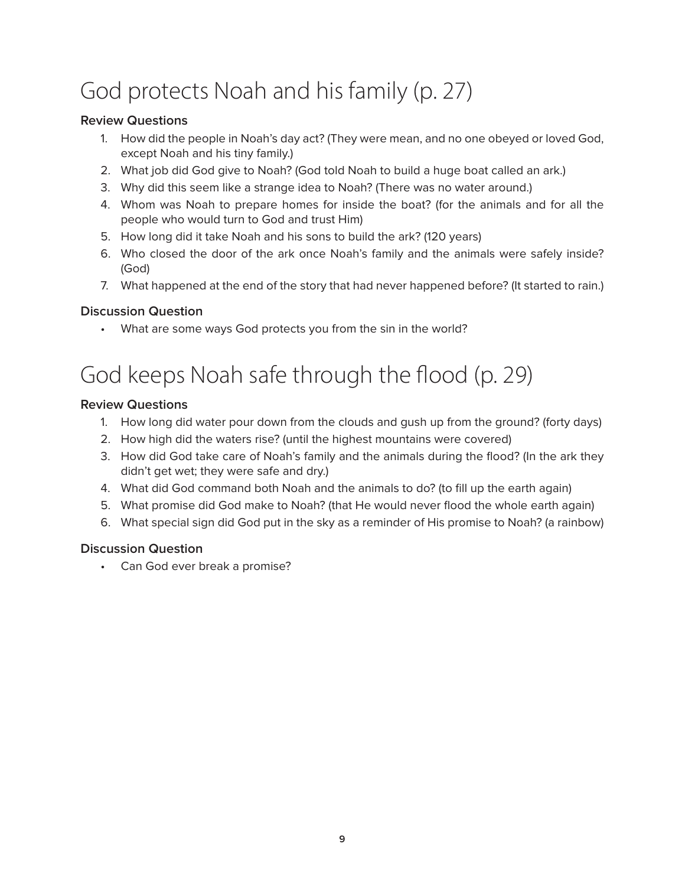# God protects Noah and his family (p. 27)

**Review Questions**

1. How did the people in Noah's day act? (They were mean, and no one obeyed or loved God, except Noah and his tiny family.)
2. What job did God give to Noah? (God told Noah to build a huge boat called an ark.)
3. Why did this seem like a strange idea to Noah? (There was no water around.)
4. Whom was Noah to prepare homes for inside the boat? (for the animals and for all the people who would turn to God and trust Him)
5. How long did it take Noah and his sons to build the ark? (120 years)
6. Who closed the door of the ark once Noah's family and the animals were safely inside? (God)
7. What happened at the end of the story that had never happened before? (It started to rain.)

**Discussion Question**

- What are some ways God protects you from the sin in the world?

# God keeps Noah safe through the flood (p. 29)

**Review Questions**

1. How long did water pour down from the clouds and gush up from the ground? (forty days)
2. How high did the waters rise? (until the highest mountains were covered)
3. How did God take care of Noah's family and the animals during the flood? (In the ark they didn't get wet; they were safe and dry.)
4. What did God command both Noah and the animals to do? (to fill up the earth again)
5. What promise did God make to Noah? (that He would never flood the whole earth again)
6. What special sign did God put in the sky as a reminder of His promise to Noah? (a rainbow)

**Discussion Question**

- Can God ever break a promise?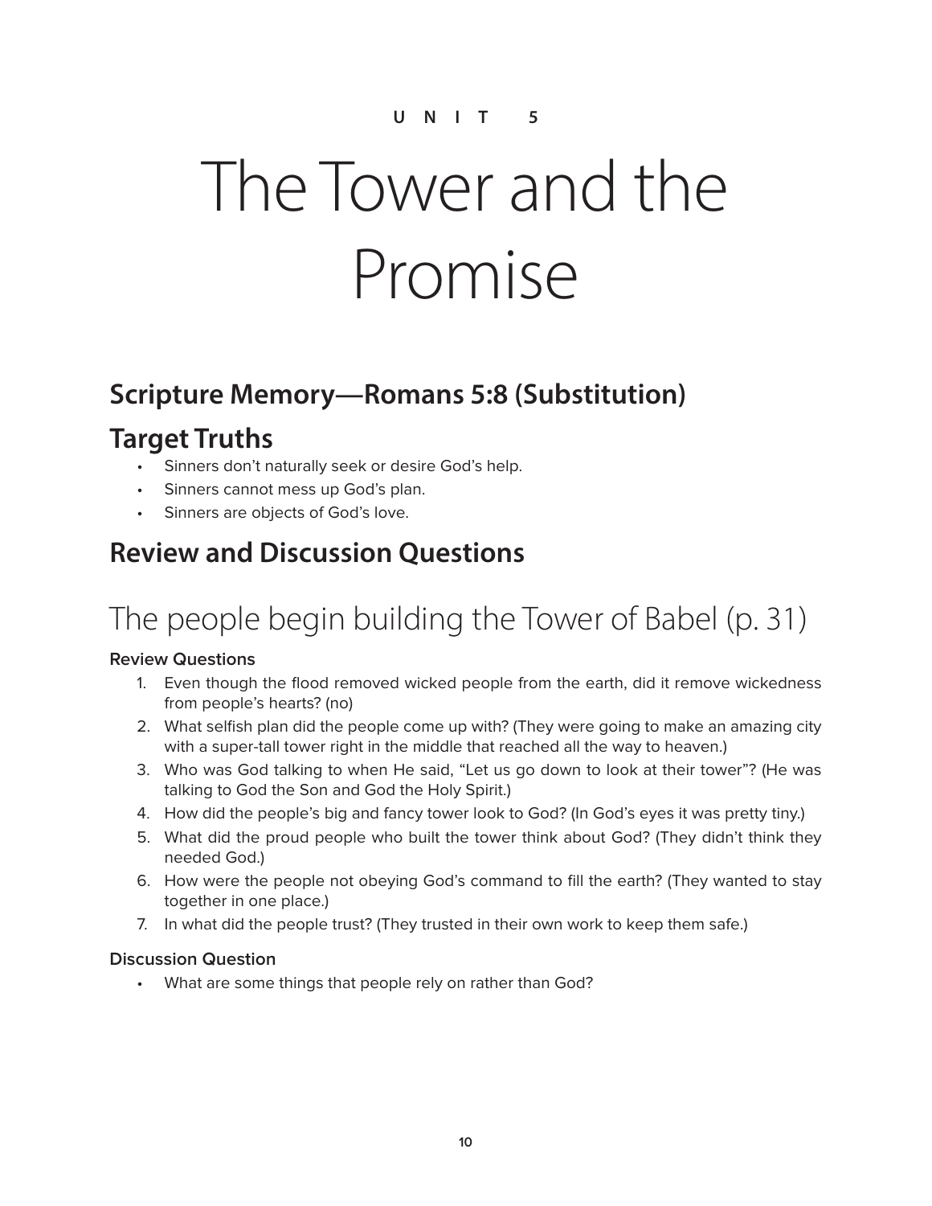UNIT 5

# The Tower and the Promise

## Scripture Memory—Romans 5:8 (Substitution)

## Target Truths

- Sinners don't naturally seek or desire God's help.
- Sinners cannot mess up God's plan.
- Sinners are objects of God's love.

## Review and Discussion Questions

# The people begin building the Tower of Babel (p. 31)

**Review Questions**

1. Even though the flood removed wicked people from the earth, did it remove wickedness from people's hearts? (no)
2. What selfish plan did the people come up with? (They were going to make an amazing city with a super-tall tower right in the middle that reached all the way to heaven.)
3. Who was God talking to when He said, "Let us go down to look at their tower"? (He was talking to God the Son and God the Holy Spirit.)
4. How did the people's big and fancy tower look to God? (In God's eyes it was pretty tiny.)
5. What did the proud people who built the tower think about God? (They didn't think they needed God.)
6. How were the people not obeying God's command to fill the earth? (They wanted to stay together in one place.)
7. In what did the people trust? (They trusted in their own work to keep them safe.)

**Discussion Question**

- What are some things that people rely on rather than God?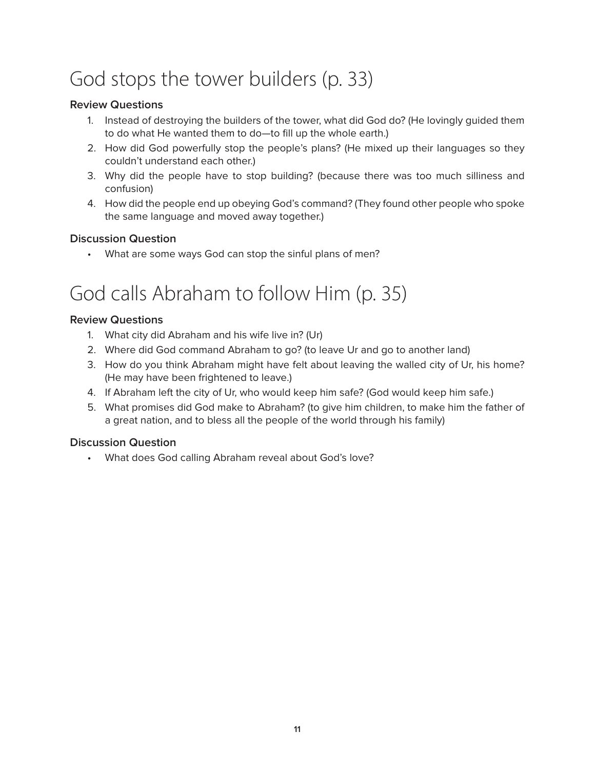# God stops the tower builders (p. 33)

### Review Questions

1. Instead of destroying the builders of the tower, what did God do? (He lovingly guided them to do what He wanted them to do—to fill up the whole earth.)
2. How did God powerfully stop the people's plans? (He mixed up their languages so they couldn't understand each other.)
3. Why did the people have to stop building? (because there was too much silliness and confusion)
4. How did the people end up obeying God's command? (They found other people who spoke the same language and moved away together.)

### Discussion Question

- What are some ways God can stop the sinful plans of men?

# God calls Abraham to follow Him (p. 35)

### Review Questions

1. What city did Abraham and his wife live in? (Ur)
2. Where did God command Abraham to go? (to leave Ur and go to another land)
3. How do you think Abraham might have felt about leaving the walled city of Ur, his home? (He may have been frightened to leave.)
4. If Abraham left the city of Ur, who would keep him safe? (God would keep him safe.)
5. What promises did God make to Abraham? (to give him children, to make him the father of a great nation, and to bless all the people of the world through his family)

### Discussion Question

- What does God calling Abraham reveal about God's love?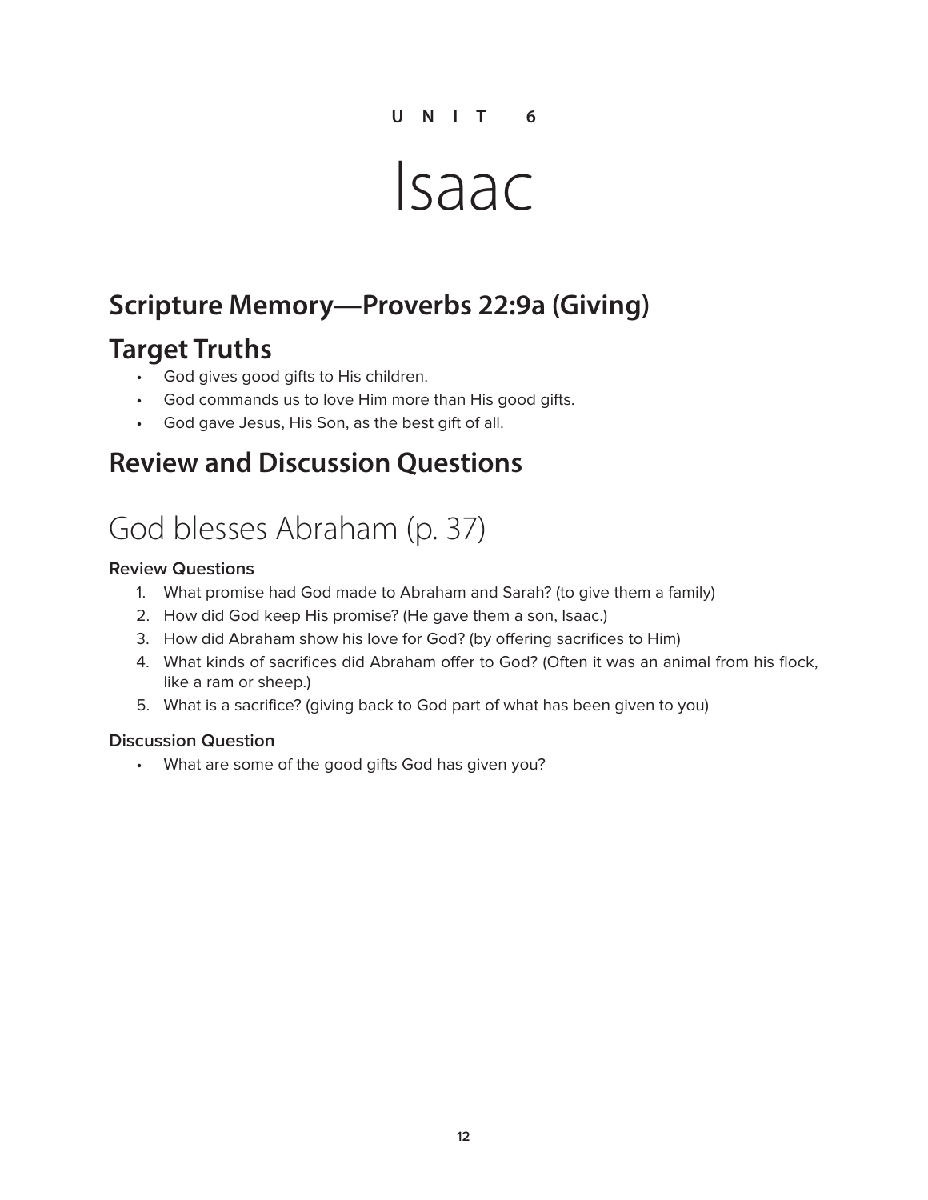UNIT 6

# Isaac

## Scripture Memory—Proverbs 22:9a (Giving)

## Target Truths

- God gives good gifts to His children.
- God commands us to love Him more than His good gifts.
- God gave Jesus, His Son, as the best gift of all.

## Review and Discussion Questions

# God blesses Abraham (p. 37)

### Review Questions

1. What promise had God made to Abraham and Sarah? (to give them a family)
2. How did God keep His promise? (He gave them a son, Isaac.)
3. How did Abraham show his love for God? (by offering sacrifices to Him)
4. What kinds of sacrifices did Abraham offer to God? (Often it was an animal from his flock, like a ram or sheep.)
5. What is a sacrifice? (giving back to God part of what has been given to you)

### Discussion Question

- What are some of the good gifts God has given you?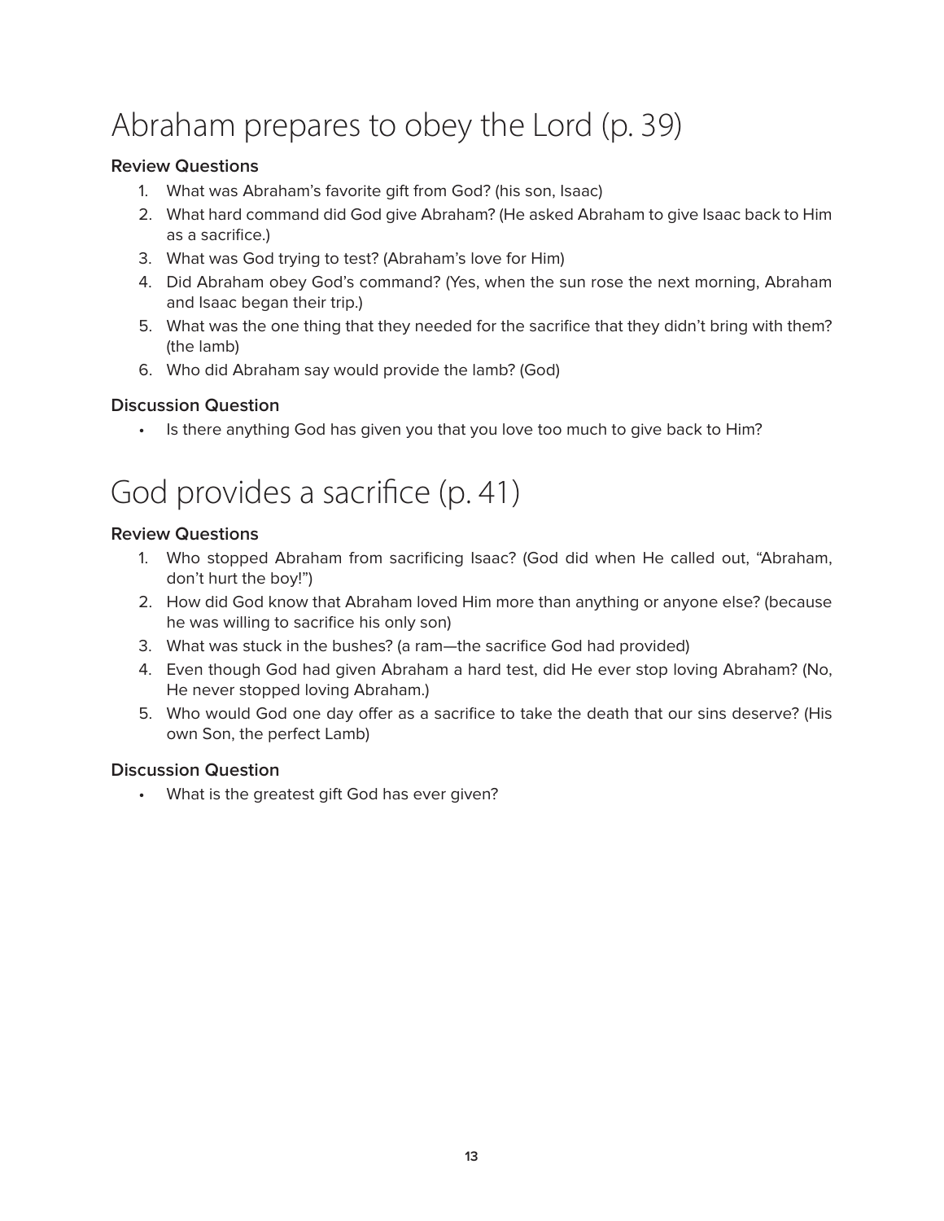# Abraham prepares to obey the Lord (p. 39)

### Review Questions

1. What was Abraham's favorite gift from God? (his son, Isaac)
2. What hard command did God give Abraham? (He asked Abraham to give Isaac back to Him as a sacrifice.)
3. What was God trying to test? (Abraham's love for Him)
4. Did Abraham obey God's command? (Yes, when the sun rose the next morning, Abraham and Isaac began their trip.)
5. What was the one thing that they needed for the sacrifice that they didn't bring with them? (the lamb)
6. Who did Abraham say would provide the lamb? (God)

### Discussion Question

- Is there anything God has given you that you love too much to give back to Him?

# God provides a sacrifice (p. 41)

### Review Questions

1. Who stopped Abraham from sacrificing Isaac? (God did when He called out, "Abraham, don't hurt the boy!")
2. How did God know that Abraham loved Him more than anything or anyone else? (because he was willing to sacrifice his only son)
3. What was stuck in the bushes? (a ram—the sacrifice God had provided)
4. Even though God had given Abraham a hard test, did He ever stop loving Abraham? (No, He never stopped loving Abraham.)
5. Who would God one day offer as a sacrifice to take the death that our sins deserve? (His own Son, the perfect Lamb)

### Discussion Question

- What is the greatest gift God has ever given?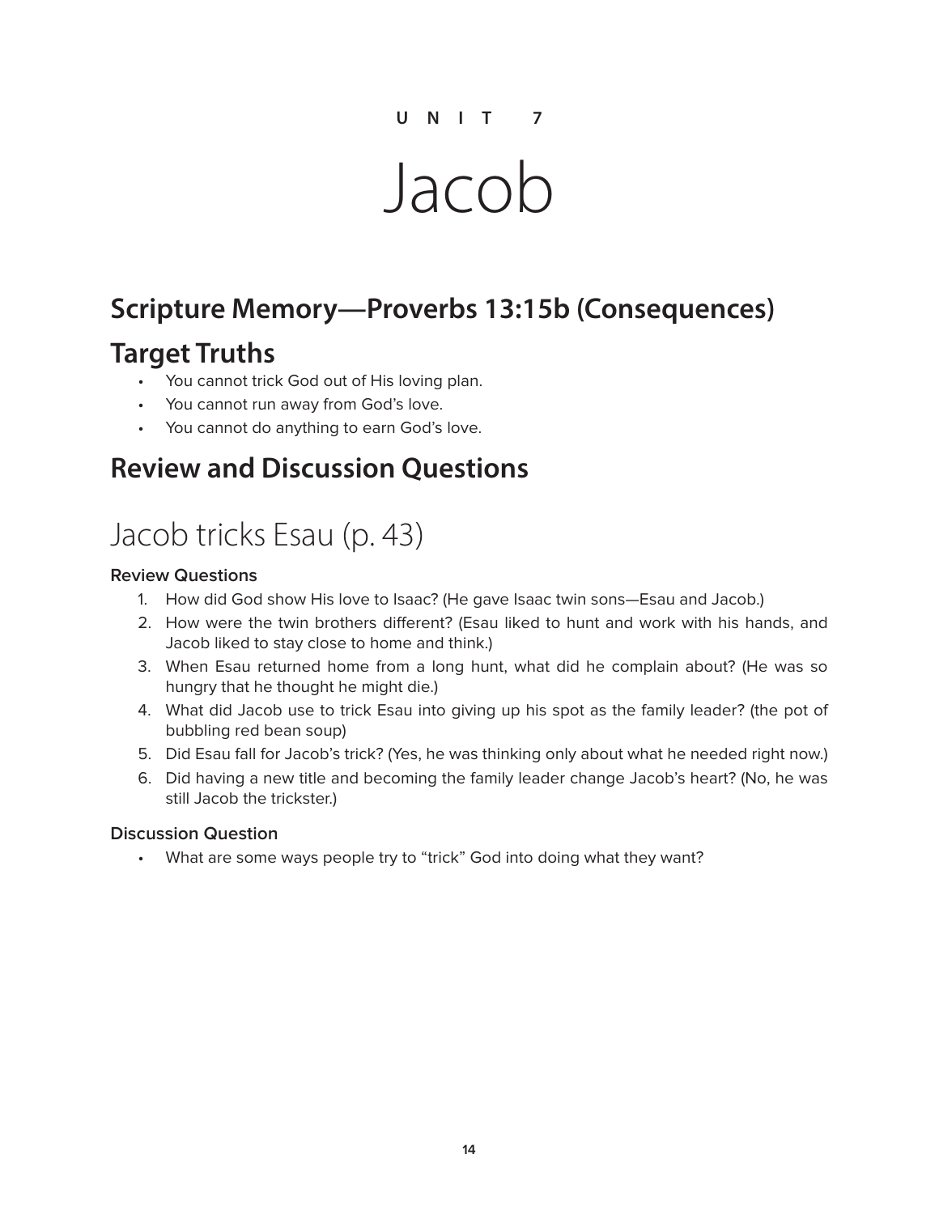UNIT 7

# Jacob

## Scripture Memory—Proverbs 13:15b (Consequences)

## Target Truths

- You cannot trick God out of His loving plan.
- You cannot run away from God's love.
- You cannot do anything to earn God's love.

## Review and Discussion Questions

## Jacob tricks Esau (p. 43)

### Review Questions

1. How did God show His love to Isaac? (He gave Isaac twin sons—Esau and Jacob.)
2. How were the twin brothers different? (Esau liked to hunt and work with his hands, and Jacob liked to stay close to home and think.)
3. When Esau returned home from a long hunt, what did he complain about? (He was so hungry that he thought he might die.)
4. What did Jacob use to trick Esau into giving up his spot as the family leader? (the pot of bubbling red bean soup)
5. Did Esau fall for Jacob's trick? (Yes, he was thinking only about what he needed right now.)
6. Did having a new title and becoming the family leader change Jacob's heart? (No, he was still Jacob the trickster.)

### Discussion Question

- What are some ways people try to "trick" God into doing what they want?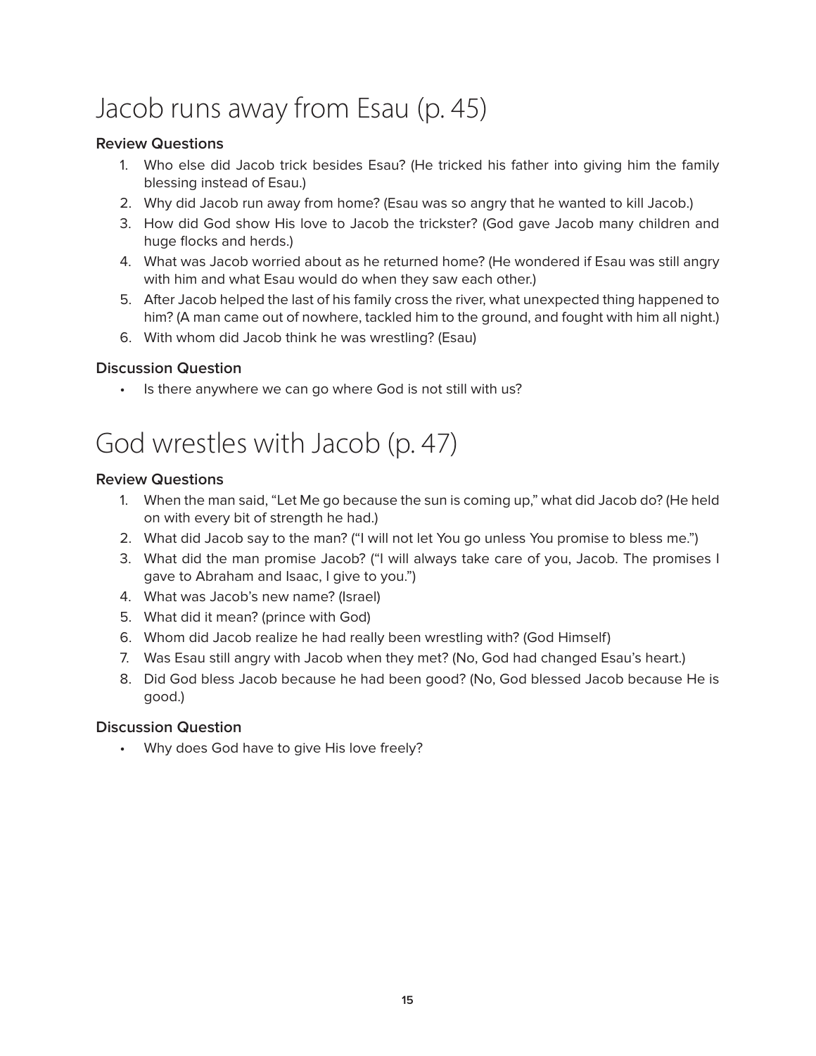# Jacob runs away from Esau (p. 45)

### Review Questions

1. Who else did Jacob trick besides Esau? (He tricked his father into giving him the family blessing instead of Esau.)
2. Why did Jacob run away from home? (Esau was so angry that he wanted to kill Jacob.)
3. How did God show His love to Jacob the trickster? (God gave Jacob many children and huge flocks and herds.)
4. What was Jacob worried about as he returned home? (He wondered if Esau was still angry with him and what Esau would do when they saw each other.)
5. After Jacob helped the last of his family cross the river, what unexpected thing happened to him? (A man came out of nowhere, tackled him to the ground, and fought with him all night.)
6. With whom did Jacob think he was wrestling? (Esau)

### Discussion Question

- Is there anywhere we can go where God is not still with us?

# God wrestles with Jacob (p. 47)

### Review Questions

1. When the man said, "Let Me go because the sun is coming up," what did Jacob do? (He held on with every bit of strength he had.)
2. What did Jacob say to the man? ("I will not let You go unless You promise to bless me.")
3. What did the man promise Jacob? ("I will always take care of you, Jacob. The promises I gave to Abraham and Isaac, I give to you.")
4. What was Jacob's new name? (Israel)
5. What did it mean? (prince with God)
6. Whom did Jacob realize he had really been wrestling with? (God Himself)
7. Was Esau still angry with Jacob when they met? (No, God had changed Esau's heart.)
8. Did God bless Jacob because he had been good? (No, God blessed Jacob because He is good.)

### Discussion Question

- Why does God have to give His love freely?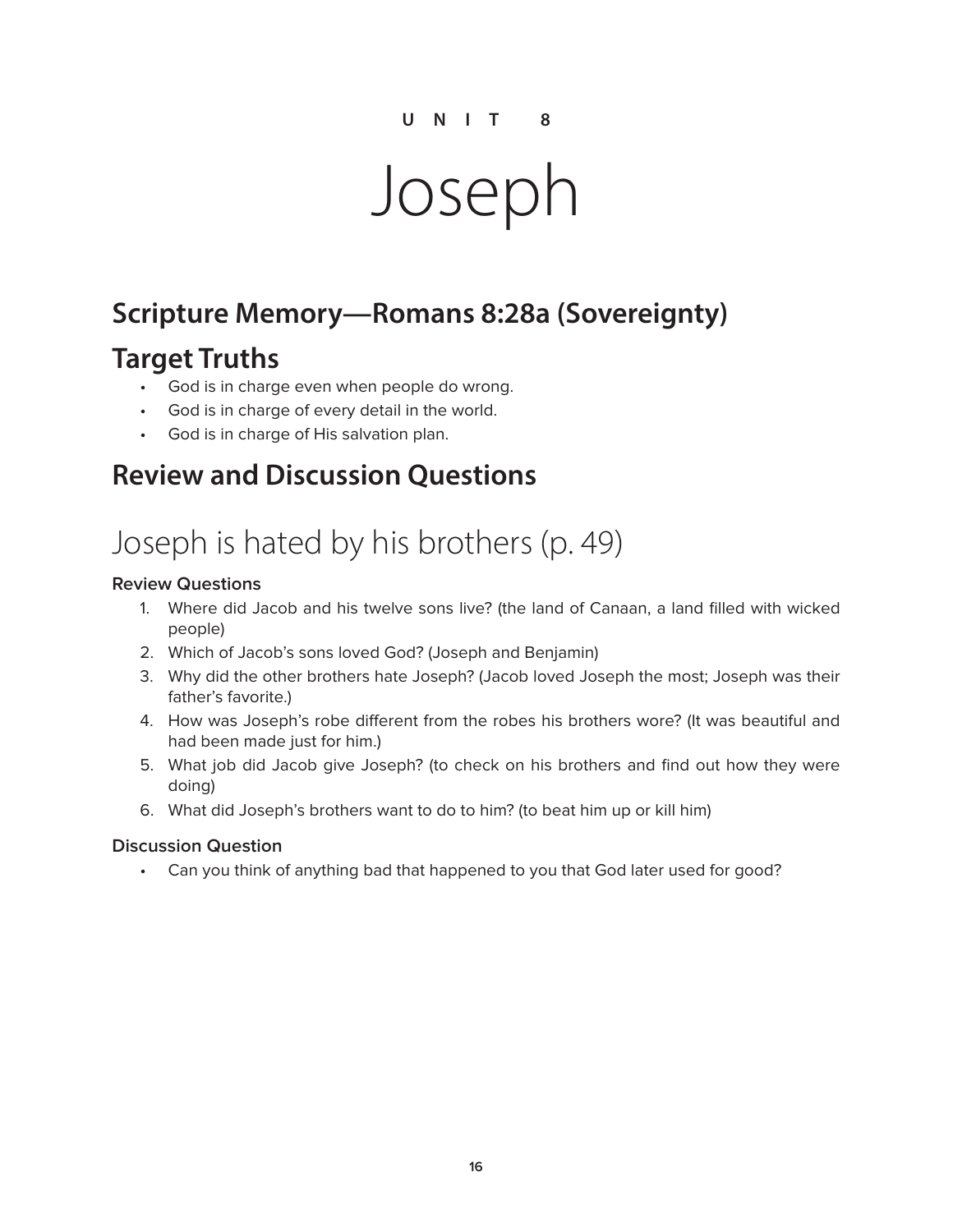UNIT 8

# Joseph

## Scripture Memory—Romans 8:28a (Sovereignty)

## Target Truths

- God is in charge even when people do wrong.
- God is in charge of every detail in the world.
- God is in charge of His salvation plan.

## Review and Discussion Questions

# Joseph is hated by his brothers (p. 49)

### Review Questions

1. Where did Jacob and his twelve sons live? (the land of Canaan, a land filled with wicked people)
2. Which of Jacob's sons loved God? (Joseph and Benjamin)
3. Why did the other brothers hate Joseph? (Jacob loved Joseph the most; Joseph was their father's favorite.)
4. How was Joseph's robe different from the robes his brothers wore? (It was beautiful and had been made just for him.)
5. What job did Jacob give Joseph? (to check on his brothers and find out how they were doing)
6. What did Joseph's brothers want to do to him? (to beat him up or kill him)

### Discussion Question

- Can you think of anything bad that happened to you that God later used for good?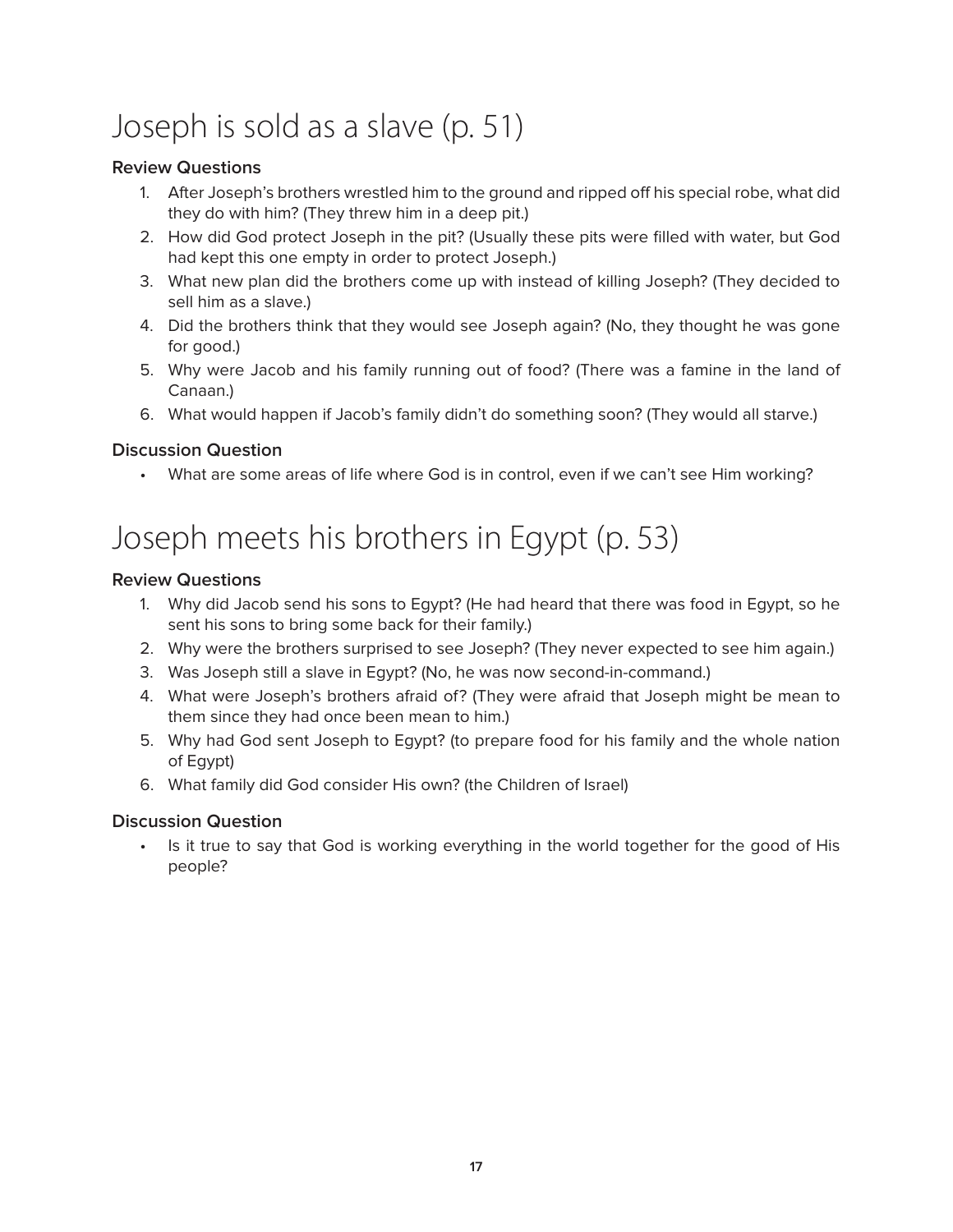# Joseph is sold as a slave (p. 51)

### Review Questions

1. After Joseph's brothers wrestled him to the ground and ripped off his special robe, what did they do with him? (They threw him in a deep pit.)
2. How did God protect Joseph in the pit? (Usually these pits were filled with water, but God had kept this one empty in order to protect Joseph.)
3. What new plan did the brothers come up with instead of killing Joseph? (They decided to sell him as a slave.)
4. Did the brothers think that they would see Joseph again? (No, they thought he was gone for good.)
5. Why were Jacob and his family running out of food? (There was a famine in the land of Canaan.)
6. What would happen if Jacob's family didn't do something soon? (They would all starve.)

### Discussion Question

- What are some areas of life where God is in control, even if we can't see Him working?

# Joseph meets his brothers in Egypt (p. 53)

### Review Questions

1. Why did Jacob send his sons to Egypt? (He had heard that there was food in Egypt, so he sent his sons to bring some back for their family.)
2. Why were the brothers surprised to see Joseph? (They never expected to see him again.)
3. Was Joseph still a slave in Egypt? (No, he was now second-in-command.)
4. What were Joseph's brothers afraid of? (They were afraid that Joseph might be mean to them since they had once been mean to him.)
5. Why had God sent Joseph to Egypt? (to prepare food for his family and the whole nation of Egypt)
6. What family did God consider His own? (the Children of Israel)

### Discussion Question

- Is it true to say that God is working everything in the world together for the good of His people?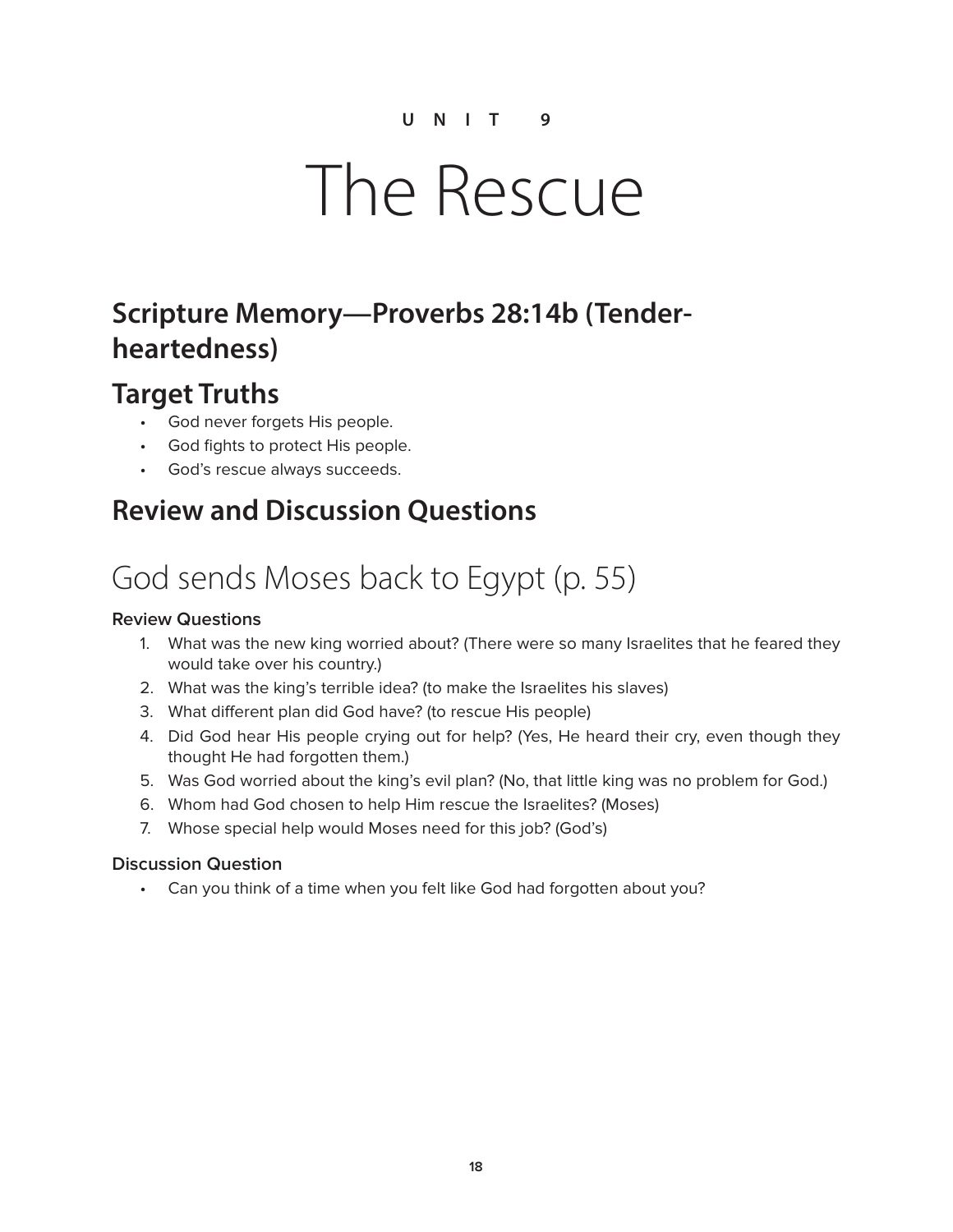UNIT 9

# The Rescue

## Scripture Memory—Proverbs 28:14b (Tenderheartedness)

## Target Truths

- God never forgets His people.
- God fights to protect His people.
- God's rescue always succeeds.

## Review and Discussion Questions

# God sends Moses back to Egypt (p. 55)

#### Review Questions

1. What was the new king worried about? (There were so many Israelites that he feared they would take over his country.)
2. What was the king's terrible idea? (to make the Israelites his slaves)
3. What different plan did God have? (to rescue His people)
4. Did God hear His people crying out for help? (Yes, He heard their cry, even though they thought He had forgotten them.)
5. Was God worried about the king's evil plan? (No, that little king was no problem for God.)
6. Whom had God chosen to help Him rescue the Israelites? (Moses)
7. Whose special help would Moses need for this job? (God's)

#### Discussion Question

- Can you think of a time when you felt like God had forgotten about you?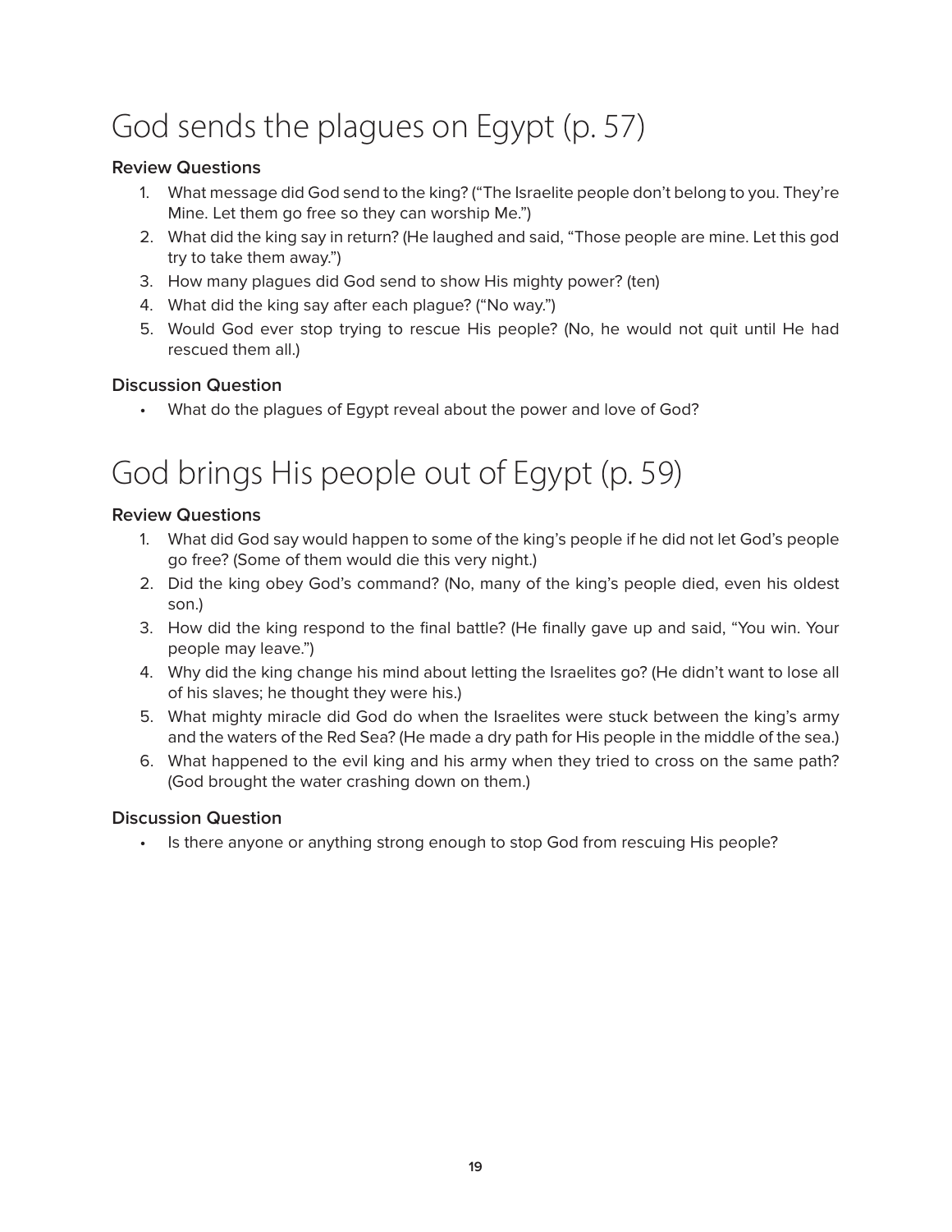# God sends the plagues on Egypt (p. 57)

**Review Questions**

1. What message did God send to the king? ("The Israelite people don't belong to you. They're Mine. Let them go free so they can worship Me.")
2. What did the king say in return? (He laughed and said, "Those people are mine. Let this god try to take them away.")
3. How many plagues did God send to show His mighty power? (ten)
4. What did the king say after each plague? ("No way.")
5. Would God ever stop trying to rescue His people? (No, he would not quit until He had rescued them all.)

**Discussion Question**

- What do the plagues of Egypt reveal about the power and love of God?

# God brings His people out of Egypt (p. 59)

**Review Questions**

1. What did God say would happen to some of the king's people if he did not let God's people go free? (Some of them would die this very night.)
2. Did the king obey God's command? (No, many of the king's people died, even his oldest son.)
3. How did the king respond to the final battle? (He finally gave up and said, "You win. Your people may leave.")
4. Why did the king change his mind about letting the Israelites go? (He didn't want to lose all of his slaves; he thought they were his.)
5. What mighty miracle did God do when the Israelites were stuck between the king's army and the waters of the Red Sea? (He made a dry path for His people in the middle of the sea.)
6. What happened to the evil king and his army when they tried to cross on the same path? (God brought the water crashing down on them.)

**Discussion Question**

- Is there anyone or anything strong enough to stop God from rescuing His people?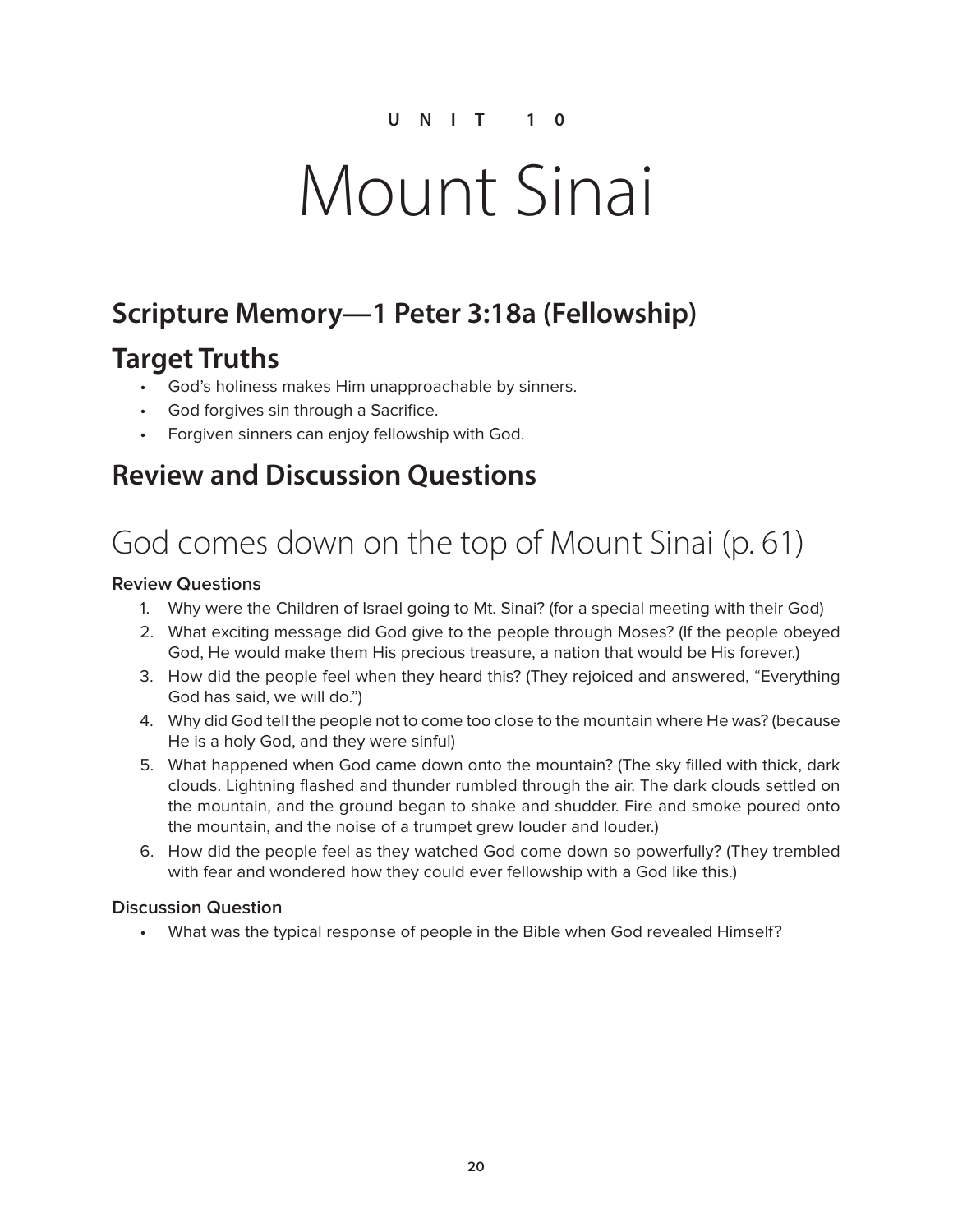UNIT 10

# Mount Sinai

## Scripture Memory—1 Peter 3:18a (Fellowship)

## Target Truths

- God's holiness makes Him unapproachable by sinners.
- God forgives sin through a Sacrifice.
- Forgiven sinners can enjoy fellowship with God.

## Review and Discussion Questions

# God comes down on the top of Mount Sinai (p. 61)

### Review Questions

1. Why were the Children of Israel going to Mt. Sinai? (for a special meeting with their God)
2. What exciting message did God give to the people through Moses? (If the people obeyed God, He would make them His precious treasure, a nation that would be His forever.)
3. How did the people feel when they heard this? (They rejoiced and answered, "Everything God has said, we will do.")
4. Why did God tell the people not to come too close to the mountain where He was? (because He is a holy God, and they were sinful)
5. What happened when God came down onto the mountain? (The sky filled with thick, dark clouds. Lightning flashed and thunder rumbled through the air. The dark clouds settled on the mountain, and the ground began to shake and shudder. Fire and smoke poured onto the mountain, and the noise of a trumpet grew louder and louder.)
6. How did the people feel as they watched God come down so powerfully? (They trembled with fear and wondered how they could ever fellowship with a God like this.)

### Discussion Question

- What was the typical response of people in the Bible when God revealed Himself?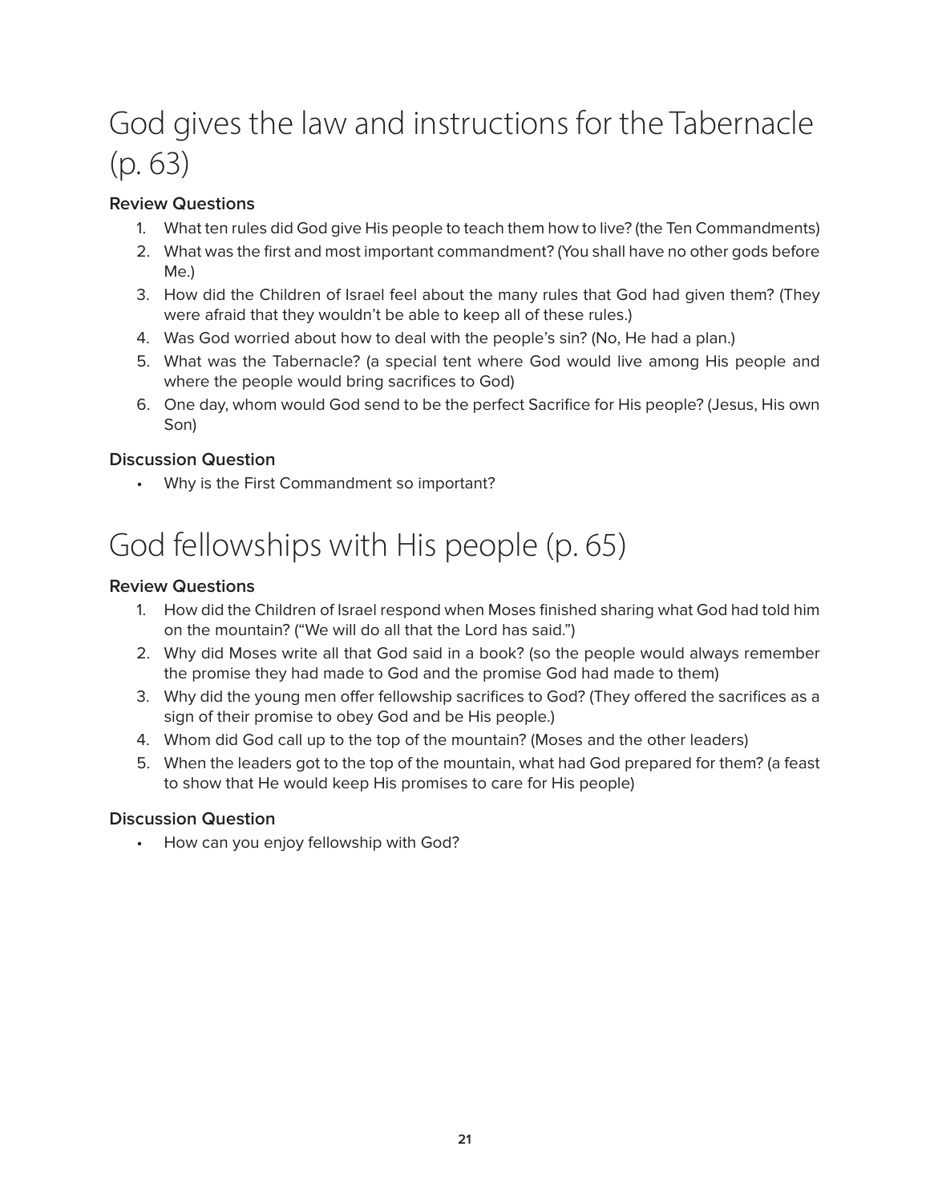# God gives the law and instructions for the Tabernacle (p. 63)

### Review Questions

1. What ten rules did God give His people to teach them how to live? (the Ten Commandments)
2. What was the first and most important commandment? (You shall have no other gods before Me.)
3. How did the Children of Israel feel about the many rules that God had given them? (They were afraid that they wouldn't be able to keep all of these rules.)
4. Was God worried about how to deal with the people's sin? (No, He had a plan.)
5. What was the Tabernacle? (a special tent where God would live among His people and where the people would bring sacrifices to God)
6. One day, whom would God send to be the perfect Sacrifice for His people? (Jesus, His own Son)

### Discussion Question

- Why is the First Commandment so important?

# God fellowships with His people (p. 65)

### Review Questions

1. How did the Children of Israel respond when Moses finished sharing what God had told him on the mountain? ("We will do all that the Lord has said.")
2. Why did Moses write all that God said in a book? (so the people would always remember the promise they had made to God and the promise God had made to them)
3. Why did the young men offer fellowship sacrifices to God? (They offered the sacrifices as a sign of their promise to obey God and be His people.)
4. Whom did God call up to the top of the mountain? (Moses and the other leaders)
5. When the leaders got to the top of the mountain, what had God prepared for them? (a feast to show that He would keep His promises to care for His people)

### Discussion Question

- How can you enjoy fellowship with God?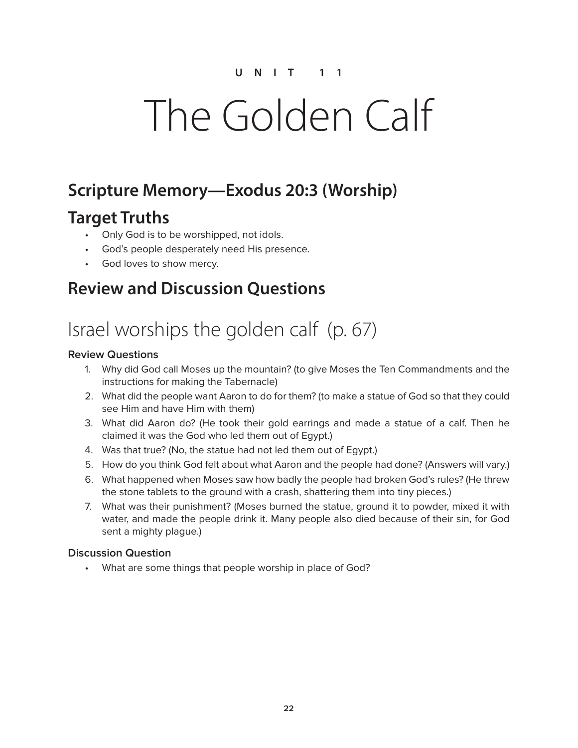UNIT 11

# The Golden Calf

## Scripture Memory—Exodus 20:3 (Worship)

## Target Truths

- Only God is to be worshipped, not idols.
- God's people desperately need His presence.
- God loves to show mercy.

## Review and Discussion Questions

# Israel worships the golden calf (p. 67)

**Review Questions**

1. Why did God call Moses up the mountain? (to give Moses the Ten Commandments and the instructions for making the Tabernacle)
2. What did the people want Aaron to do for them? (to make a statue of God so that they could see Him and have Him with them)
3. What did Aaron do? (He took their gold earrings and made a statue of a calf. Then he claimed it was the God who led them out of Egypt.)
4. Was that true? (No, the statue had not led them out of Egypt.)
5. How do you think God felt about what Aaron and the people had done? (Answers will vary.)
6. What happened when Moses saw how badly the people had broken God's rules? (He threw the stone tablets to the ground with a crash, shattering them into tiny pieces.)
7. What was their punishment? (Moses burned the statue, ground it to powder, mixed it with water, and made the people drink it. Many people also died because of their sin, for God sent a mighty plague.)

**Discussion Question**

- What are some things that people worship in place of God?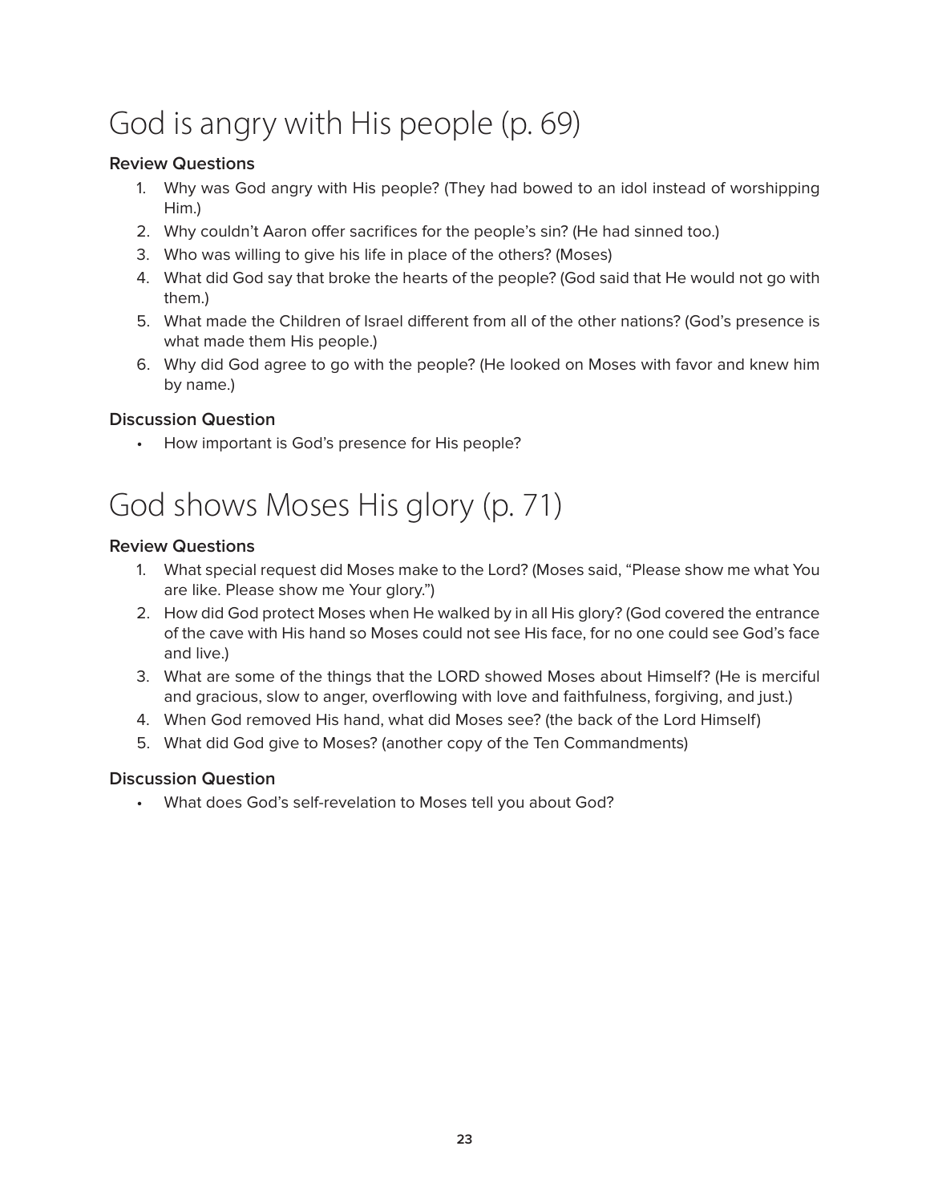# God is angry with His people (p. 69)

### Review Questions

1. Why was God angry with His people? (They had bowed to an idol instead of worshipping Him.)
2. Why couldn't Aaron offer sacrifices for the people's sin? (He had sinned too.)
3. Who was willing to give his life in place of the others? (Moses)
4. What did God say that broke the hearts of the people? (God said that He would not go with them.)
5. What made the Children of Israel different from all of the other nations? (God's presence is what made them His people.)
6. Why did God agree to go with the people? (He looked on Moses with favor and knew him by name.)

### Discussion Question

- How important is God's presence for His people?

# God shows Moses His glory (p. 71)

### Review Questions

1. What special request did Moses make to the Lord? (Moses said, "Please show me what You are like. Please show me Your glory.")
2. How did God protect Moses when He walked by in all His glory? (God covered the entrance of the cave with His hand so Moses could not see His face, for no one could see God's face and live.)
3. What are some of the things that the LORD showed Moses about Himself? (He is merciful and gracious, slow to anger, overflowing with love and faithfulness, forgiving, and just.)
4. When God removed His hand, what did Moses see? (the back of the Lord Himself)
5. What did God give to Moses? (another copy of the Ten Commandments)

### Discussion Question

- What does God's self-revelation to Moses tell you about God?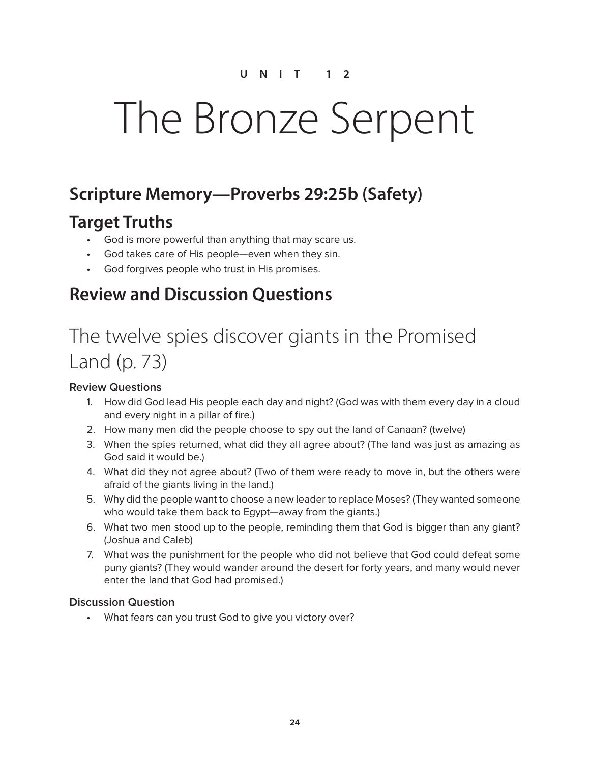UNIT 12

# The Bronze Serpent

## Scripture Memory—Proverbs 29:25b (Safety)

## Target Truths

- God is more powerful than anything that may scare us.
- God takes care of His people—even when they sin.
- God forgives people who trust in His promises.

## Review and Discussion Questions

# The twelve spies discover giants in the Promised Land (p. 73)

### Review Questions

1. How did God lead His people each day and night? (God was with them every day in a cloud and every night in a pillar of fire.)
2. How many men did the people choose to spy out the land of Canaan? (twelve)
3. When the spies returned, what did they all agree about? (The land was just as amazing as God said it would be.)
4. What did they not agree about? (Two of them were ready to move in, but the others were afraid of the giants living in the land.)
5. Why did the people want to choose a new leader to replace Moses? (They wanted someone who would take them back to Egypt—away from the giants.)
6. What two men stood up to the people, reminding them that God is bigger than any giant? (Joshua and Caleb)
7. What was the punishment for the people who did not believe that God could defeat some puny giants? (They would wander around the desert for forty years, and many would never enter the land that God had promised.)

### Discussion Question

- What fears can you trust God to give you victory over?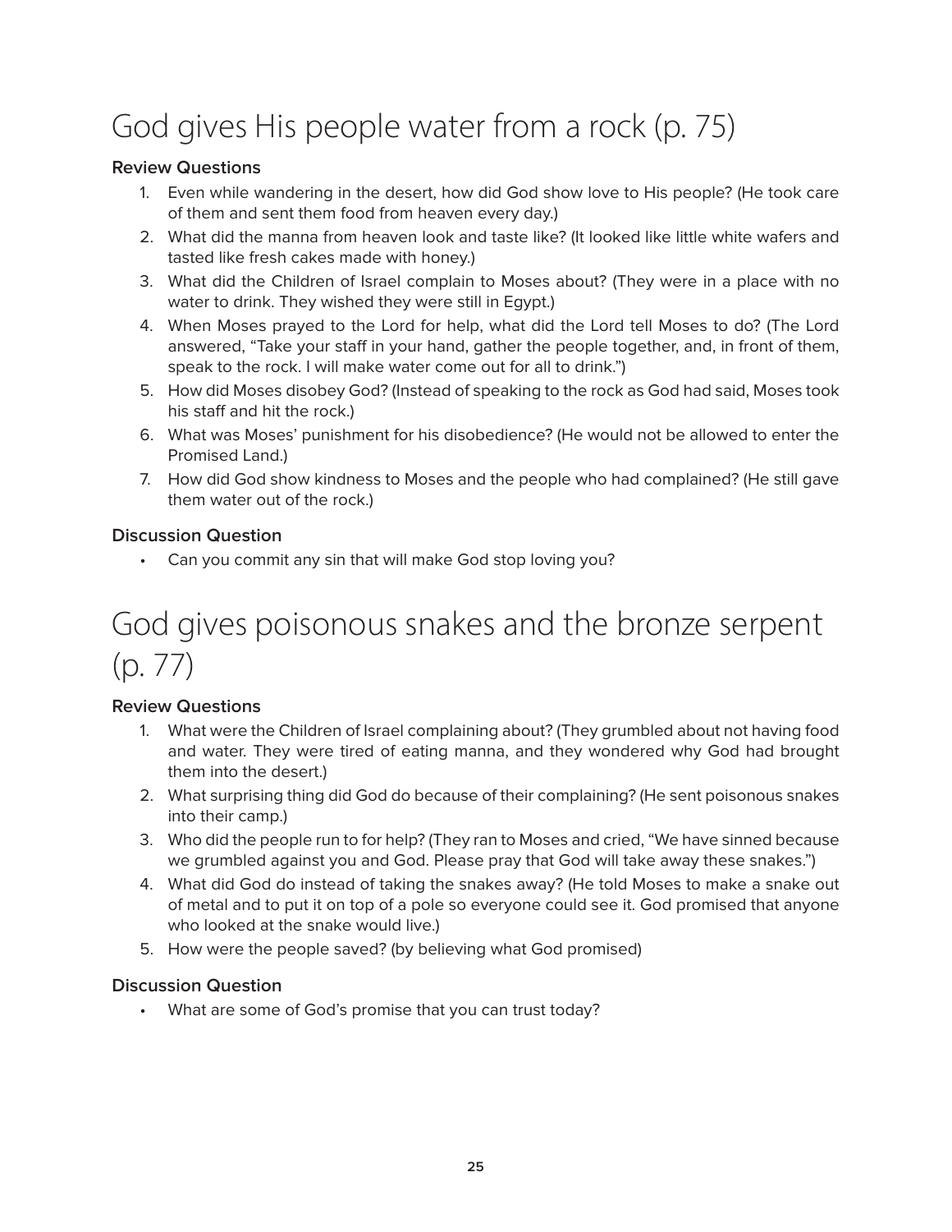# God gives His people water from a rock (p. 75)

### Review Questions

1. Even while wandering in the desert, how did God show love to His people? (He took care of them and sent them food from heaven every day.)
2. What did the manna from heaven look and taste like? (It looked like little white wafers and tasted like fresh cakes made with honey.)
3. What did the Children of Israel complain to Moses about? (They were in a place with no water to drink. They wished they were still in Egypt.)
4. When Moses prayed to the Lord for help, what did the Lord tell Moses to do? (The Lord answered, "Take your staff in your hand, gather the people together, and, in front of them, speak to the rock. I will make water come out for all to drink.")
5. How did Moses disobey God? (Instead of speaking to the rock as God had said, Moses took his staff and hit the rock.)
6. What was Moses' punishment for his disobedience? (He would not be allowed to enter the Promised Land.)
7. How did God show kindness to Moses and the people who had complained? (He still gave them water out of the rock.)

### Discussion Question

- Can you commit any sin that will make God stop loving you?

# God gives poisonous snakes and the bronze serpent (p. 77)

### Review Questions

1. What were the Children of Israel complaining about? (They grumbled about not having food and water. They were tired of eating manna, and they wondered why God had brought them into the desert.)
2. What surprising thing did God do because of their complaining? (He sent poisonous snakes into their camp.)
3. Who did the people run to for help? (They ran to Moses and cried, "We have sinned because we grumbled against you and God. Please pray that God will take away these snakes.")
4. What did God do instead of taking the snakes away? (He told Moses to make a snake out of metal and to put it on top of a pole so everyone could see it. God promised that anyone who looked at the snake would live.)
5. How were the people saved? (by believing what God promised)

### Discussion Question

- What are some of God's promise that you can trust today?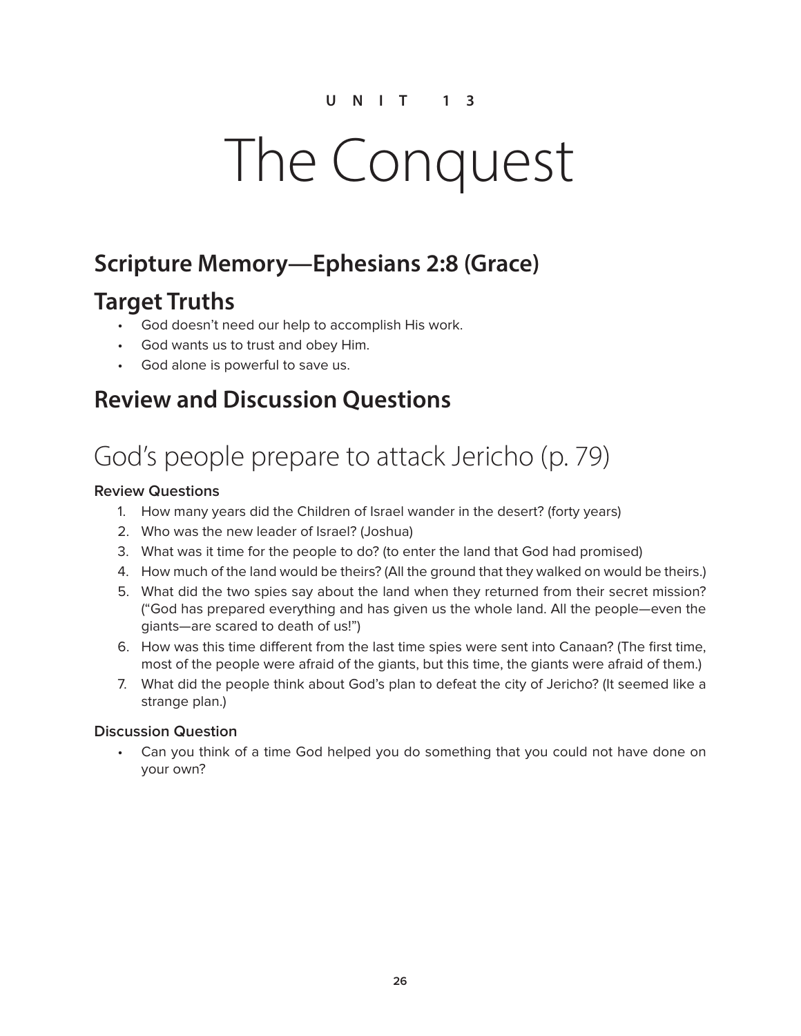UNIT 13

# The Conquest

## Scripture Memory—Ephesians 2:8 (Grace)

## Target Truths

- God doesn't need our help to accomplish His work.
- God wants us to trust and obey Him.
- God alone is powerful to save us.

## Review and Discussion Questions

## God's people prepare to attack Jericho (p. 79)

### Review Questions

1. How many years did the Children of Israel wander in the desert? (forty years)
2. Who was the new leader of Israel? (Joshua)
3. What was it time for the people to do? (to enter the land that God had promised)
4. How much of the land would be theirs? (All the ground that they walked on would be theirs.)
5. What did the two spies say about the land when they returned from their secret mission? ("God has prepared everything and has given us the whole land. All the people—even the giants—are scared to death of us!")
6. How was this time different from the last time spies were sent into Canaan? (The first time, most of the people were afraid of the giants, but this time, the giants were afraid of them.)
7. What did the people think about God's plan to defeat the city of Jericho? (It seemed like a strange plan.)

### Discussion Question

- Can you think of a time God helped you do something that you could not have done on your own?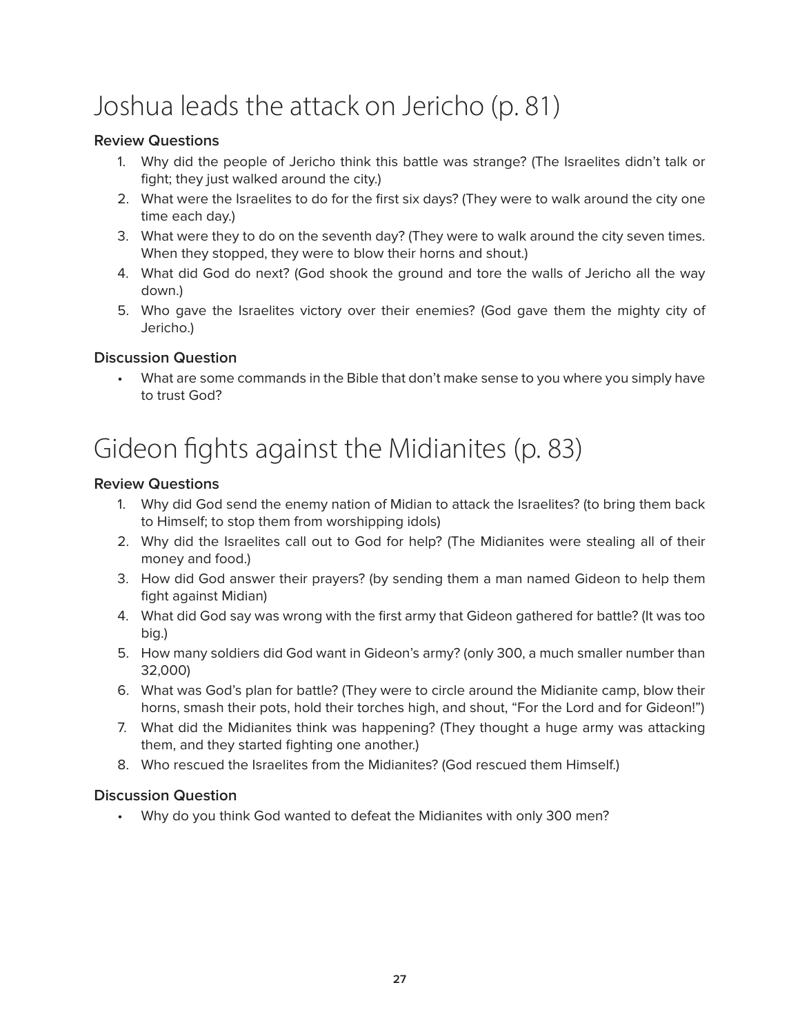# Joshua leads the attack on Jericho (p. 81)

### Review Questions

1. Why did the people of Jericho think this battle was strange? (The Israelites didn't talk or fight; they just walked around the city.)
2. What were the Israelites to do for the first six days? (They were to walk around the city one time each day.)
3. What were they to do on the seventh day? (They were to walk around the city seven times. When they stopped, they were to blow their horns and shout.)
4. What did God do next? (God shook the ground and tore the walls of Jericho all the way down.)
5. Who gave the Israelites victory over their enemies? (God gave them the mighty city of Jericho.)

### Discussion Question

- What are some commands in the Bible that don't make sense to you where you simply have to trust God?

# Gideon fights against the Midianites (p. 83)

### Review Questions

1. Why did God send the enemy nation of Midian to attack the Israelites? (to bring them back to Himself; to stop them from worshipping idols)
2. Why did the Israelites call out to God for help? (The Midianites were stealing all of their money and food.)
3. How did God answer their prayers? (by sending them a man named Gideon to help them fight against Midian)
4. What did God say was wrong with the first army that Gideon gathered for battle? (It was too big.)
5. How many soldiers did God want in Gideon's army? (only 300, a much smaller number than 32,000)
6. What was God's plan for battle? (They were to circle around the Midianite camp, blow their horns, smash their pots, hold their torches high, and shout, "For the Lord and for Gideon!")
7. What did the Midianites think was happening? (They thought a huge army was attacking them, and they started fighting one another.)
8. Who rescued the Israelites from the Midianites? (God rescued them Himself.)

### Discussion Question

- Why do you think God wanted to defeat the Midianites with only 300 men?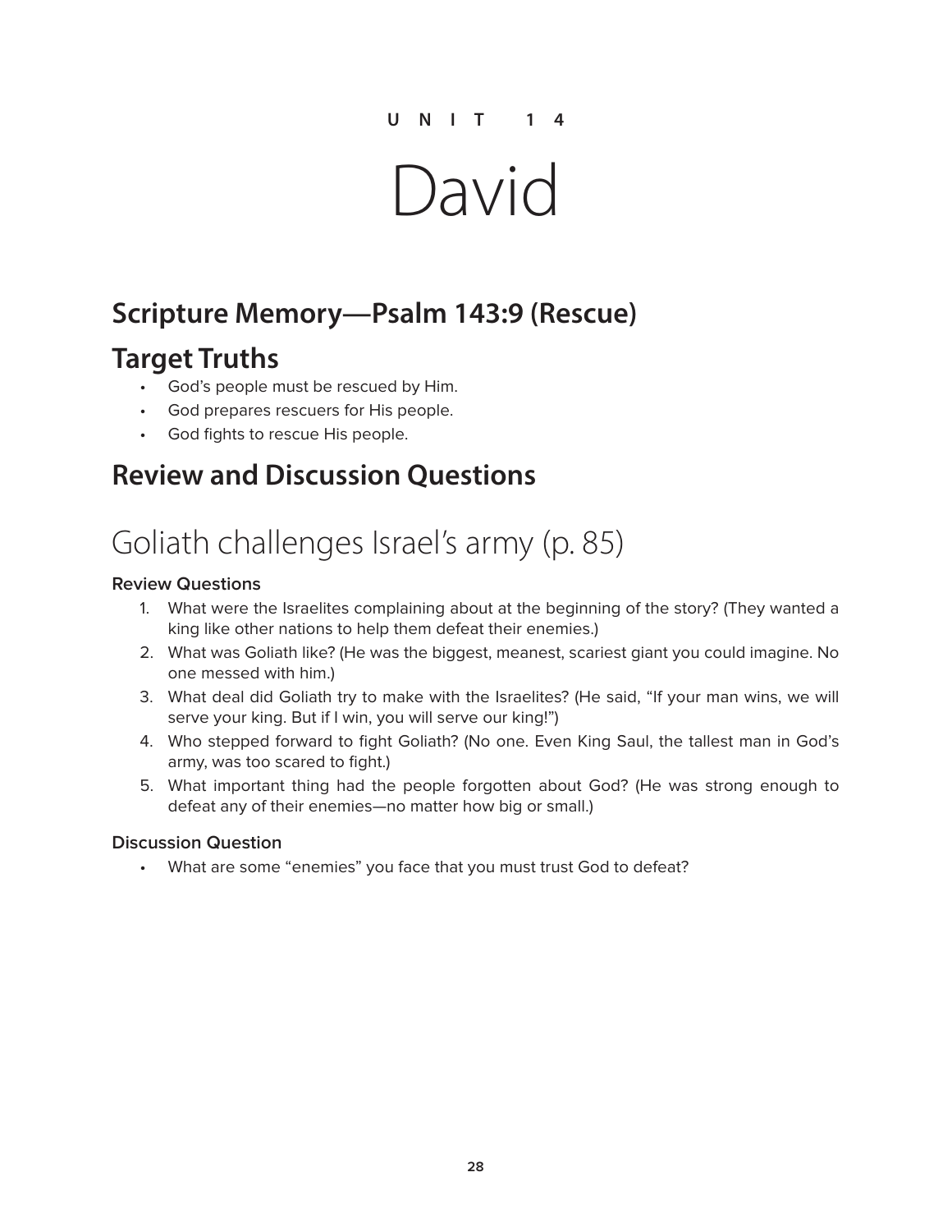UNIT 14

# David

## Scripture Memory—Psalm 143:9 (Rescue)

## Target Truths

- God's people must be rescued by Him.
- God prepares rescuers for His people.
- God fights to rescue His people.

## Review and Discussion Questions

# Goliath challenges Israel's army (p. 85)

### Review Questions

1. What were the Israelites complaining about at the beginning of the story? (They wanted a king like other nations to help them defeat their enemies.)
2. What was Goliath like? (He was the biggest, meanest, scariest giant you could imagine. No one messed with him.)
3. What deal did Goliath try to make with the Israelites? (He said, "If your man wins, we will serve your king. But if I win, you will serve our king!")
4. Who stepped forward to fight Goliath? (No one. Even King Saul, the tallest man in God's army, was too scared to fight.)
5. What important thing had the people forgotten about God? (He was strong enough to defeat any of their enemies—no matter how big or small.)

### Discussion Question

- What are some "enemies" you face that you must trust God to defeat?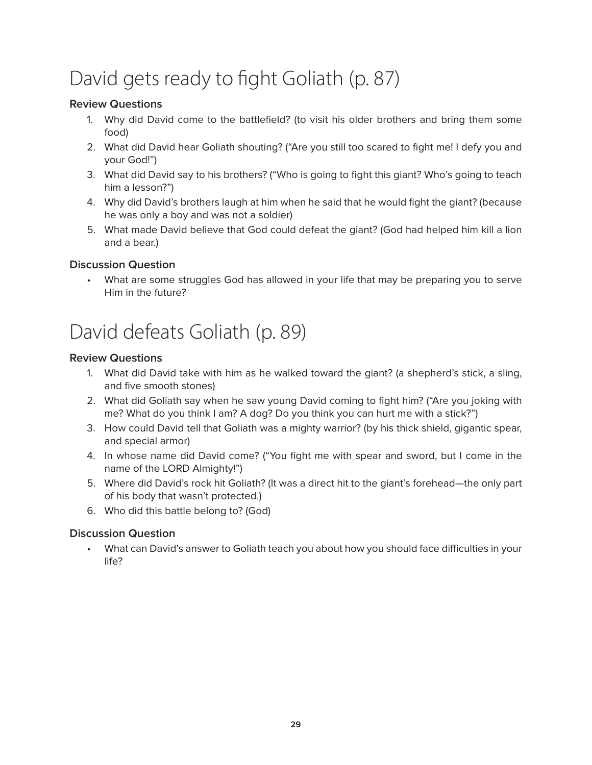# David gets ready to fight Goliath (p. 87)

### Review Questions

1. Why did David come to the battlefield? (to visit his older brothers and bring them some food)
2. What did David hear Goliath shouting? ("Are you still too scared to fight me! I defy you and your God!")
3. What did David say to his brothers? ("Who is going to fight this giant? Who's going to teach him a lesson?")
4. Why did David's brothers laugh at him when he said that he would fight the giant? (because he was only a boy and was not a soldier)
5. What made David believe that God could defeat the giant? (God had helped him kill a lion and a bear.)

### Discussion Question

- What are some struggles God has allowed in your life that may be preparing you to serve Him in the future?

# David defeats Goliath (p. 89)

### Review Questions

1. What did David take with him as he walked toward the giant? (a shepherd's stick, a sling, and five smooth stones)
2. What did Goliath say when he saw young David coming to fight him? ("Are you joking with me? What do you think I am? A dog? Do you think you can hurt me with a stick?")
3. How could David tell that Goliath was a mighty warrior? (by his thick shield, gigantic spear, and special armor)
4. In whose name did David come? ("You fight me with spear and sword, but I come in the name of the LORD Almighty!")
5. Where did David's rock hit Goliath? (It was a direct hit to the giant's forehead—the only part of his body that wasn't protected.)
6. Who did this battle belong to? (God)

### Discussion Question

- What can David's answer to Goliath teach you about how you should face difficulties in your life?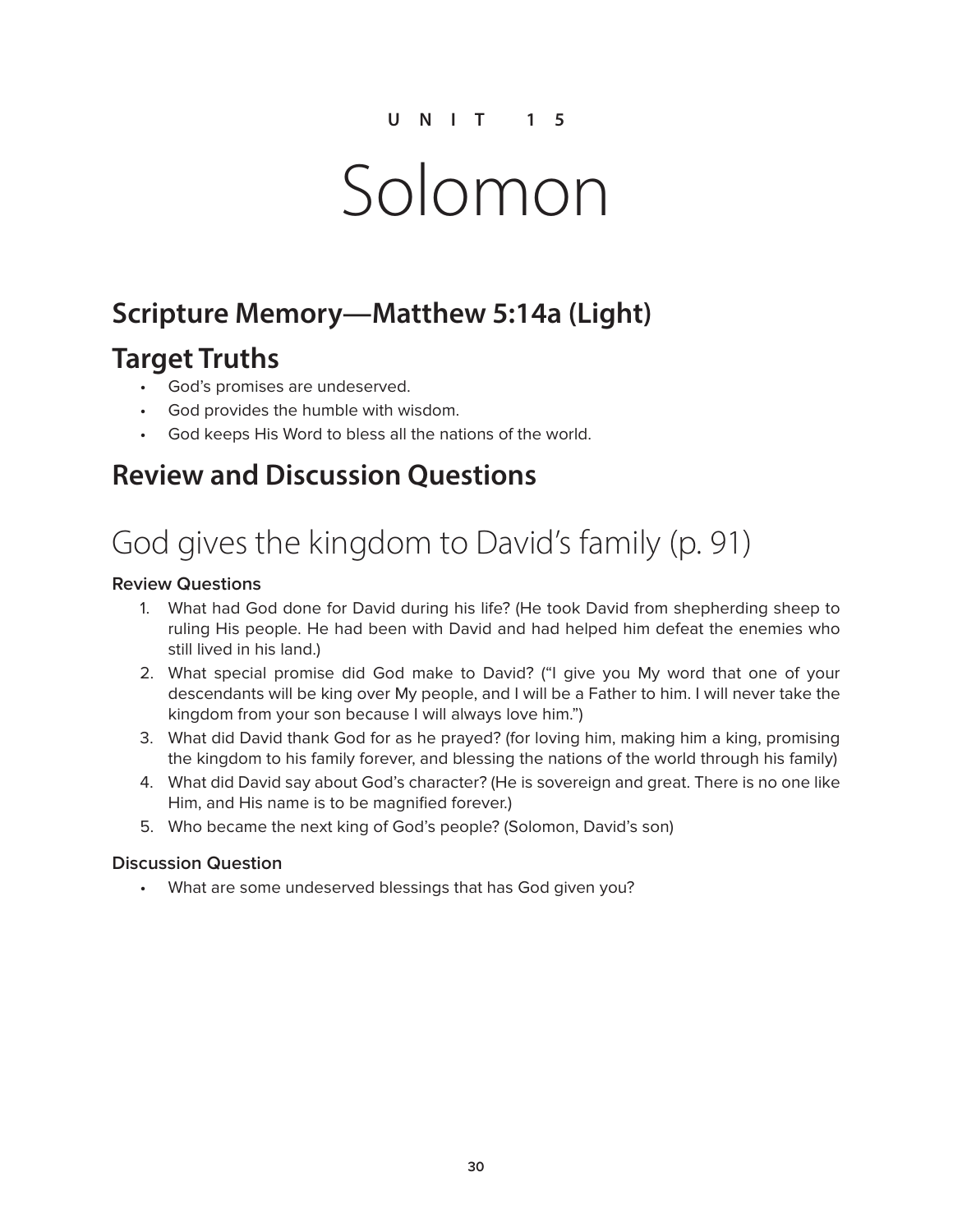UNIT 15

# Solomon

## Scripture Memory—Matthew 5:14a (Light)

## Target Truths

- God's promises are undeserved.
- God provides the humble with wisdom.
- God keeps His Word to bless all the nations of the world.

## Review and Discussion Questions

# God gives the kingdom to David's family (p. 91)

**Review Questions**

1. What had God done for David during his life? (He took David from shepherding sheep to ruling His people. He had been with David and had helped him defeat the enemies who still lived in his land.)
2. What special promise did God make to David? ("I give you My word that one of your descendants will be king over My people, and I will be a Father to him. I will never take the kingdom from your son because I will always love him.")
3. What did David thank God for as he prayed? (for loving him, making him a king, promising the kingdom to his family forever, and blessing the nations of the world through his family)
4. What did David say about God's character? (He is sovereign and great. There is no one like Him, and His name is to be magnified forever.)
5. Who became the next king of God's people? (Solomon, David's son)

**Discussion Question**

- What are some undeserved blessings that has God given you?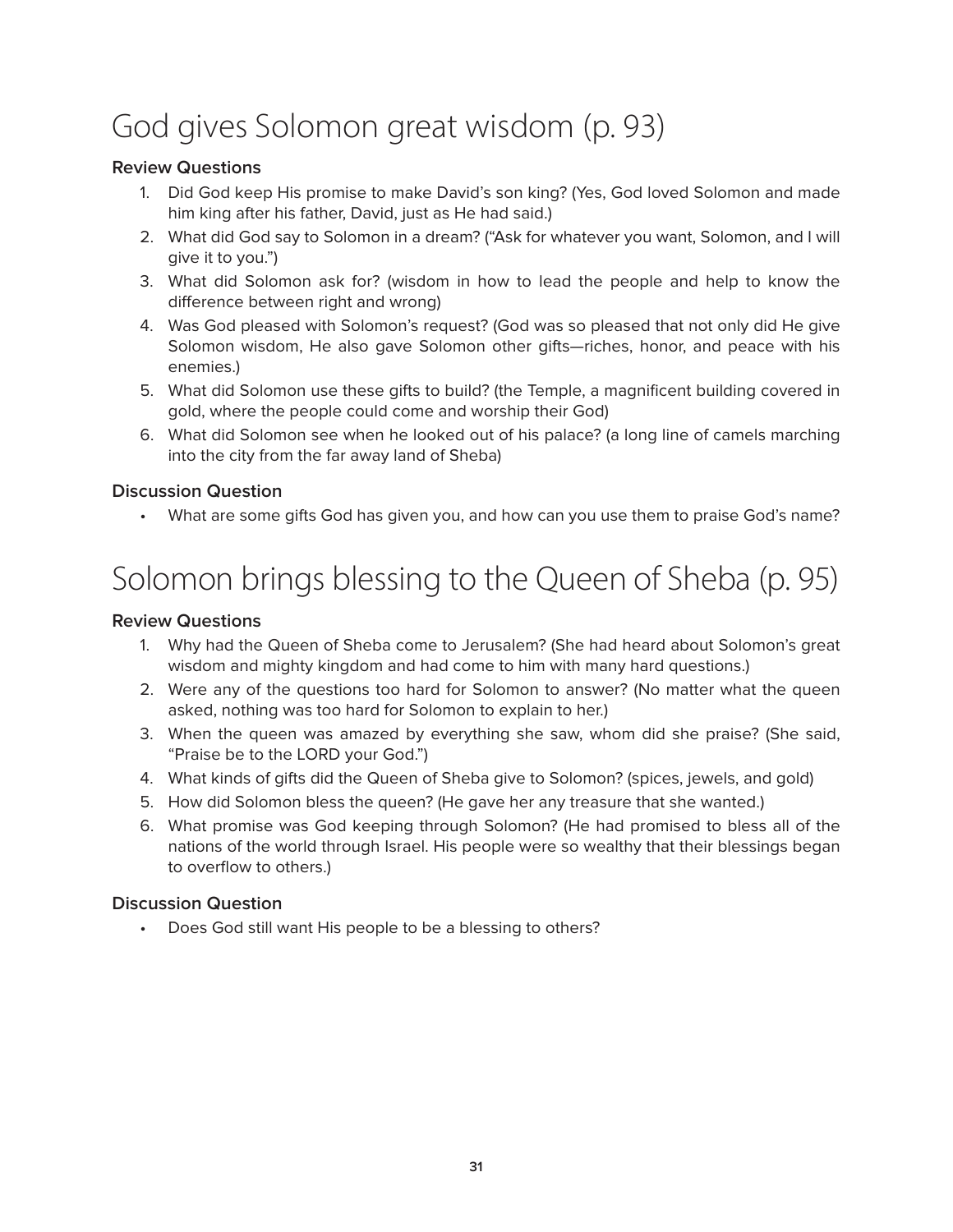# God gives Solomon great wisdom (p. 93)

### Review Questions

1. Did God keep His promise to make David's son king? (Yes, God loved Solomon and made him king after his father, David, just as He had said.)
2. What did God say to Solomon in a dream? ("Ask for whatever you want, Solomon, and I will give it to you.")
3. What did Solomon ask for? (wisdom in how to lead the people and help to know the difference between right and wrong)
4. Was God pleased with Solomon's request? (God was so pleased that not only did He give Solomon wisdom, He also gave Solomon other gifts—riches, honor, and peace with his enemies.)
5. What did Solomon use these gifts to build? (the Temple, a magnificent building covered in gold, where the people could come and worship their God)
6. What did Solomon see when he looked out of his palace? (a long line of camels marching into the city from the far away land of Sheba)

### Discussion Question

- What are some gifts God has given you, and how can you use them to praise God's name?

# Solomon brings blessing to the Queen of Sheba (p. 95)

### Review Questions

1. Why had the Queen of Sheba come to Jerusalem? (She had heard about Solomon's great wisdom and mighty kingdom and had come to him with many hard questions.)
2. Were any of the questions too hard for Solomon to answer? (No matter what the queen asked, nothing was too hard for Solomon to explain to her.)
3. When the queen was amazed by everything she saw, whom did she praise? (She said, "Praise be to the LORD your God.")
4. What kinds of gifts did the Queen of Sheba give to Solomon? (spices, jewels, and gold)
5. How did Solomon bless the queen? (He gave her any treasure that she wanted.)
6. What promise was God keeping through Solomon? (He had promised to bless all of the nations of the world through Israel. His people were so wealthy that their blessings began to overflow to others.)

### Discussion Question

- Does God still want His people to be a blessing to others?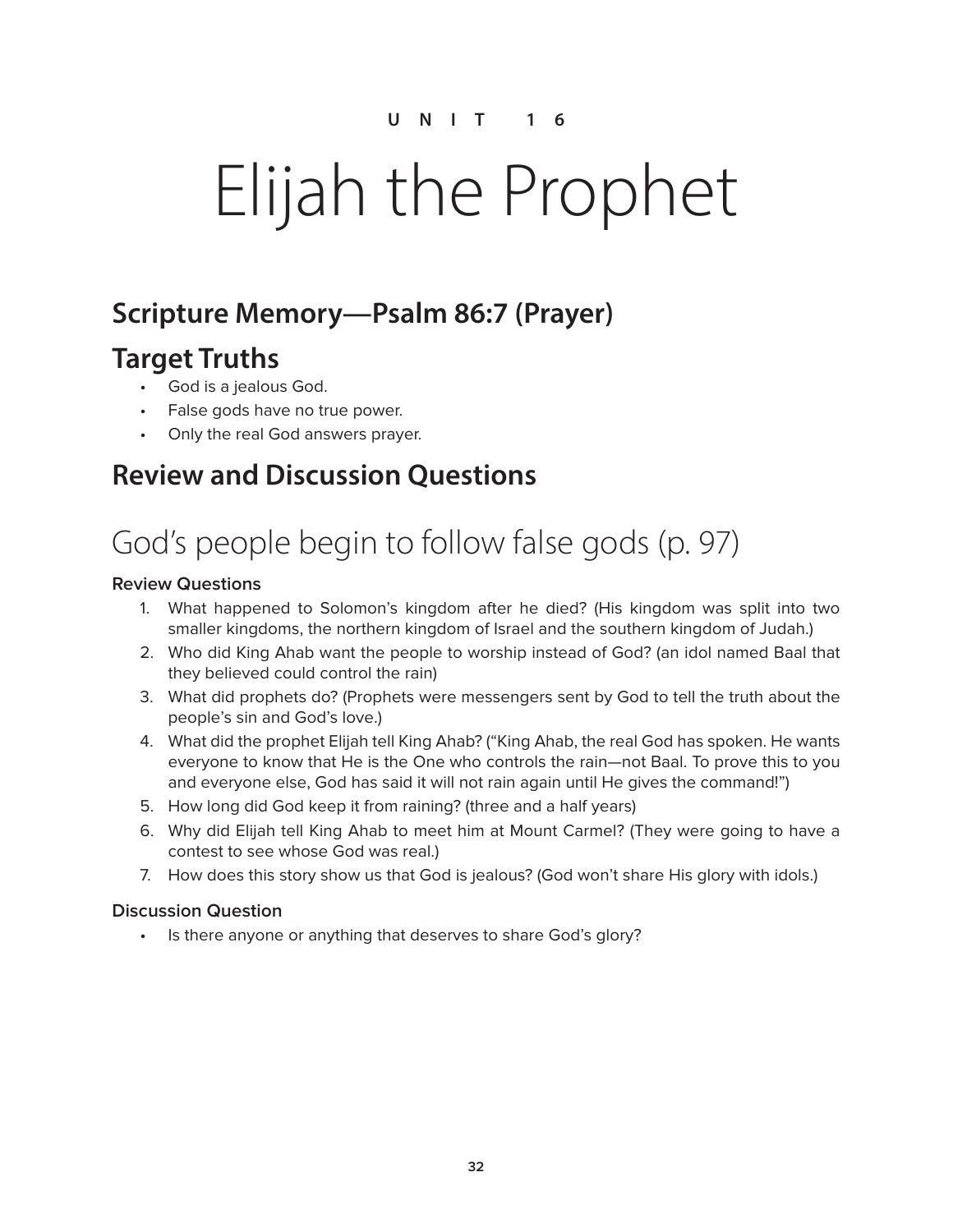UNIT 16

# Elijah the Prophet

## Scripture Memory—Psalm 86:7 (Prayer)

## Target Truths

- God is a jealous God.
- False gods have no true power.
- Only the real God answers prayer.

## Review and Discussion Questions

# God's people begin to follow false gods (p. 97)

**Review Questions**

1. What happened to Solomon's kingdom after he died? (His kingdom was split into two smaller kingdoms, the northern kingdom of Israel and the southern kingdom of Judah.)
2. Who did King Ahab want the people to worship instead of God? (an idol named Baal that they believed could control the rain)
3. What did prophets do? (Prophets were messengers sent by God to tell the truth about the people's sin and God's love.)
4. What did the prophet Elijah tell King Ahab? ("King Ahab, the real God has spoken. He wants everyone to know that He is the One who controls the rain—not Baal. To prove this to you and everyone else, God has said it will not rain again until He gives the command!")
5. How long did God keep it from raining? (three and a half years)
6. Why did Elijah tell King Ahab to meet him at Mount Carmel? (They were going to have a contest to see whose God was real.)
7. How does this story show us that God is jealous? (God won't share His glory with idols.)

**Discussion Question**

- Is there anyone or anything that deserves to share God's glory?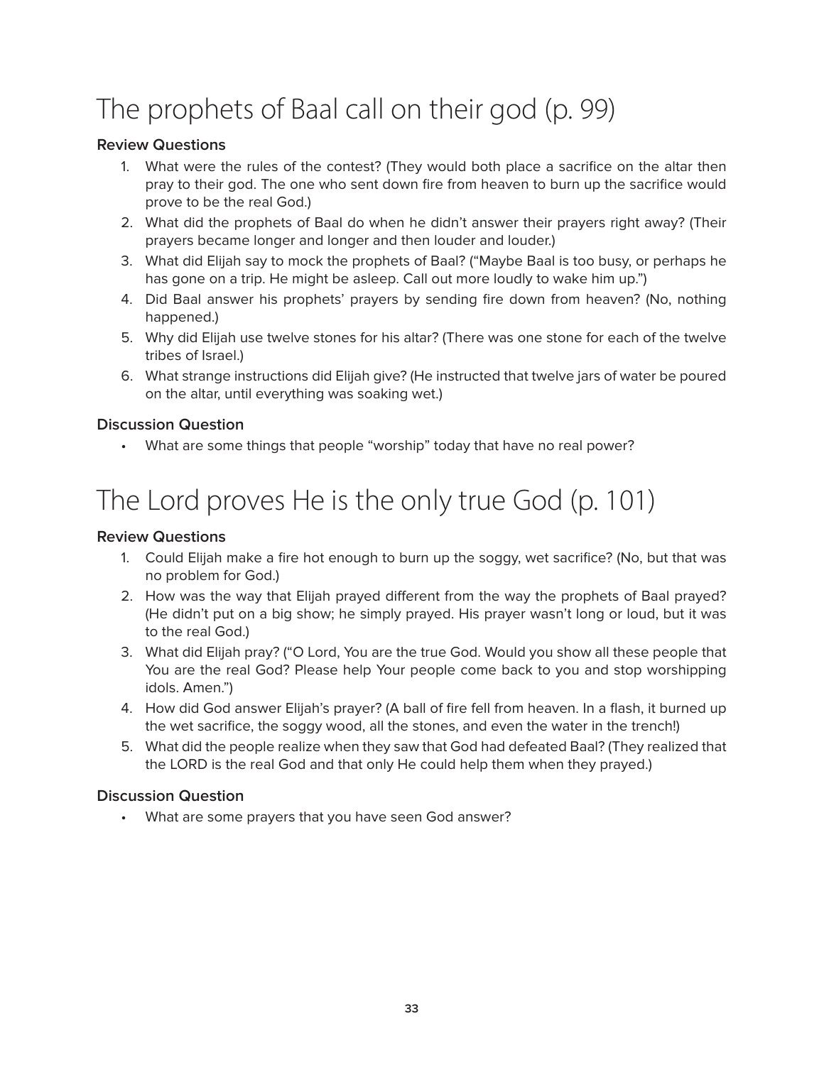# The prophets of Baal call on their god (p. 99)

**Review Questions**

1. What were the rules of the contest? (They would both place a sacrifice on the altar then pray to their god. The one who sent down fire from heaven to burn up the sacrifice would prove to be the real God.)
2. What did the prophets of Baal do when he didn't answer their prayers right away? (Their prayers became longer and longer and then louder and louder.)
3. What did Elijah say to mock the prophets of Baal? ("Maybe Baal is too busy, or perhaps he has gone on a trip. He might be asleep. Call out more loudly to wake him up.")
4. Did Baal answer his prophets' prayers by sending fire down from heaven? (No, nothing happened.)
5. Why did Elijah use twelve stones for his altar? (There was one stone for each of the twelve tribes of Israel.)
6. What strange instructions did Elijah give? (He instructed that twelve jars of water be poured on the altar, until everything was soaking wet.)

**Discussion Question**

- What are some things that people "worship" today that have no real power?

# The Lord proves He is the only true God (p. 101)

**Review Questions**

1. Could Elijah make a fire hot enough to burn up the soggy, wet sacrifice? (No, but that was no problem for God.)
2. How was the way that Elijah prayed different from the way the prophets of Baal prayed? (He didn't put on a big show; he simply prayed. His prayer wasn't long or loud, but it was to the real God.)
3. What did Elijah pray? ("O Lord, You are the true God. Would you show all these people that You are the real God? Please help Your people come back to you and stop worshipping idols. Amen.")
4. How did God answer Elijah's prayer? (A ball of fire fell from heaven. In a flash, it burned up the wet sacrifice, the soggy wood, all the stones, and even the water in the trench!)
5. What did the people realize when they saw that God had defeated Baal? (They realized that the LORD is the real God and that only He could help them when they prayed.)

**Discussion Question**

- What are some prayers that you have seen God answer?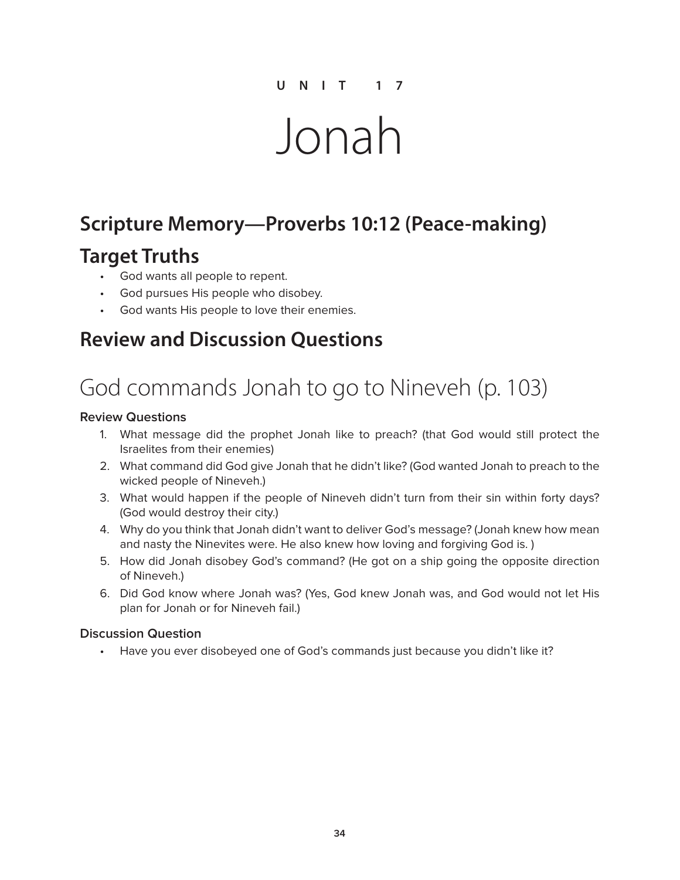UNIT 17

# Jonah

## Scripture Memory—Proverbs 10:12 (Peace-making)

## Target Truths

- God wants all people to repent.
- God pursues His people who disobey.
- God wants His people to love their enemies.

## Review and Discussion Questions

# God commands Jonah to go to Nineveh (p. 103)

### Review Questions

1. What message did the prophet Jonah like to preach? (that God would still protect the Israelites from their enemies)
2. What command did God give Jonah that he didn't like? (God wanted Jonah to preach to the wicked people of Nineveh.)
3. What would happen if the people of Nineveh didn't turn from their sin within forty days? (God would destroy their city.)
4. Why do you think that Jonah didn't want to deliver God's message? (Jonah knew how mean and nasty the Ninevites were. He also knew how loving and forgiving God is. )
5. How did Jonah disobey God's command? (He got on a ship going the opposite direction of Nineveh.)
6. Did God know where Jonah was? (Yes, God knew Jonah was, and God would not let His plan for Jonah or for Nineveh fail.)

### Discussion Question

- Have you ever disobeyed one of God's commands just because you didn't like it?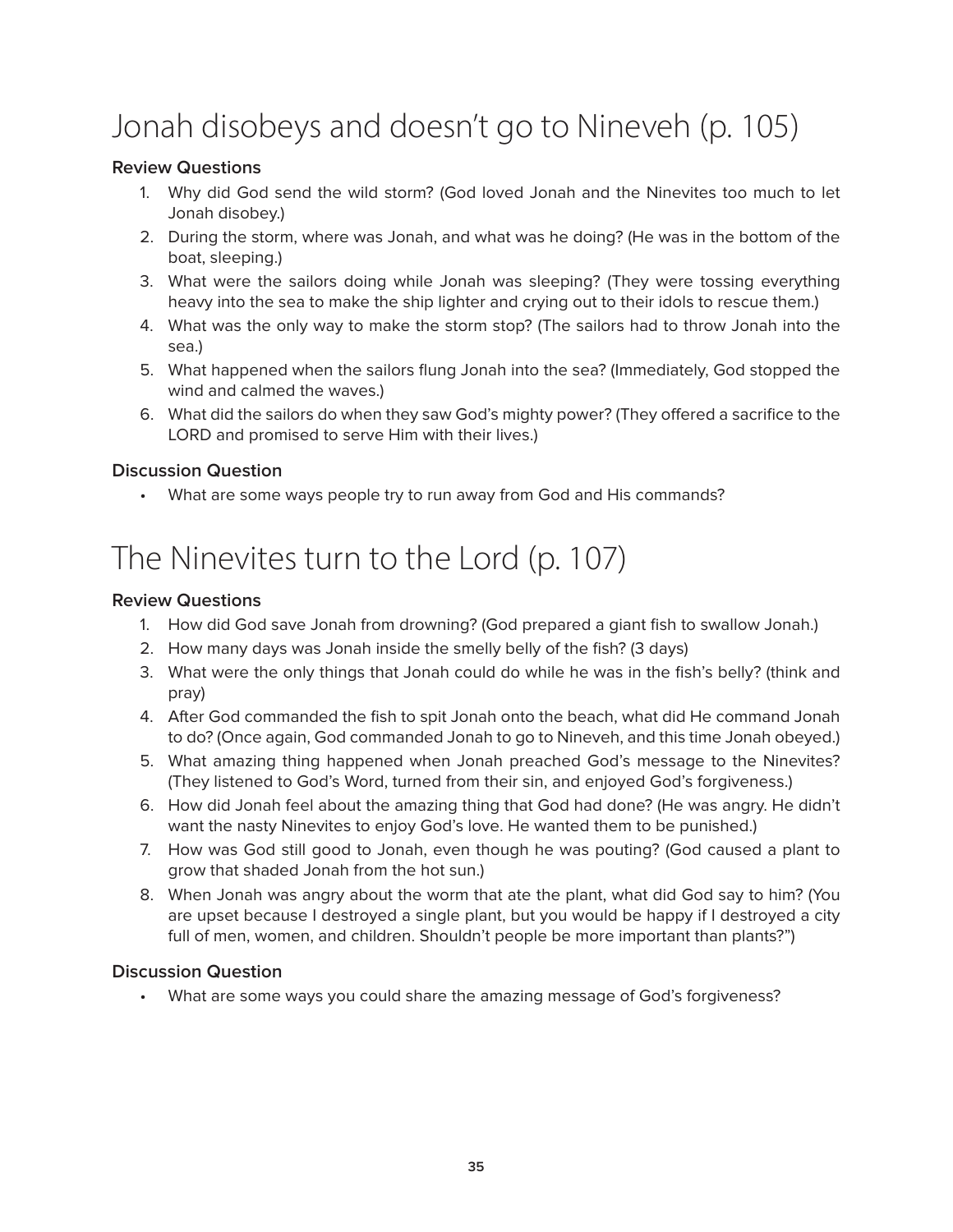# Jonah disobeys and doesn't go to Nineveh (p. 105)

### Review Questions

1. Why did God send the wild storm? (God loved Jonah and the Ninevites too much to let Jonah disobey.)
2. During the storm, where was Jonah, and what was he doing? (He was in the bottom of the boat, sleeping.)
3. What were the sailors doing while Jonah was sleeping? (They were tossing everything heavy into the sea to make the ship lighter and crying out to their idols to rescue them.)
4. What was the only way to make the storm stop? (The sailors had to throw Jonah into the sea.)
5. What happened when the sailors flung Jonah into the sea? (Immediately, God stopped the wind and calmed the waves.)
6. What did the sailors do when they saw God's mighty power? (They offered a sacrifice to the LORD and promised to serve Him with their lives.)

### Discussion Question

- What are some ways people try to run away from God and His commands?

# The Ninevites turn to the Lord (p. 107)

### Review Questions

1. How did God save Jonah from drowning? (God prepared a giant fish to swallow Jonah.)
2. How many days was Jonah inside the smelly belly of the fish? (3 days)
3. What were the only things that Jonah could do while he was in the fish's belly? (think and pray)
4. After God commanded the fish to spit Jonah onto the beach, what did He command Jonah to do? (Once again, God commanded Jonah to go to Nineveh, and this time Jonah obeyed.)
5. What amazing thing happened when Jonah preached God's message to the Ninevites? (They listened to God's Word, turned from their sin, and enjoyed God's forgiveness.)
6. How did Jonah feel about the amazing thing that God had done? (He was angry. He didn't want the nasty Ninevites to enjoy God's love. He wanted them to be punished.)
7. How was God still good to Jonah, even though he was pouting? (God caused a plant to grow that shaded Jonah from the hot sun.)
8. When Jonah was angry about the worm that ate the plant, what did God say to him? (You are upset because I destroyed a single plant, but you would be happy if I destroyed a city full of men, women, and children. Shouldn't people be more important than plants?")

### Discussion Question

- What are some ways you could share the amazing message of God's forgiveness?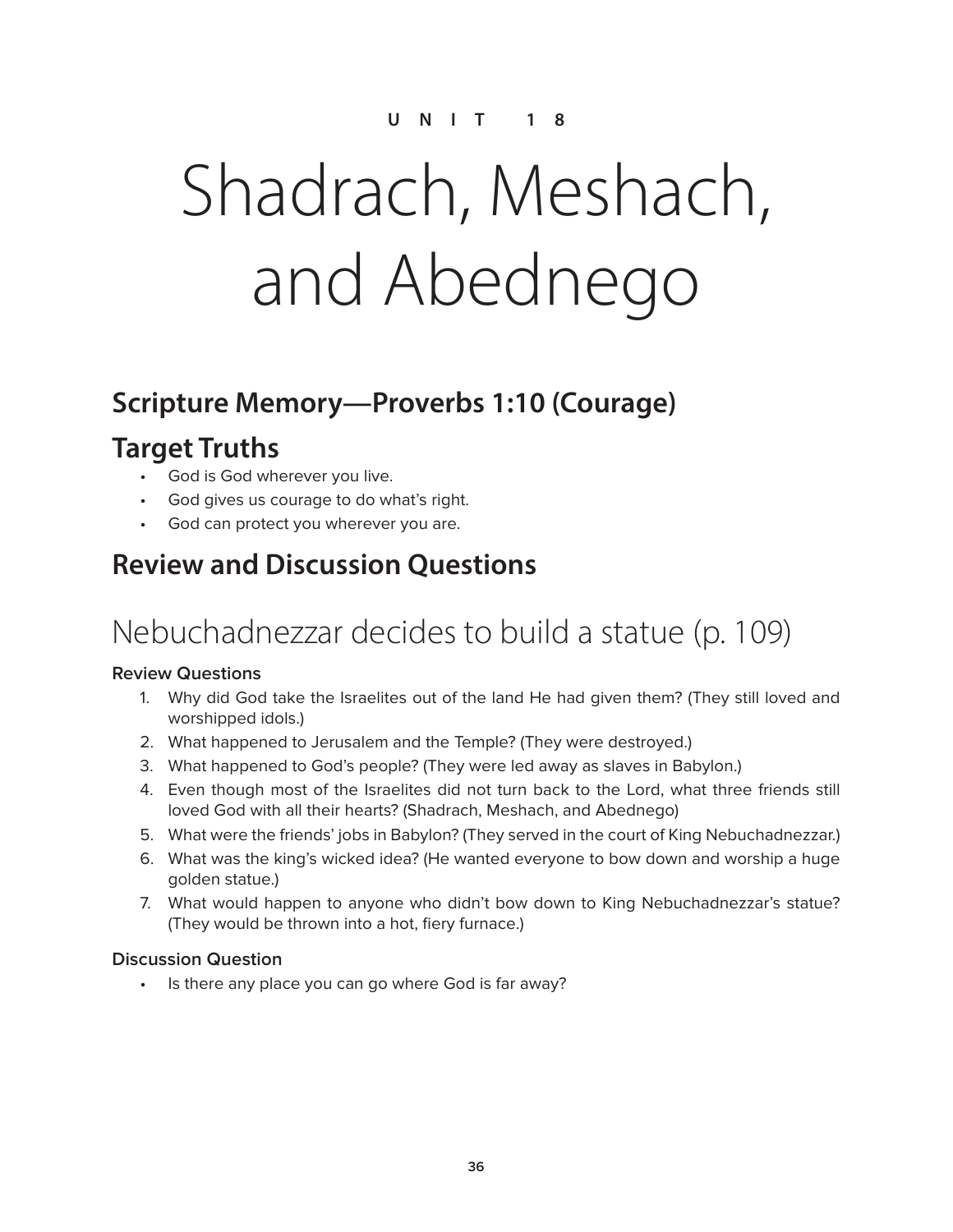UNIT 18

# Shadrach, Meshach, and Abednego

## Scripture Memory—Proverbs 1:10 (Courage)

## Target Truths

- God is God wherever you live.
- God gives us courage to do what's right.
- God can protect you wherever you are.

## Review and Discussion Questions

## Nebuchadnezzar decides to build a statue (p. 109)

#### Review Questions

1. Why did God take the Israelites out of the land He had given them? (They still loved and worshipped idols.)
2. What happened to Jerusalem and the Temple? (They were destroyed.)
3. What happened to God's people? (They were led away as slaves in Babylon.)
4. Even though most of the Israelites did not turn back to the Lord, what three friends still loved God with all their hearts? (Shadrach, Meshach, and Abednego)
5. What were the friends' jobs in Babylon? (They served in the court of King Nebuchadnezzar.)
6. What was the king's wicked idea? (He wanted everyone to bow down and worship a huge golden statue.)
7. What would happen to anyone who didn't bow down to King Nebuchadnezzar's statue? (They would be thrown into a hot, fiery furnace.)

#### Discussion Question

- Is there any place you can go where God is far away?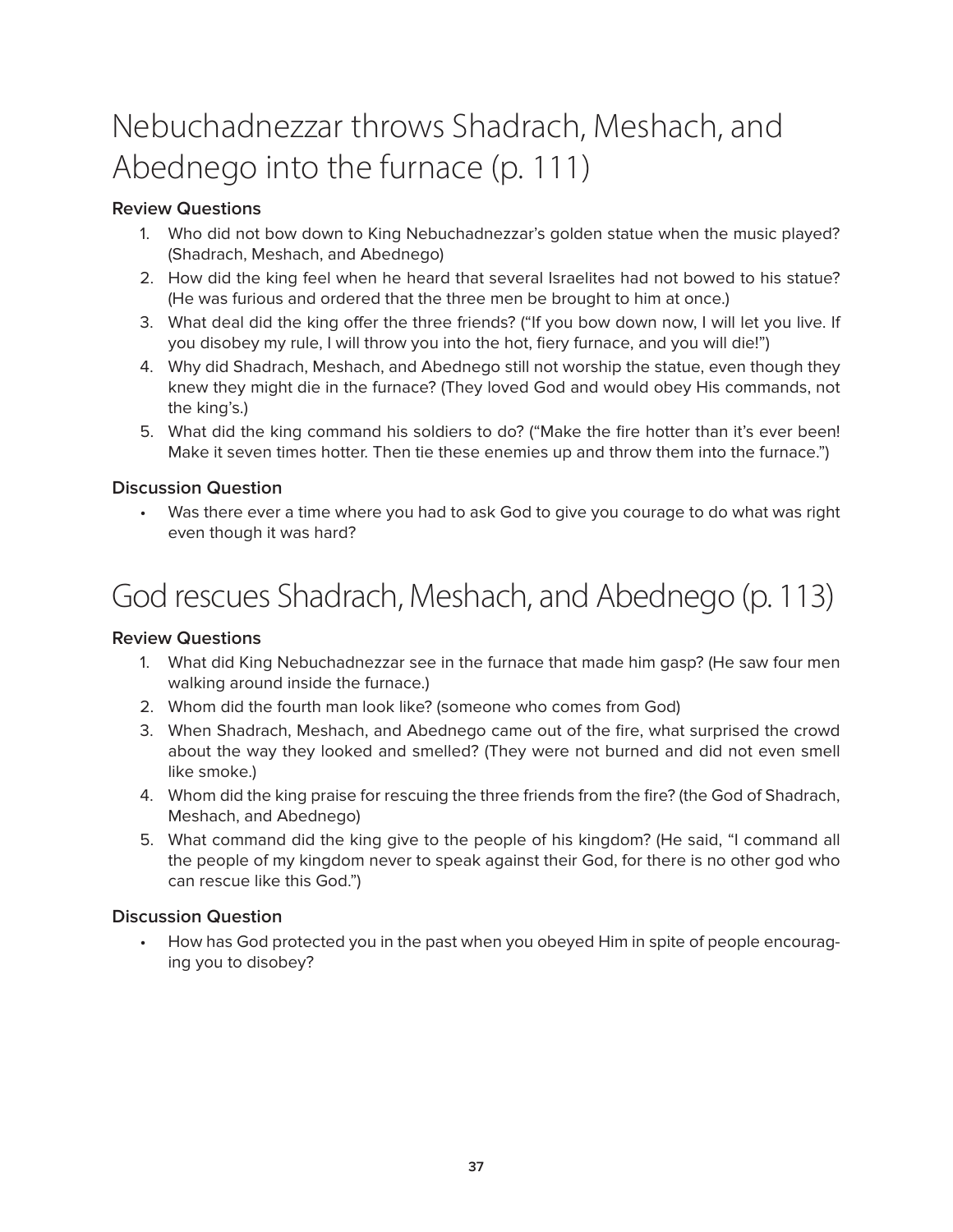# Nebuchadnezzar throws Shadrach, Meshach, and Abednego into the furnace (p. 111)

### Review Questions

1. Who did not bow down to King Nebuchadnezzar's golden statue when the music played? (Shadrach, Meshach, and Abednego)
2. How did the king feel when he heard that several Israelites had not bowed to his statue? (He was furious and ordered that the three men be brought to him at once.)
3. What deal did the king offer the three friends? ("If you bow down now, I will let you live. If you disobey my rule, I will throw you into the hot, fiery furnace, and you will die!")
4. Why did Shadrach, Meshach, and Abednego still not worship the statue, even though they knew they might die in the furnace? (They loved God and would obey His commands, not the king's.)
5. What did the king command his soldiers to do? ("Make the fire hotter than it's ever been! Make it seven times hotter. Then tie these enemies up and throw them into the furnace.")

### Discussion Question

- Was there ever a time where you had to ask God to give you courage to do what was right even though it was hard?

# God rescues Shadrach, Meshach, and Abednego (p. 113)

### Review Questions

1. What did King Nebuchadnezzar see in the furnace that made him gasp? (He saw four men walking around inside the furnace.)
2. Whom did the fourth man look like? (someone who comes from God)
3. When Shadrach, Meshach, and Abednego came out of the fire, what surprised the crowd about the way they looked and smelled? (They were not burned and did not even smell like smoke.)
4. Whom did the king praise for rescuing the three friends from the fire? (the God of Shadrach, Meshach, and Abednego)
5. What command did the king give to the people of his kingdom? (He said, "I command all the people of my kingdom never to speak against their God, for there is no other god who can rescue like this God.")

### Discussion Question

- How has God protected you in the past when you obeyed Him in spite of people encouraging you to disobey?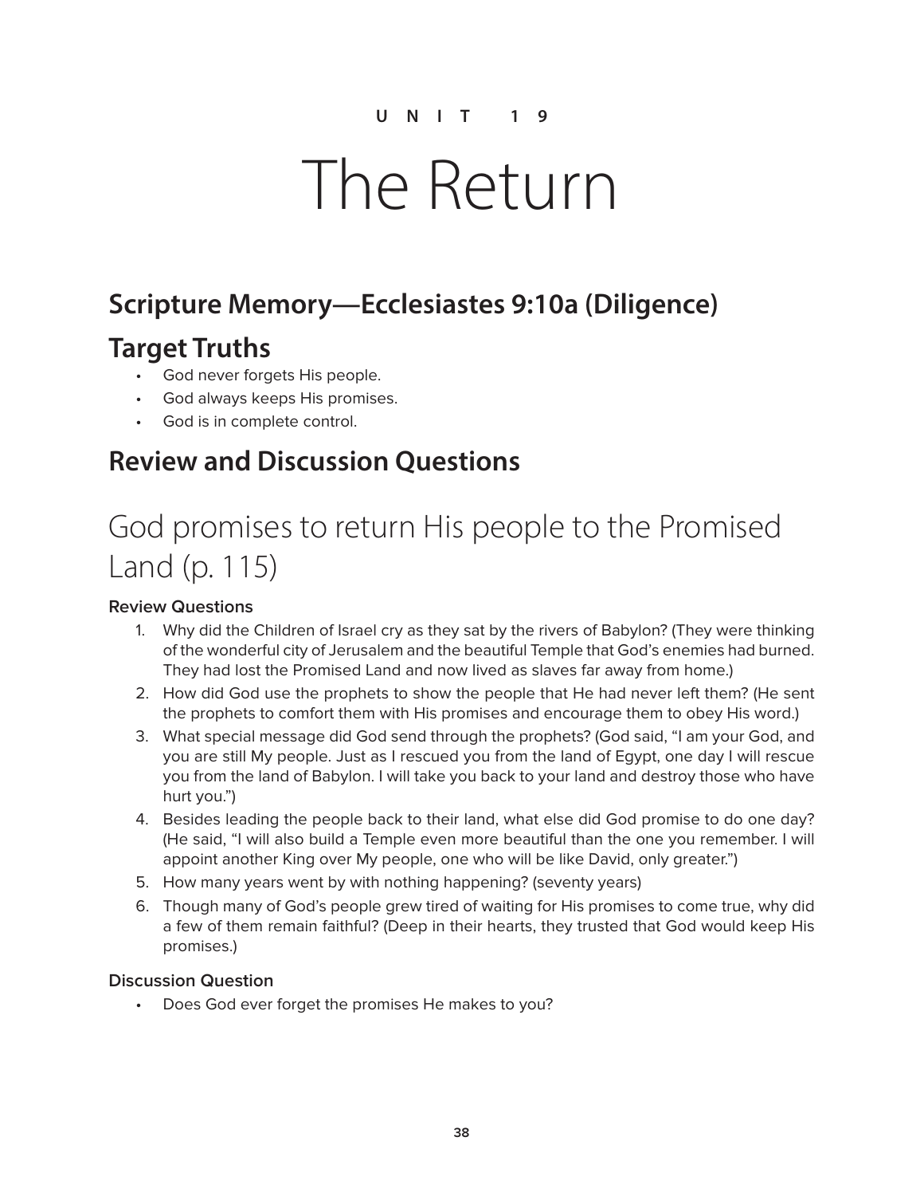UNIT 19

# The Return

## Scripture Memory—Ecclesiastes 9:10a (Diligence)

## Target Truths

- God never forgets His people.
- God always keeps His promises.
- God is in complete control.

## Review and Discussion Questions

# God promises to return His people to the Promised Land (p. 115)

### Review Questions

1. Why did the Children of Israel cry as they sat by the rivers of Babylon? (They were thinking of the wonderful city of Jerusalem and the beautiful Temple that God's enemies had burned. They had lost the Promised Land and now lived as slaves far away from home.)
2. How did God use the prophets to show the people that He had never left them? (He sent the prophets to comfort them with His promises and encourage them to obey His word.)
3. What special message did God send through the prophets? (God said, "I am your God, and you are still My people. Just as I rescued you from the land of Egypt, one day I will rescue you from the land of Babylon. I will take you back to your land and destroy those who have hurt you.")
4. Besides leading the people back to their land, what else did God promise to do one day? (He said, "I will also build a Temple even more beautiful than the one you remember. I will appoint another King over My people, one who will be like David, only greater.")
5. How many years went by with nothing happening? (seventy years)
6. Though many of God's people grew tired of waiting for His promises to come true, why did a few of them remain faithful? (Deep in their hearts, they trusted that God would keep His promises.)

### Discussion Question

- Does God ever forget the promises He makes to you?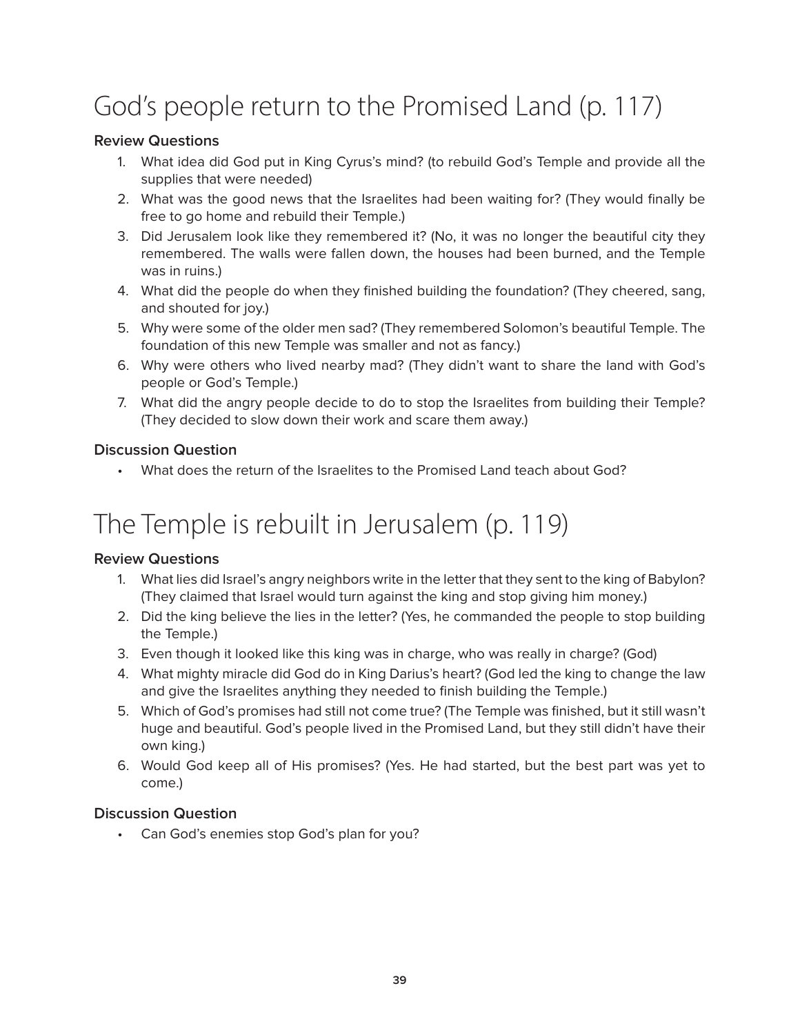# God's people return to the Promised Land (p. 117)

### Review Questions

1. What idea did God put in King Cyrus's mind? (to rebuild God's Temple and provide all the supplies that were needed)
2. What was the good news that the Israelites had been waiting for? (They would finally be free to go home and rebuild their Temple.)
3. Did Jerusalem look like they remembered it? (No, it was no longer the beautiful city they remembered. The walls were fallen down, the houses had been burned, and the Temple was in ruins.)
4. What did the people do when they finished building the foundation? (They cheered, sang, and shouted for joy.)
5. Why were some of the older men sad? (They remembered Solomon's beautiful Temple. The foundation of this new Temple was smaller and not as fancy.)
6. Why were others who lived nearby mad? (They didn't want to share the land with God's people or God's Temple.)
7. What did the angry people decide to do to stop the Israelites from building their Temple? (They decided to slow down their work and scare them away.)

### Discussion Question

- What does the return of the Israelites to the Promised Land teach about God?

# The Temple is rebuilt in Jerusalem (p. 119)

### Review Questions

1. What lies did Israel's angry neighbors write in the letter that they sent to the king of Babylon? (They claimed that Israel would turn against the king and stop giving him money.)
2. Did the king believe the lies in the letter? (Yes, he commanded the people to stop building the Temple.)
3. Even though it looked like this king was in charge, who was really in charge? (God)
4. What mighty miracle did God do in King Darius's heart? (God led the king to change the law and give the Israelites anything they needed to finish building the Temple.)
5. Which of God's promises had still not come true? (The Temple was finished, but it still wasn't huge and beautiful. God's people lived in the Promised Land, but they still didn't have their own king.)
6. Would God keep all of His promises? (Yes. He had started, but the best part was yet to come.)

### Discussion Question

- Can God's enemies stop God's plan for you?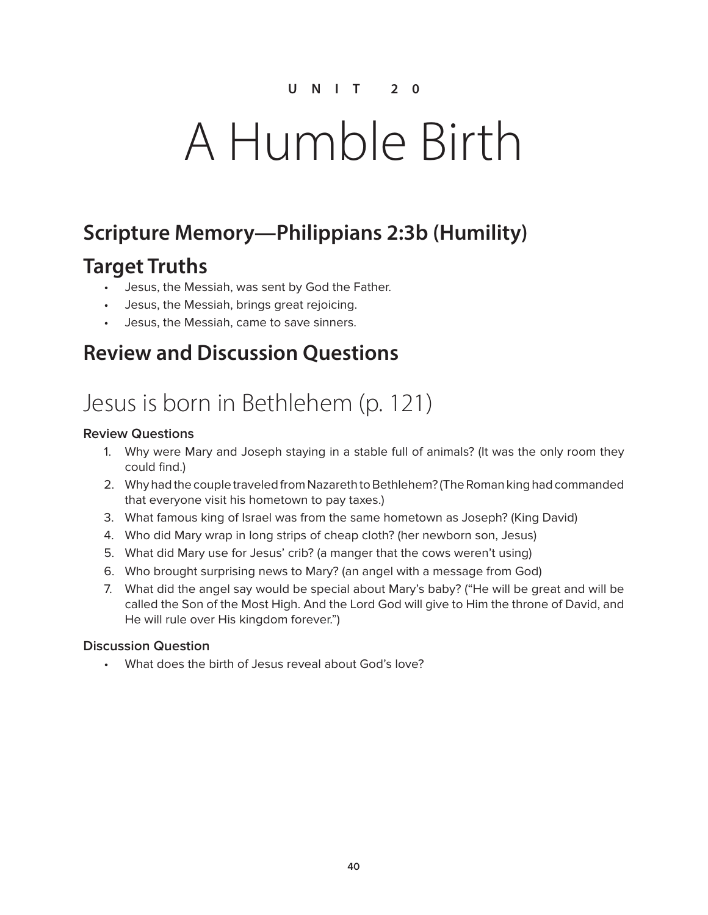UNIT 20

# A Humble Birth

## Scripture Memory—Philippians 2:3b (Humility)

## Target Truths

- Jesus, the Messiah, was sent by God the Father.
- Jesus, the Messiah, brings great rejoicing.
- Jesus, the Messiah, came to save sinners.

## Review and Discussion Questions

# Jesus is born in Bethlehem (p. 121)

### Review Questions

1. Why were Mary and Joseph staying in a stable full of animals? (It was the only room they could find.)
2. Why had the couple traveled from Nazareth to Bethlehem? (The Roman king had commanded that everyone visit his hometown to pay taxes.)
3. What famous king of Israel was from the same hometown as Joseph? (King David)
4. Who did Mary wrap in long strips of cheap cloth? (her newborn son, Jesus)
5. What did Mary use for Jesus' crib? (a manger that the cows weren't using)
6. Who brought surprising news to Mary? (an angel with a message from God)
7. What did the angel say would be special about Mary's baby? ("He will be great and will be called the Son of the Most High. And the Lord God will give to Him the throne of David, and He will rule over His kingdom forever.")

### Discussion Question

- What does the birth of Jesus reveal about God's love?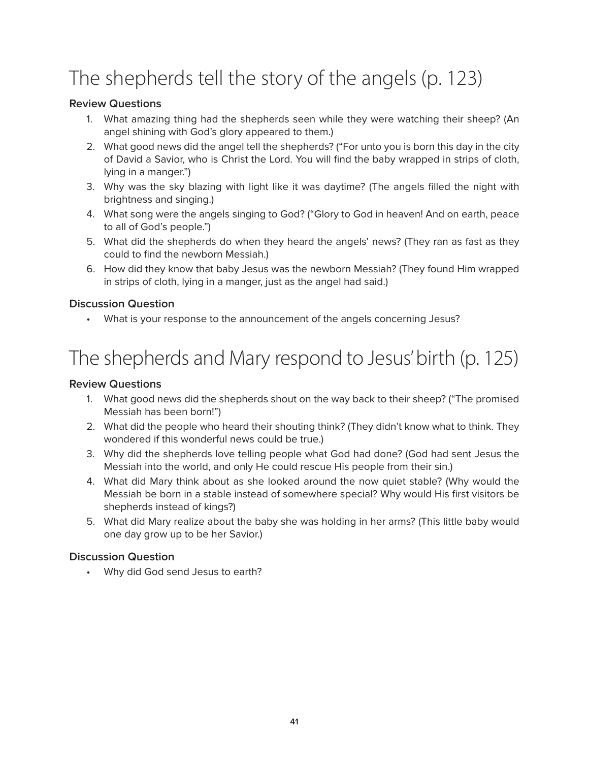# The shepherds tell the story of the angels (p. 123)

**Review Questions**

1. What amazing thing had the shepherds seen while they were watching their sheep? (An angel shining with God's glory appeared to them.)
2. What good news did the angel tell the shepherds? ("For unto you is born this day in the city of David a Savior, who is Christ the Lord. You will find the baby wrapped in strips of cloth, lying in a manger.")
3. Why was the sky blazing with light like it was daytime? (The angels filled the night with brightness and singing.)
4. What song were the angels singing to God? ("Glory to God in heaven! And on earth, peace to all of God's people.")
5. What did the shepherds do when they heard the angels' news? (They ran as fast as they could to find the newborn Messiah.)
6. How did they know that baby Jesus was the newborn Messiah? (They found Him wrapped in strips of cloth, lying in a manger, just as the angel had said.)

**Discussion Question**

- What is your response to the announcement of the angels concerning Jesus?

# The shepherds and Mary respond to Jesus' birth (p. 125)

**Review Questions**

1. What good news did the shepherds shout on the way back to their sheep? ("The promised Messiah has been born!")
2. What did the people who heard their shouting think? (They didn't know what to think. They wondered if this wonderful news could be true.)
3. Why did the shepherds love telling people what God had done? (God had sent Jesus the Messiah into the world, and only He could rescue His people from their sin.)
4. What did Mary think about as she looked around the now quiet stable? (Why would the Messiah be born in a stable instead of somewhere special? Why would His first visitors be shepherds instead of kings?)
5. What did Mary realize about the baby she was holding in her arms? (This little baby would one day grow up to be her Savior.)

**Discussion Question**

- Why did God send Jesus to earth?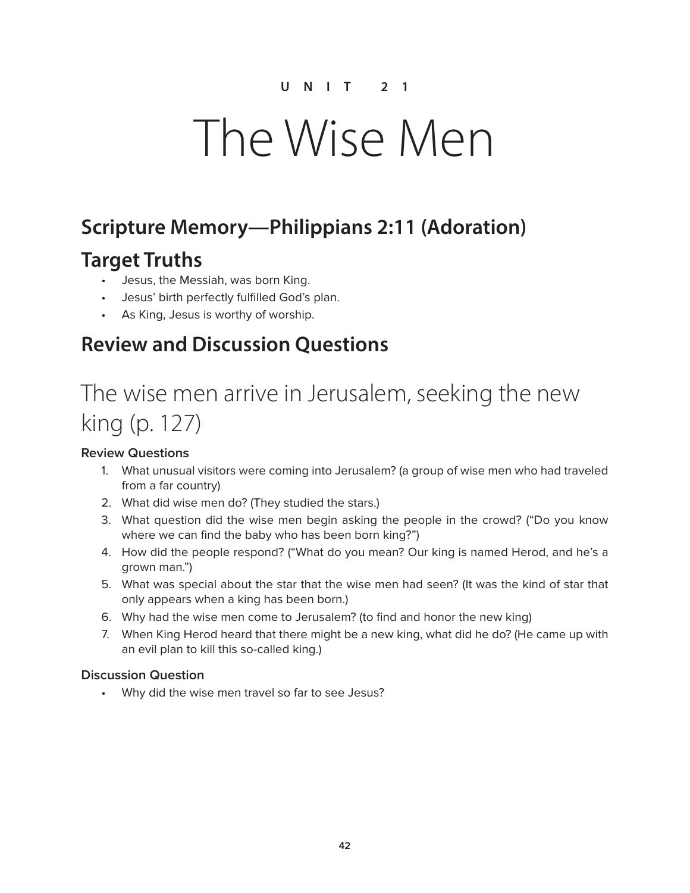UNIT 21

# The Wise Men

## Scripture Memory—Philippians 2:11 (Adoration)

## Target Truths

- Jesus, the Messiah, was born King.
- Jesus' birth perfectly fulfilled God's plan.
- As King, Jesus is worthy of worship.

## Review and Discussion Questions

# The wise men arrive in Jerusalem, seeking the new king (p. 127)

#### Review Questions

1. What unusual visitors were coming into Jerusalem? (a group of wise men who had traveled from a far country)
2. What did wise men do? (They studied the stars.)
3. What question did the wise men begin asking the people in the crowd? ("Do you know where we can find the baby who has been born king?")
4. How did the people respond? ("What do you mean? Our king is named Herod, and he's a grown man.")
5. What was special about the star that the wise men had seen? (It was the kind of star that only appears when a king has been born.)
6. Why had the wise men come to Jerusalem? (to find and honor the new king)
7. When King Herod heard that there might be a new king, what did he do? (He came up with an evil plan to kill this so-called king.)

#### Discussion Question

- Why did the wise men travel so far to see Jesus?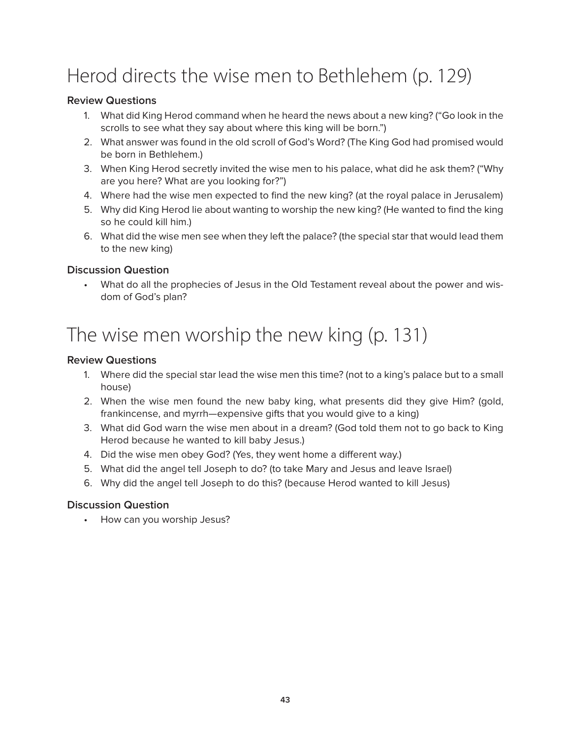# Herod directs the wise men to Bethlehem (p. 129)

### Review Questions

1. What did King Herod command when he heard the news about a new king? ("Go look in the scrolls to see what they say about where this king will be born.")
2. What answer was found in the old scroll of God's Word? (The King God had promised would be born in Bethlehem.)
3. When King Herod secretly invited the wise men to his palace, what did he ask them? ("Why are you here? What are you looking for?")
4. Where had the wise men expected to find the new king? (at the royal palace in Jerusalem)
5. Why did King Herod lie about wanting to worship the new king? (He wanted to find the king so he could kill him.)
6. What did the wise men see when they left the palace? (the special star that would lead them to the new king)

### Discussion Question

- What do all the prophecies of Jesus in the Old Testament reveal about the power and wisdom of God's plan?

# The wise men worship the new king (p. 131)

### Review Questions

1. Where did the special star lead the wise men this time? (not to a king's palace but to a small house)
2. When the wise men found the new baby king, what presents did they give Him? (gold, frankincense, and myrrh—expensive gifts that you would give to a king)
3. What did God warn the wise men about in a dream? (God told them not to go back to King Herod because he wanted to kill baby Jesus.)
4. Did the wise men obey God? (Yes, they went home a different way.)
5. What did the angel tell Joseph to do? (to take Mary and Jesus and leave Israel)
6. Why did the angel tell Joseph to do this? (because Herod wanted to kill Jesus)

### Discussion Question

- How can you worship Jesus?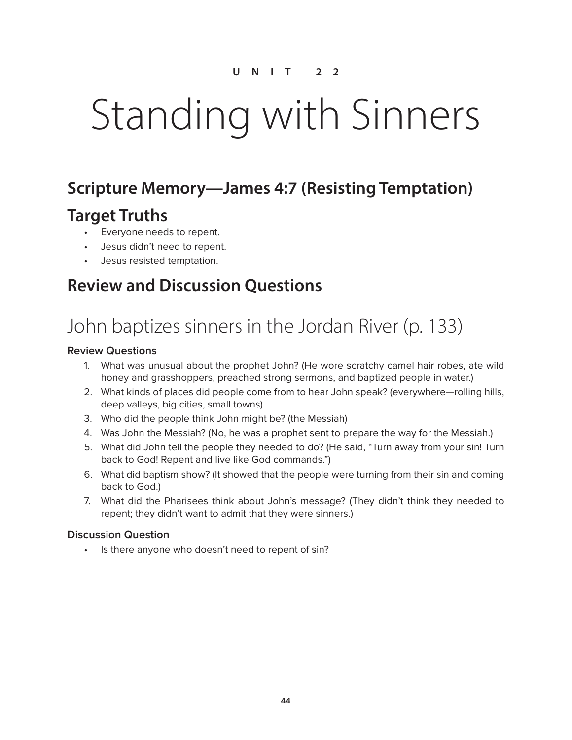UNIT 22

# Standing with Sinners

## Scripture Memory—James 4:7 (Resisting Temptation)

## Target Truths

- Everyone needs to repent.
- Jesus didn't need to repent.
- Jesus resisted temptation.

## Review and Discussion Questions

# John baptizes sinners in the Jordan River (p. 133)

### Review Questions

1. What was unusual about the prophet John? (He wore scratchy camel hair robes, ate wild honey and grasshoppers, preached strong sermons, and baptized people in water.)
2. What kinds of places did people come from to hear John speak? (everywhere—rolling hills, deep valleys, big cities, small towns)
3. Who did the people think John might be? (the Messiah)
4. Was John the Messiah? (No, he was a prophet sent to prepare the way for the Messiah.)
5. What did John tell the people they needed to do? (He said, "Turn away from your sin! Turn back to God! Repent and live like God commands.")
6. What did baptism show? (It showed that the people were turning from their sin and coming back to God.)
7. What did the Pharisees think about John's message? (They didn't think they needed to repent; they didn't want to admit that they were sinners.)

### Discussion Question

- Is there anyone who doesn't need to repent of sin?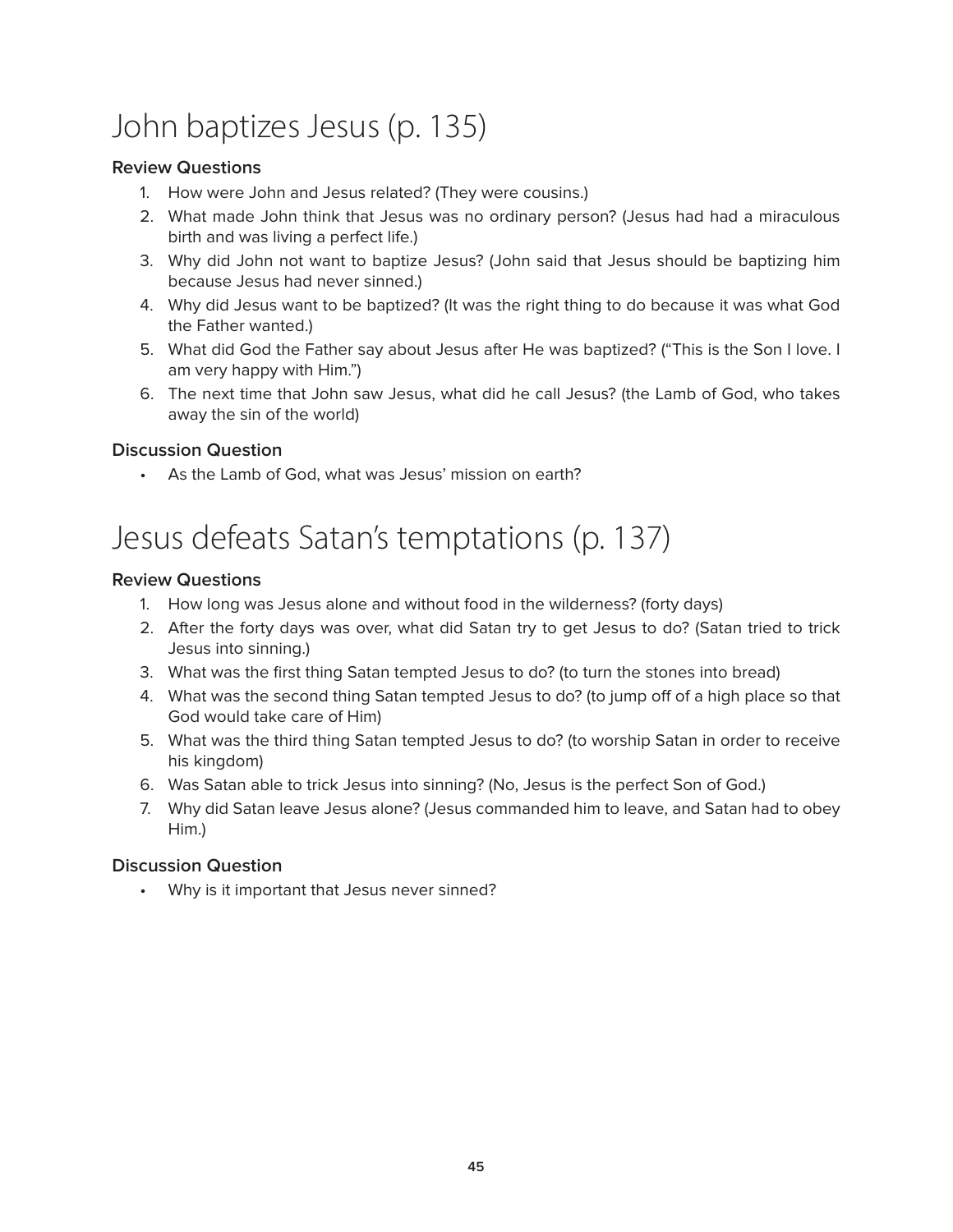# John baptizes Jesus (p. 135)

### Review Questions

1. How were John and Jesus related? (They were cousins.)
2. What made John think that Jesus was no ordinary person? (Jesus had had a miraculous birth and was living a perfect life.)
3. Why did John not want to baptize Jesus? (John said that Jesus should be baptizing him because Jesus had never sinned.)
4. Why did Jesus want to be baptized? (It was the right thing to do because it was what God the Father wanted.)
5. What did God the Father say about Jesus after He was baptized? ("This is the Son I love. I am very happy with Him.")
6. The next time that John saw Jesus, what did he call Jesus? (the Lamb of God, who takes away the sin of the world)

### Discussion Question

- As the Lamb of God, what was Jesus' mission on earth?

# Jesus defeats Satan's temptations (p. 137)

### Review Questions

1. How long was Jesus alone and without food in the wilderness? (forty days)
2. After the forty days was over, what did Satan try to get Jesus to do? (Satan tried to trick Jesus into sinning.)
3. What was the first thing Satan tempted Jesus to do? (to turn the stones into bread)
4. What was the second thing Satan tempted Jesus to do? (to jump off of a high place so that God would take care of Him)
5. What was the third thing Satan tempted Jesus to do? (to worship Satan in order to receive his kingdom)
6. Was Satan able to trick Jesus into sinning? (No, Jesus is the perfect Son of God.)
7. Why did Satan leave Jesus alone? (Jesus commanded him to leave, and Satan had to obey Him.)

### Discussion Question

- Why is it important that Jesus never sinned?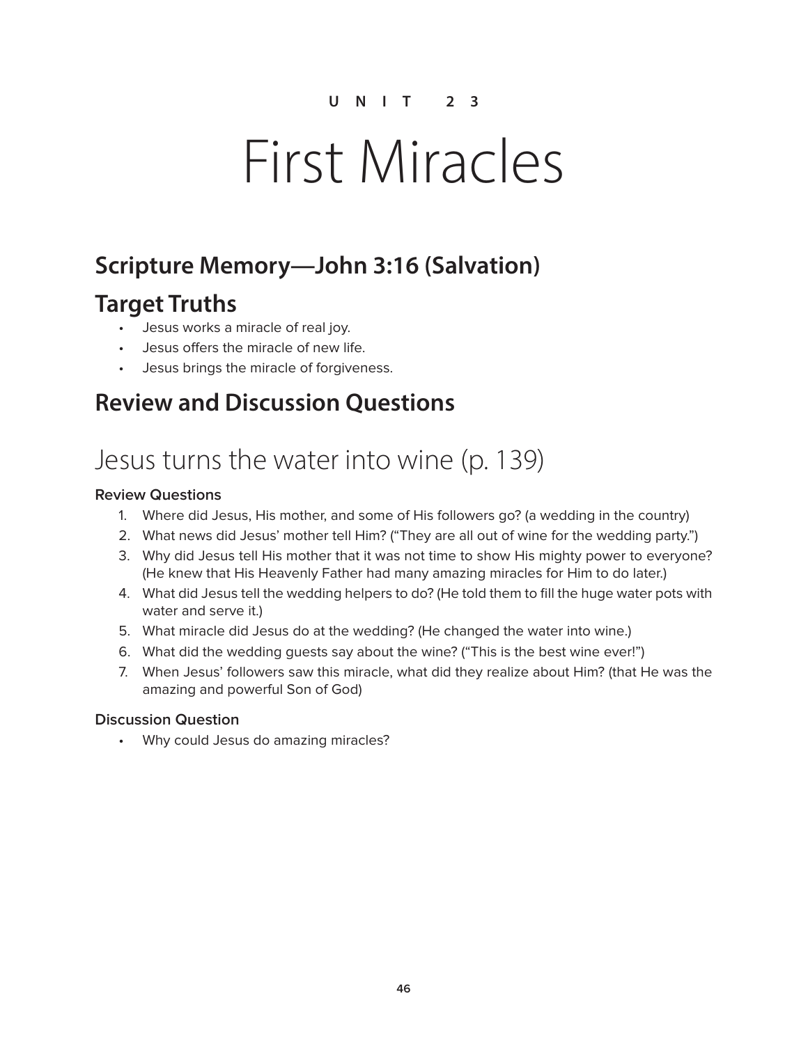UNIT 23

# First Miracles

## Scripture Memory—John 3:16 (Salvation)

## Target Truths

- Jesus works a miracle of real joy.
- Jesus offers the miracle of new life.
- Jesus brings the miracle of forgiveness.

## Review and Discussion Questions

# Jesus turns the water into wine (p. 139)

### Review Questions

1. Where did Jesus, His mother, and some of His followers go? (a wedding in the country)
2. What news did Jesus' mother tell Him? ("They are all out of wine for the wedding party.")
3. Why did Jesus tell His mother that it was not time to show His mighty power to everyone? (He knew that His Heavenly Father had many amazing miracles for Him to do later.)
4. What did Jesus tell the wedding helpers to do? (He told them to fill the huge water pots with water and serve it.)
5. What miracle did Jesus do at the wedding? (He changed the water into wine.)
6. What did the wedding guests say about the wine? ("This is the best wine ever!")
7. When Jesus' followers saw this miracle, what did they realize about Him? (that He was the amazing and powerful Son of God)

### Discussion Question

- Why could Jesus do amazing miracles?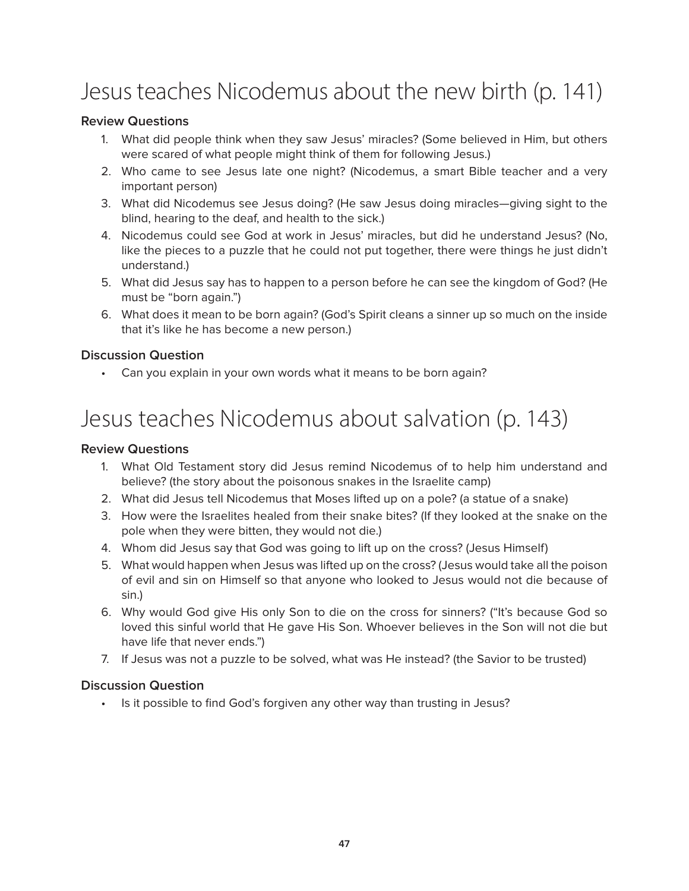# Jesus teaches Nicodemus about the new birth (p. 141)

### Review Questions

1. What did people think when they saw Jesus' miracles? (Some believed in Him, but others were scared of what people might think of them for following Jesus.)
2. Who came to see Jesus late one night? (Nicodemus, a smart Bible teacher and a very important person)
3. What did Nicodemus see Jesus doing? (He saw Jesus doing miracles—giving sight to the blind, hearing to the deaf, and health to the sick.)
4. Nicodemus could see God at work in Jesus' miracles, but did he understand Jesus? (No, like the pieces to a puzzle that he could not put together, there were things he just didn't understand.)
5. What did Jesus say has to happen to a person before he can see the kingdom of God? (He must be "born again.")
6. What does it mean to be born again? (God's Spirit cleans a sinner up so much on the inside that it's like he has become a new person.)

### Discussion Question

- Can you explain in your own words what it means to be born again?

# Jesus teaches Nicodemus about salvation (p. 143)

### Review Questions

1. What Old Testament story did Jesus remind Nicodemus of to help him understand and believe? (the story about the poisonous snakes in the Israelite camp)
2. What did Jesus tell Nicodemus that Moses lifted up on a pole? (a statue of a snake)
3. How were the Israelites healed from their snake bites? (If they looked at the snake on the pole when they were bitten, they would not die.)
4. Whom did Jesus say that God was going to lift up on the cross? (Jesus Himself)
5. What would happen when Jesus was lifted up on the cross? (Jesus would take all the poison of evil and sin on Himself so that anyone who looked to Jesus would not die because of sin.)
6. Why would God give His only Son to die on the cross for sinners? ("It's because God so loved this sinful world that He gave His Son. Whoever believes in the Son will not die but have life that never ends.")
7. If Jesus was not a puzzle to be solved, what was He instead? (the Savior to be trusted)

### Discussion Question

- Is it possible to find God's forgiven any other way than trusting in Jesus?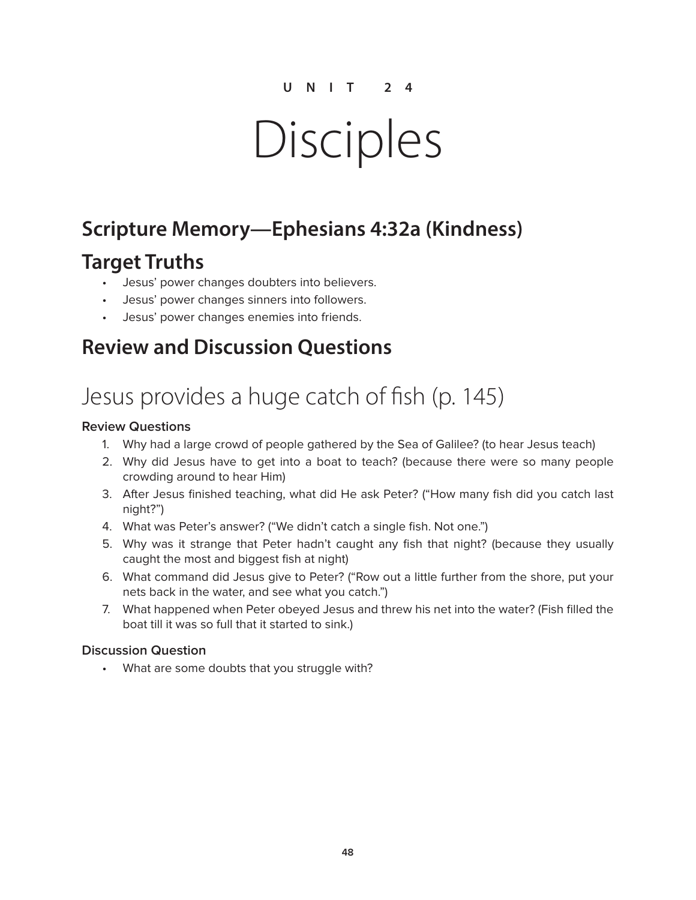UNIT 24

# Disciples

## Scripture Memory—Ephesians 4:32a (Kindness)

## Target Truths

- Jesus' power changes doubters into believers.
- Jesus' power changes sinners into followers.
- Jesus' power changes enemies into friends.

## Review and Discussion Questions

# Jesus provides a huge catch of fish (p. 145)

#### Review Questions

1. Why had a large crowd of people gathered by the Sea of Galilee? (to hear Jesus teach)
2. Why did Jesus have to get into a boat to teach? (because there were so many people crowding around to hear Him)
3. After Jesus finished teaching, what did He ask Peter? ("How many fish did you catch last night?")
4. What was Peter's answer? ("We didn't catch a single fish. Not one.")
5. Why was it strange that Peter hadn't caught any fish that night? (because they usually caught the most and biggest fish at night)
6. What command did Jesus give to Peter? ("Row out a little further from the shore, put your nets back in the water, and see what you catch.")
7. What happened when Peter obeyed Jesus and threw his net into the water? (Fish filled the boat till it was so full that it started to sink.)

#### Discussion Question

- What are some doubts that you struggle with?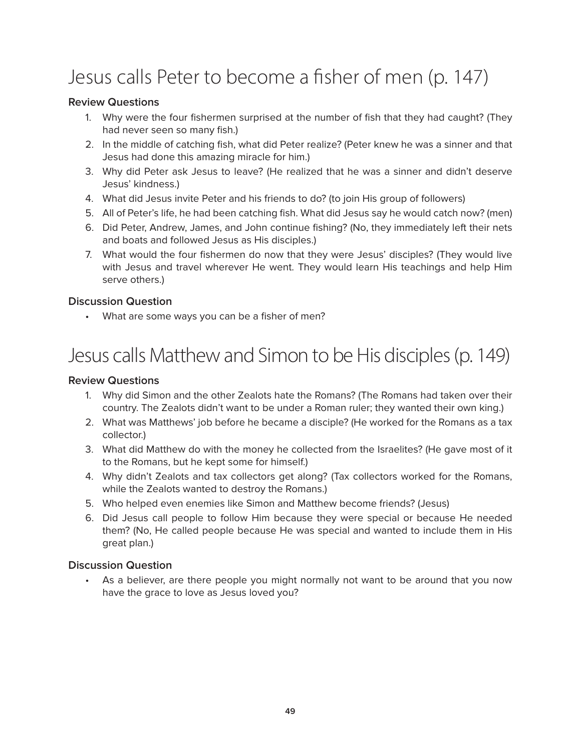# Jesus calls Peter to become a fisher of men (p. 147)

### Review Questions

1. Why were the four fishermen surprised at the number of fish that they had caught? (They had never seen so many fish.)
2. In the middle of catching fish, what did Peter realize? (Peter knew he was a sinner and that Jesus had done this amazing miracle for him.)
3. Why did Peter ask Jesus to leave? (He realized that he was a sinner and didn't deserve Jesus' kindness.)
4. What did Jesus invite Peter and his friends to do? (to join His group of followers)
5. All of Peter's life, he had been catching fish. What did Jesus say he would catch now? (men)
6. Did Peter, Andrew, James, and John continue fishing? (No, they immediately left their nets and boats and followed Jesus as His disciples.)
7. What would the four fishermen do now that they were Jesus' disciples? (They would live with Jesus and travel wherever He went. They would learn His teachings and help Him serve others.)

### Discussion Question

- What are some ways you can be a fisher of men?

# Jesus calls Matthew and Simon to be His disciples (p. 149)

### Review Questions

1. Why did Simon and the other Zealots hate the Romans? (The Romans had taken over their country. The Zealots didn't want to be under a Roman ruler; they wanted their own king.)
2. What was Matthews' job before he became a disciple? (He worked for the Romans as a tax collector.)
3. What did Matthew do with the money he collected from the Israelites? (He gave most of it to the Romans, but he kept some for himself.)
4. Why didn't Zealots and tax collectors get along? (Tax collectors worked for the Romans, while the Zealots wanted to destroy the Romans.)
5. Who helped even enemies like Simon and Matthew become friends? (Jesus)
6. Did Jesus call people to follow Him because they were special or because He needed them? (No, He called people because He was special and wanted to include them in His great plan.)

### Discussion Question

- As a believer, are there people you might normally not want to be around that you now have the grace to love as Jesus loved you?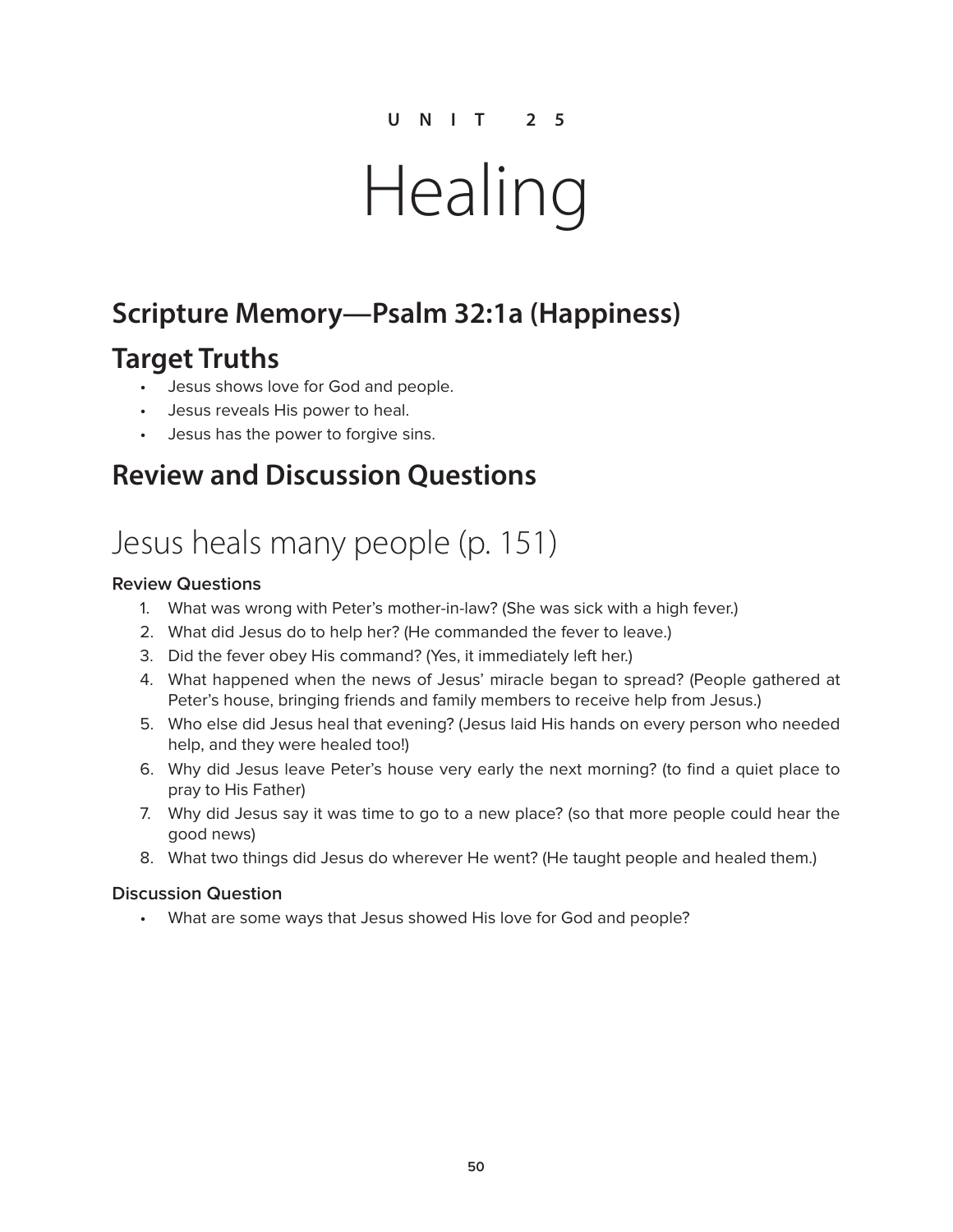U N I T 2 5

# Healing

## Scripture Memory—Psalm 32:1a (Happiness)

## Target Truths

- Jesus shows love for God and people.
- Jesus reveals His power to heal.
- Jesus has the power to forgive sins.

## Review and Discussion Questions

# Jesus heals many people (p. 151)

### Review Questions

1. What was wrong with Peter's mother-in-law? (She was sick with a high fever.)
2. What did Jesus do to help her? (He commanded the fever to leave.)
3. Did the fever obey His command? (Yes, it immediately left her.)
4. What happened when the news of Jesus' miracle began to spread? (People gathered at Peter's house, bringing friends and family members to receive help from Jesus.)
5. Who else did Jesus heal that evening? (Jesus laid His hands on every person who needed help, and they were healed too!)
6. Why did Jesus leave Peter's house very early the next morning? (to find a quiet place to pray to His Father)
7. Why did Jesus say it was time to go to a new place? (so that more people could hear the good news)
8. What two things did Jesus do wherever He went? (He taught people and healed them.)

### Discussion Question

- What are some ways that Jesus showed His love for God and people?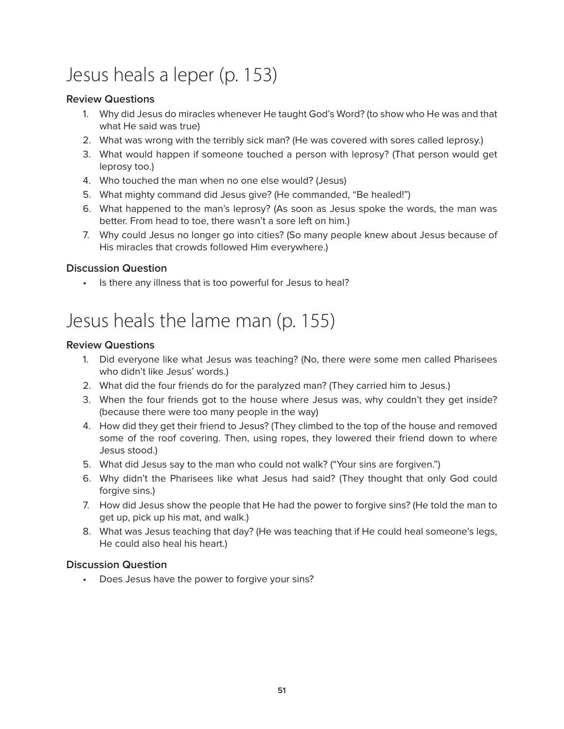# Jesus heals a leper (p. 153)

### Review Questions

1. Why did Jesus do miracles whenever He taught God's Word? (to show who He was and that what He said was true)
2. What was wrong with the terribly sick man? (He was covered with sores called leprosy.)
3. What would happen if someone touched a person with leprosy? (That person would get leprosy too.)
4. Who touched the man when no one else would? (Jesus)
5. What mighty command did Jesus give? (He commanded, "Be healed!")
6. What happened to the man's leprosy? (As soon as Jesus spoke the words, the man was better. From head to toe, there wasn't a sore left on him.)
7. Why could Jesus no longer go into cities? (So many people knew about Jesus because of His miracles that crowds followed Him everywhere.)

### Discussion Question

- Is there any illness that is too powerful for Jesus to heal?

# Jesus heals the lame man (p. 155)

### Review Questions

1. Did everyone like what Jesus was teaching? (No, there were some men called Pharisees who didn't like Jesus' words.)
2. What did the four friends do for the paralyzed man? (They carried him to Jesus.)
3. When the four friends got to the house where Jesus was, why couldn't they get inside? (because there were too many people in the way)
4. How did they get their friend to Jesus? (They climbed to the top of the house and removed some of the roof covering. Then, using ropes, they lowered their friend down to where Jesus stood.)
5. What did Jesus say to the man who could not walk? ("Your sins are forgiven.")
6. Why didn't the Pharisees like what Jesus had said? (They thought that only God could forgive sins.)
7. How did Jesus show the people that He had the power to forgive sins? (He told the man to get up, pick up his mat, and walk.)
8. What was Jesus teaching that day? (He was teaching that if He could heal someone's legs, He could also heal his heart.)

### Discussion Question

- Does Jesus have the power to forgive your sins?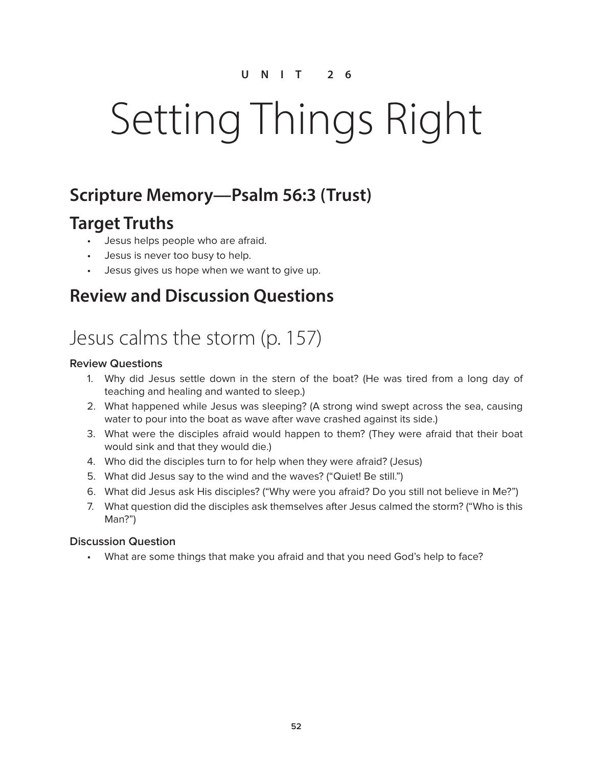UNIT 26

# Setting Things Right

## Scripture Memory—Psalm 56:3 (Trust)

## Target Truths

- Jesus helps people who are afraid.
- Jesus is never too busy to help.
- Jesus gives us hope when we want to give up.

## Review and Discussion Questions

# Jesus calms the storm (p. 157)

### Review Questions

1. Why did Jesus settle down in the stern of the boat? (He was tired from a long day of teaching and healing and wanted to sleep.)
2. What happened while Jesus was sleeping? (A strong wind swept across the sea, causing water to pour into the boat as wave after wave crashed against its side.)
3. What were the disciples afraid would happen to them? (They were afraid that their boat would sink and that they would die.)
4. Who did the disciples turn to for help when they were afraid? (Jesus)
5. What did Jesus say to the wind and the waves? ("Quiet! Be still.")
6. What did Jesus ask His disciples? ("Why were you afraid? Do you still not believe in Me?")
7. What question did the disciples ask themselves after Jesus calmed the storm? ("Who is this Man?")

### Discussion Question

- What are some things that make you afraid and that you need God's help to face?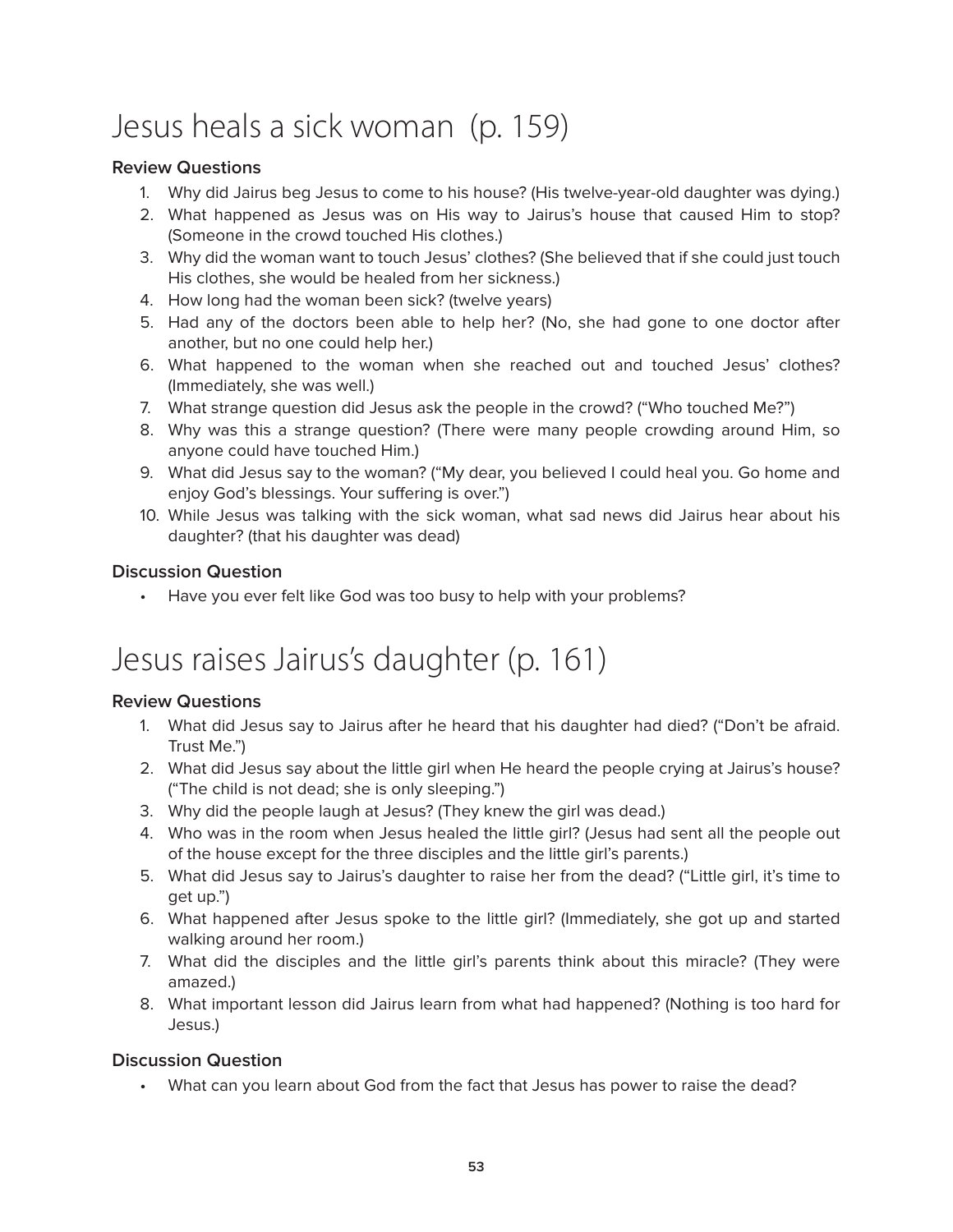# Jesus heals a sick woman (p. 159)

### Review Questions

1. Why did Jairus beg Jesus to come to his house? (His twelve-year-old daughter was dying.)
2. What happened as Jesus was on His way to Jairus's house that caused Him to stop? (Someone in the crowd touched His clothes.)
3. Why did the woman want to touch Jesus' clothes? (She believed that if she could just touch His clothes, she would be healed from her sickness.)
4. How long had the woman been sick? (twelve years)
5. Had any of the doctors been able to help her? (No, she had gone to one doctor after another, but no one could help her.)
6. What happened to the woman when she reached out and touched Jesus' clothes? (Immediately, she was well.)
7. What strange question did Jesus ask the people in the crowd? ("Who touched Me?")
8. Why was this a strange question? (There were many people crowding around Him, so anyone could have touched Him.)
9. What did Jesus say to the woman? ("My dear, you believed I could heal you. Go home and enjoy God's blessings. Your suffering is over.")
10. While Jesus was talking with the sick woman, what sad news did Jairus hear about his daughter? (that his daughter was dead)

### Discussion Question

- Have you ever felt like God was too busy to help with your problems?

# Jesus raises Jairus's daughter (p. 161)

### Review Questions

1. What did Jesus say to Jairus after he heard that his daughter had died? ("Don't be afraid. Trust Me.")
2. What did Jesus say about the little girl when He heard the people crying at Jairus's house? ("The child is not dead; she is only sleeping.")
3. Why did the people laugh at Jesus? (They knew the girl was dead.)
4. Who was in the room when Jesus healed the little girl? (Jesus had sent all the people out of the house except for the three disciples and the little girl's parents.)
5. What did Jesus say to Jairus's daughter to raise her from the dead? ("Little girl, it's time to get up.")
6. What happened after Jesus spoke to the little girl? (Immediately, she got up and started walking around her room.)
7. What did the disciples and the little girl's parents think about this miracle? (They were amazed.)
8. What important lesson did Jairus learn from what had happened? (Nothing is too hard for Jesus.)

### Discussion Question

- What can you learn about God from the fact that Jesus has power to raise the dead?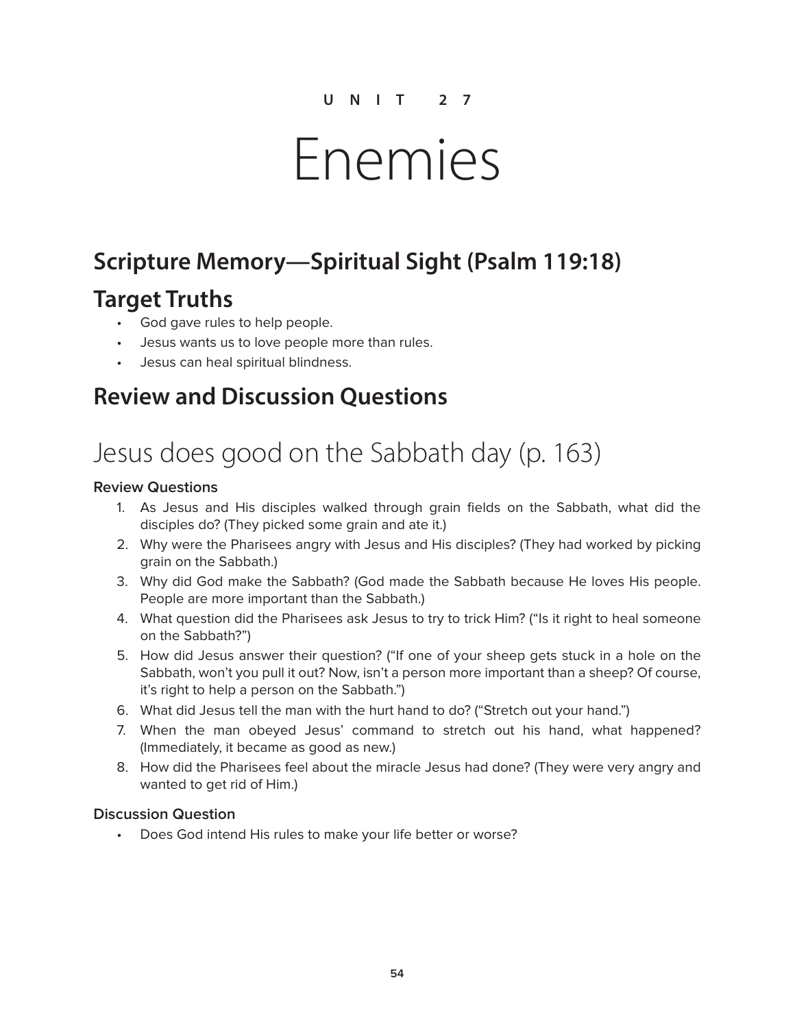UNIT 27

# Enemies

## Scripture Memory—Spiritual Sight (Psalm 119:18)

## Target Truths

- God gave rules to help people.
- Jesus wants us to love people more than rules.
- Jesus can heal spiritual blindness.

## Review and Discussion Questions

# Jesus does good on the Sabbath day (p. 163)

### Review Questions

1. As Jesus and His disciples walked through grain fields on the Sabbath, what did the disciples do? (They picked some grain and ate it.)
2. Why were the Pharisees angry with Jesus and His disciples? (They had worked by picking grain on the Sabbath.)
3. Why did God make the Sabbath? (God made the Sabbath because He loves His people. People are more important than the Sabbath.)
4. What question did the Pharisees ask Jesus to try to trick Him? ("Is it right to heal someone on the Sabbath?")
5. How did Jesus answer their question? ("If one of your sheep gets stuck in a hole on the Sabbath, won't you pull it out? Now, isn't a person more important than a sheep? Of course, it's right to help a person on the Sabbath.")
6. What did Jesus tell the man with the hurt hand to do? ("Stretch out your hand.")
7. When the man obeyed Jesus' command to stretch out his hand, what happened? (Immediately, it became as good as new.)
8. How did the Pharisees feel about the miracle Jesus had done? (They were very angry and wanted to get rid of Him.)

### Discussion Question

- Does God intend His rules to make your life better or worse?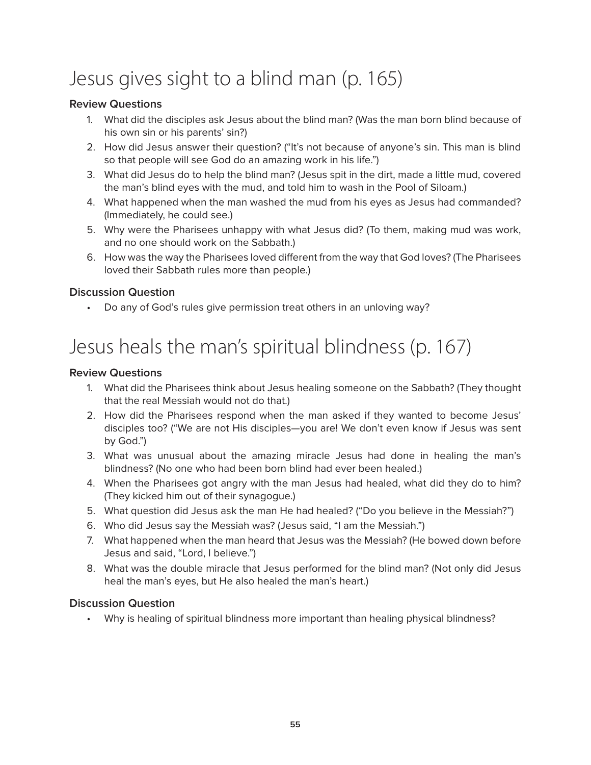# Jesus gives sight to a blind man (p. 165)

### Review Questions

1. What did the disciples ask Jesus about the blind man? (Was the man born blind because of his own sin or his parents' sin?)
2. How did Jesus answer their question? ("It's not because of anyone's sin. This man is blind so that people will see God do an amazing work in his life.")
3. What did Jesus do to help the blind man? (Jesus spit in the dirt, made a little mud, covered the man's blind eyes with the mud, and told him to wash in the Pool of Siloam.)
4. What happened when the man washed the mud from his eyes as Jesus had commanded? (Immediately, he could see.)
5. Why were the Pharisees unhappy with what Jesus did? (To them, making mud was work, and no one should work on the Sabbath.)
6. How was the way the Pharisees loved different from the way that God loves? (The Pharisees loved their Sabbath rules more than people.)

### Discussion Question

- Do any of God's rules give permission treat others in an unloving way?

# Jesus heals the man's spiritual blindness (p. 167)

### Review Questions

1. What did the Pharisees think about Jesus healing someone on the Sabbath? (They thought that the real Messiah would not do that.)
2. How did the Pharisees respond when the man asked if they wanted to become Jesus' disciples too? ("We are not His disciples—you are! We don't even know if Jesus was sent by God.")
3. What was unusual about the amazing miracle Jesus had done in healing the man's blindness? (No one who had been born blind had ever been healed.)
4. When the Pharisees got angry with the man Jesus had healed, what did they do to him? (They kicked him out of their synagogue.)
5. What question did Jesus ask the man He had healed? ("Do you believe in the Messiah?")
6. Who did Jesus say the Messiah was? (Jesus said, "I am the Messiah.")
7. What happened when the man heard that Jesus was the Messiah? (He bowed down before Jesus and said, "Lord, I believe.")
8. What was the double miracle that Jesus performed for the blind man? (Not only did Jesus heal the man's eyes, but He also healed the man's heart.)

### Discussion Question

- Why is healing of spiritual blindness more important than healing physical blindness?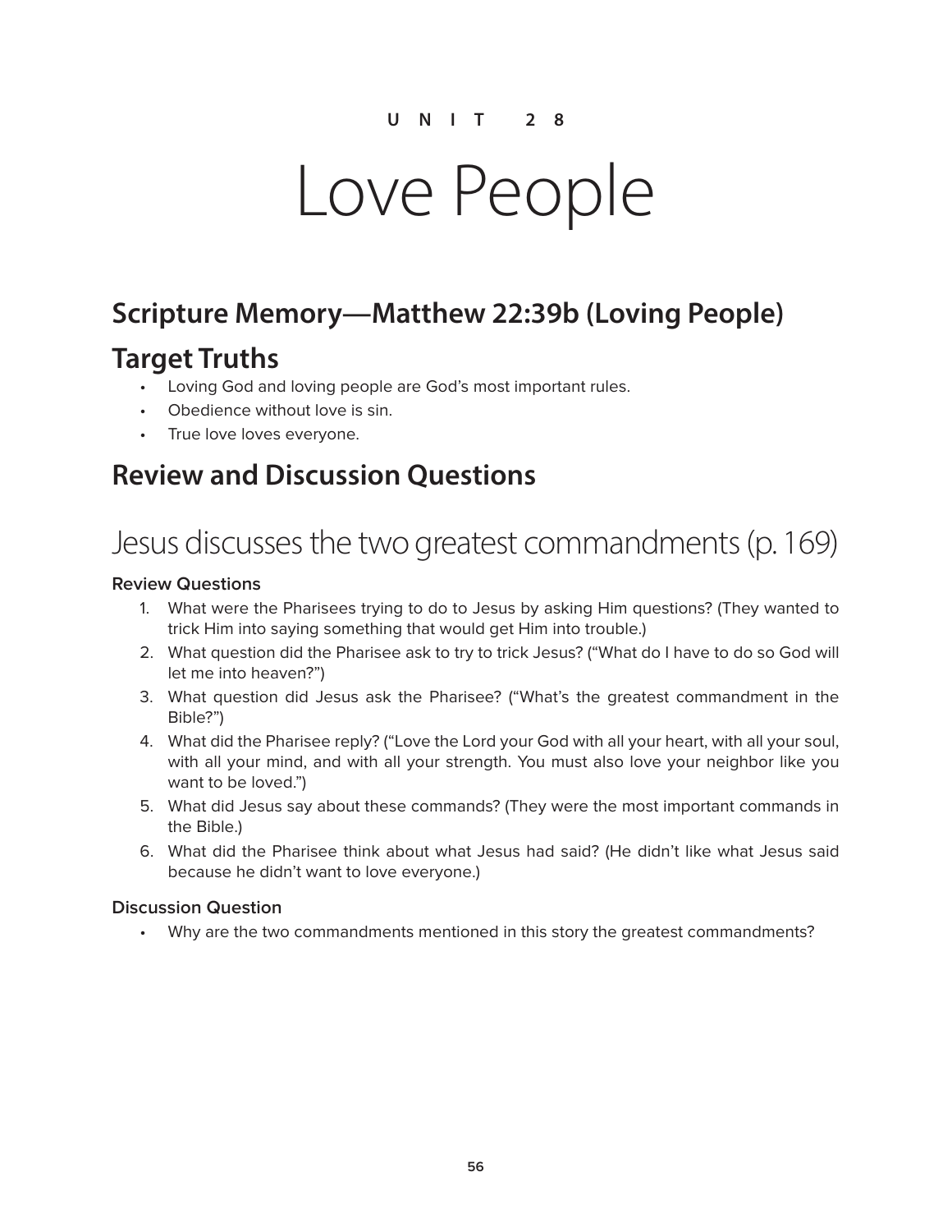UNIT 28

# Love People

## Scripture Memory—Matthew 22:39b (Loving People)

## Target Truths

- Loving God and loving people are God's most important rules.
- Obedience without love is sin.
- True love loves everyone.

## Review and Discussion Questions

# Jesus discusses the two greatest commandments (p. 169)

### Review Questions

1. What were the Pharisees trying to do to Jesus by asking Him questions? (They wanted to trick Him into saying something that would get Him into trouble.)
2. What question did the Pharisee ask to try to trick Jesus? ("What do I have to do so God will let me into heaven?")
3. What question did Jesus ask the Pharisee? ("What's the greatest commandment in the Bible?")
4. What did the Pharisee reply? ("Love the Lord your God with all your heart, with all your soul, with all your mind, and with all your strength. You must also love your neighbor like you want to be loved.")
5. What did Jesus say about these commands? (They were the most important commands in the Bible.)
6. What did the Pharisee think about what Jesus had said? (He didn't like what Jesus said because he didn't want to love everyone.)

### Discussion Question

- Why are the two commandments mentioned in this story the greatest commandments?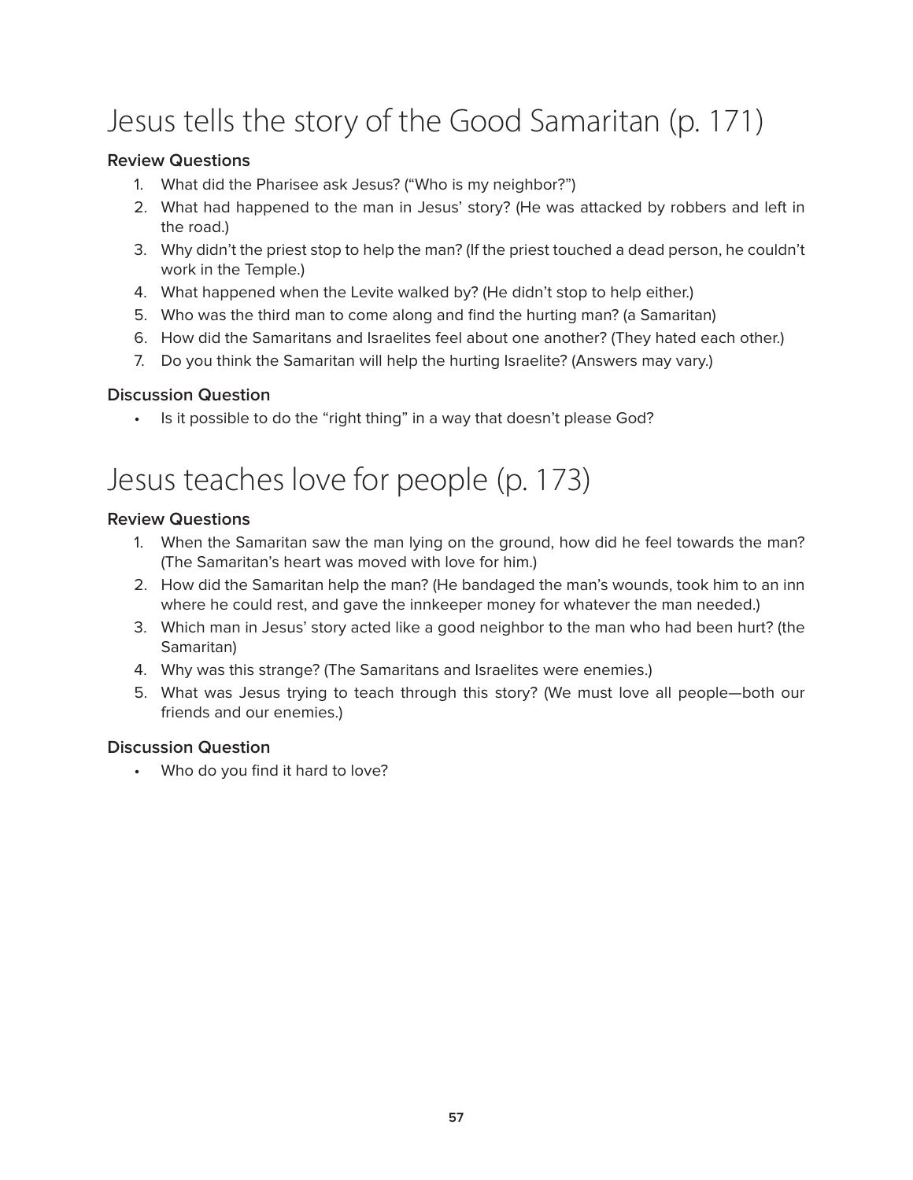# Jesus tells the story of the Good Samaritan (p. 171)

### Review Questions

1. What did the Pharisee ask Jesus? ("Who is my neighbor?")
2. What had happened to the man in Jesus' story? (He was attacked by robbers and left in the road.)
3. Why didn't the priest stop to help the man? (If the priest touched a dead person, he couldn't work in the Temple.)
4. What happened when the Levite walked by? (He didn't stop to help either.)
5. Who was the third man to come along and find the hurting man? (a Samaritan)
6. How did the Samaritans and Israelites feel about one another? (They hated each other.)
7. Do you think the Samaritan will help the hurting Israelite? (Answers may vary.)

### Discussion Question

- Is it possible to do the "right thing" in a way that doesn't please God?

# Jesus teaches love for people (p. 173)

### Review Questions

1. When the Samaritan saw the man lying on the ground, how did he feel towards the man? (The Samaritan's heart was moved with love for him.)
2. How did the Samaritan help the man? (He bandaged the man's wounds, took him to an inn where he could rest, and gave the innkeeper money for whatever the man needed.)
3. Which man in Jesus' story acted like a good neighbor to the man who had been hurt? (the Samaritan)
4. Why was this strange? (The Samaritans and Israelites were enemies.)
5. What was Jesus trying to teach through this story? (We must love all people—both our friends and our enemies.)

### Discussion Question

- Who do you find it hard to love?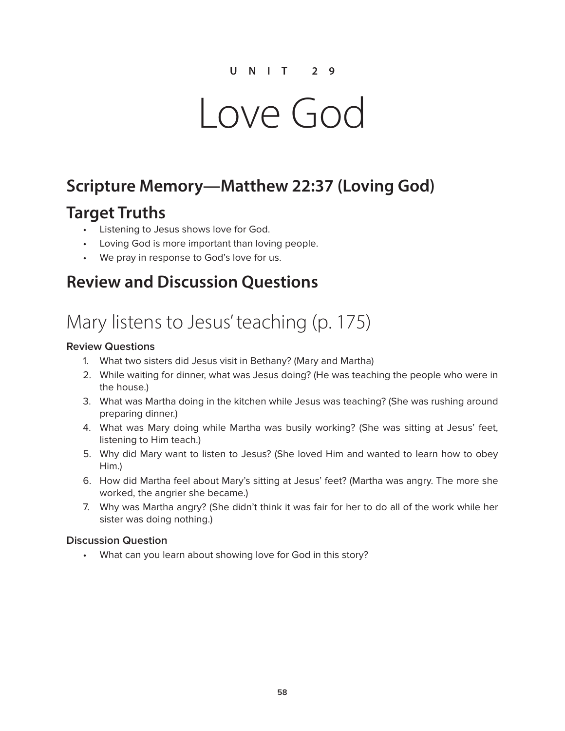UNIT 29

# Love God

## Scripture Memory—Matthew 22:37 (Loving God)

## Target Truths

- Listening to Jesus shows love for God.
- Loving God is more important than loving people.
- We pray in response to God's love for us.

## Review and Discussion Questions

# Mary listens to Jesus' teaching (p. 175)

**Review Questions**

1. What two sisters did Jesus visit in Bethany? (Mary and Martha)
2. While waiting for dinner, what was Jesus doing? (He was teaching the people who were in the house.)
3. What was Martha doing in the kitchen while Jesus was teaching? (She was rushing around preparing dinner.)
4. What was Mary doing while Martha was busily working? (She was sitting at Jesus' feet, listening to Him teach.)
5. Why did Mary want to listen to Jesus? (She loved Him and wanted to learn how to obey Him.)
6. How did Martha feel about Mary's sitting at Jesus' feet? (Martha was angry. The more she worked, the angrier she became.)
7. Why was Martha angry? (She didn't think it was fair for her to do all of the work while her sister was doing nothing.)

**Discussion Question**

- What can you learn about showing love for God in this story?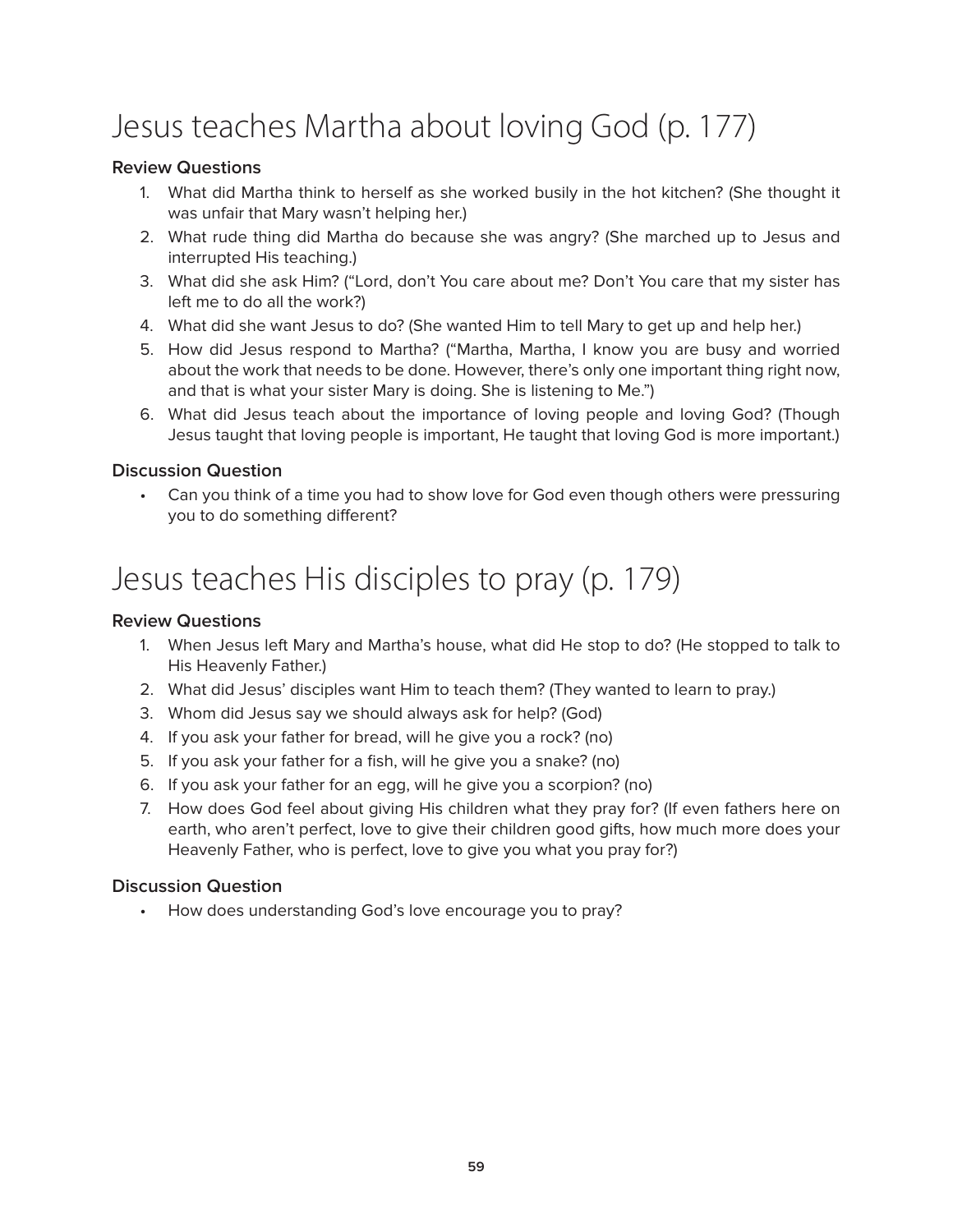# Jesus teaches Martha about loving God (p. 177)

### Review Questions

1. What did Martha think to herself as she worked busily in the hot kitchen? (She thought it was unfair that Mary wasn't helping her.)
2. What rude thing did Martha do because she was angry? (She marched up to Jesus and interrupted His teaching.)
3. What did she ask Him? ("Lord, don't You care about me? Don't You care that my sister has left me to do all the work?)
4. What did she want Jesus to do? (She wanted Him to tell Mary to get up and help her.)
5. How did Jesus respond to Martha? ("Martha, Martha, I know you are busy and worried about the work that needs to be done. However, there's only one important thing right now, and that is what your sister Mary is doing. She is listening to Me.")
6. What did Jesus teach about the importance of loving people and loving God? (Though Jesus taught that loving people is important, He taught that loving God is more important.)

### Discussion Question

- Can you think of a time you had to show love for God even though others were pressuring you to do something different?

# Jesus teaches His disciples to pray (p. 179)

### Review Questions

1. When Jesus left Mary and Martha's house, what did He stop to do? (He stopped to talk to His Heavenly Father.)
2. What did Jesus' disciples want Him to teach them? (They wanted to learn to pray.)
3. Whom did Jesus say we should always ask for help? (God)
4. If you ask your father for bread, will he give you a rock? (no)
5. If you ask your father for a fish, will he give you a snake? (no)
6. If you ask your father for an egg, will he give you a scorpion? (no)
7. How does God feel about giving His children what they pray for? (If even fathers here on earth, who aren't perfect, love to give their children good gifts, how much more does your Heavenly Father, who is perfect, love to give you what you pray for?)

### Discussion Question

- How does understanding God's love encourage you to pray?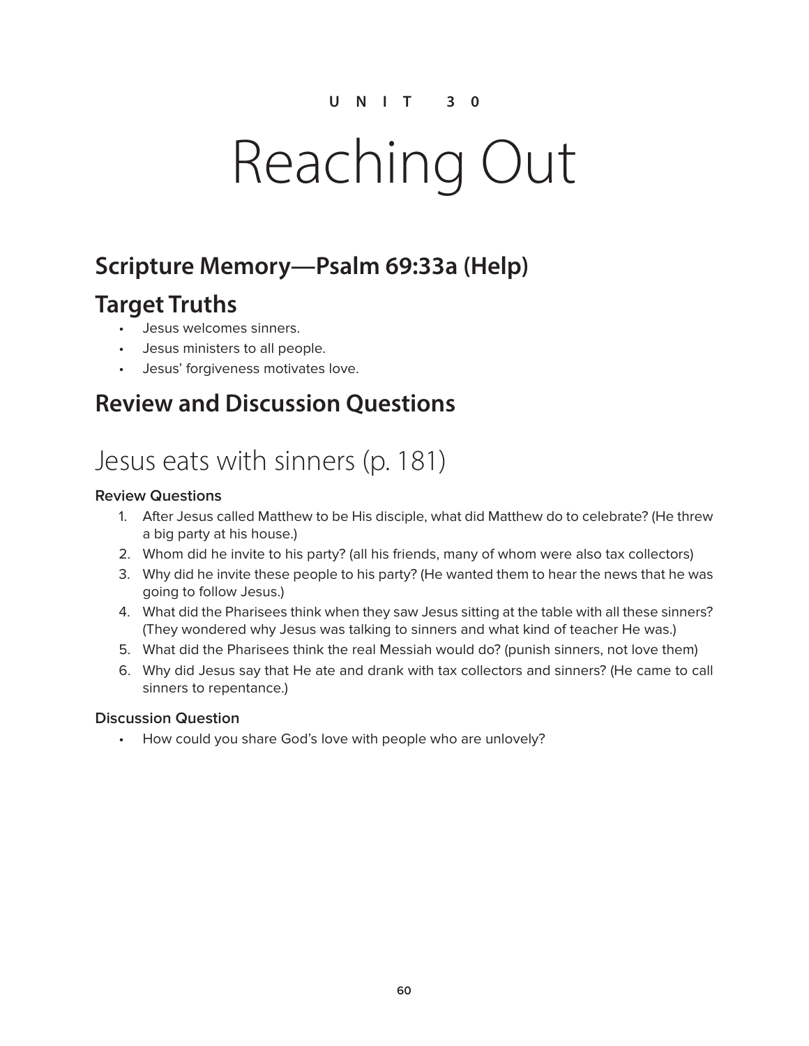UNIT 30

# Reaching Out

## Scripture Memory—Psalm 69:33a (Help)

## Target Truths

- Jesus welcomes sinners.
- Jesus ministers to all people.
- Jesus' forgiveness motivates love.

## Review and Discussion Questions

## Jesus eats with sinners (p. 181)

**Review Questions**

1. After Jesus called Matthew to be His disciple, what did Matthew do to celebrate? (He threw a big party at his house.)
2. Whom did he invite to his party? (all his friends, many of whom were also tax collectors)
3. Why did he invite these people to his party? (He wanted them to hear the news that he was going to follow Jesus.)
4. What did the Pharisees think when they saw Jesus sitting at the table with all these sinners? (They wondered why Jesus was talking to sinners and what kind of teacher He was.)
5. What did the Pharisees think the real Messiah would do? (punish sinners, not love them)
6. Why did Jesus say that He ate and drank with tax collectors and sinners? (He came to call sinners to repentance.)

**Discussion Question**

- How could you share God's love with people who are unlovely?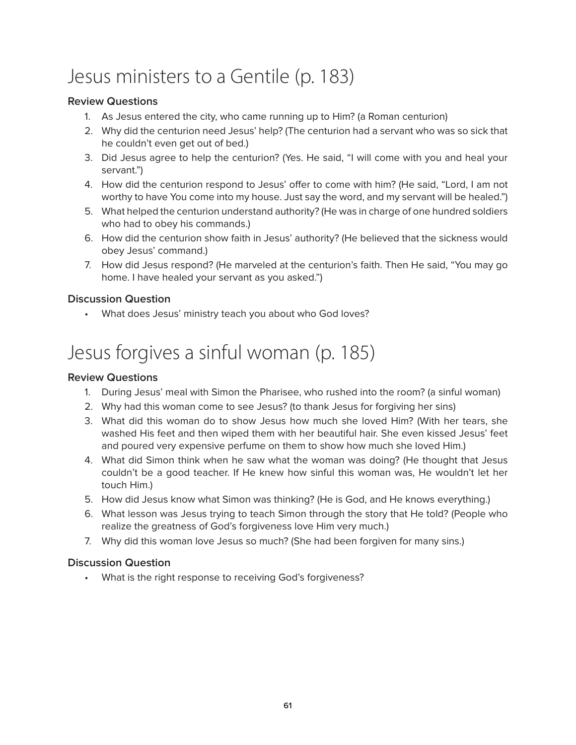# Jesus ministers to a Gentile (p. 183)

### Review Questions

1. As Jesus entered the city, who came running up to Him? (a Roman centurion)
2. Why did the centurion need Jesus' help? (The centurion had a servant who was so sick that he couldn't even get out of bed.)
3. Did Jesus agree to help the centurion? (Yes. He said, "I will come with you and heal your servant.")
4. How did the centurion respond to Jesus' offer to come with him? (He said, "Lord, I am not worthy to have You come into my house. Just say the word, and my servant will be healed.")
5. What helped the centurion understand authority? (He was in charge of one hundred soldiers who had to obey his commands.)
6. How did the centurion show faith in Jesus' authority? (He believed that the sickness would obey Jesus' command.)
7. How did Jesus respond? (He marveled at the centurion's faith. Then He said, "You may go home. I have healed your servant as you asked.")

### Discussion Question

- What does Jesus' ministry teach you about who God loves?

# Jesus forgives a sinful woman (p. 185)

### Review Questions

1. During Jesus' meal with Simon the Pharisee, who rushed into the room? (a sinful woman)
2. Why had this woman come to see Jesus? (to thank Jesus for forgiving her sins)
3. What did this woman do to show Jesus how much she loved Him? (With her tears, she washed His feet and then wiped them with her beautiful hair. She even kissed Jesus' feet and poured very expensive perfume on them to show how much she loved Him.)
4. What did Simon think when he saw what the woman was doing? (He thought that Jesus couldn't be a good teacher. If He knew how sinful this woman was, He wouldn't let her touch Him.)
5. How did Jesus know what Simon was thinking? (He is God, and He knows everything.)
6. What lesson was Jesus trying to teach Simon through the story that He told? (People who realize the greatness of God's forgiveness love Him very much.)
7. Why did this woman love Jesus so much? (She had been forgiven for many sins.)

### Discussion Question

- What is the right response to receiving God's forgiveness?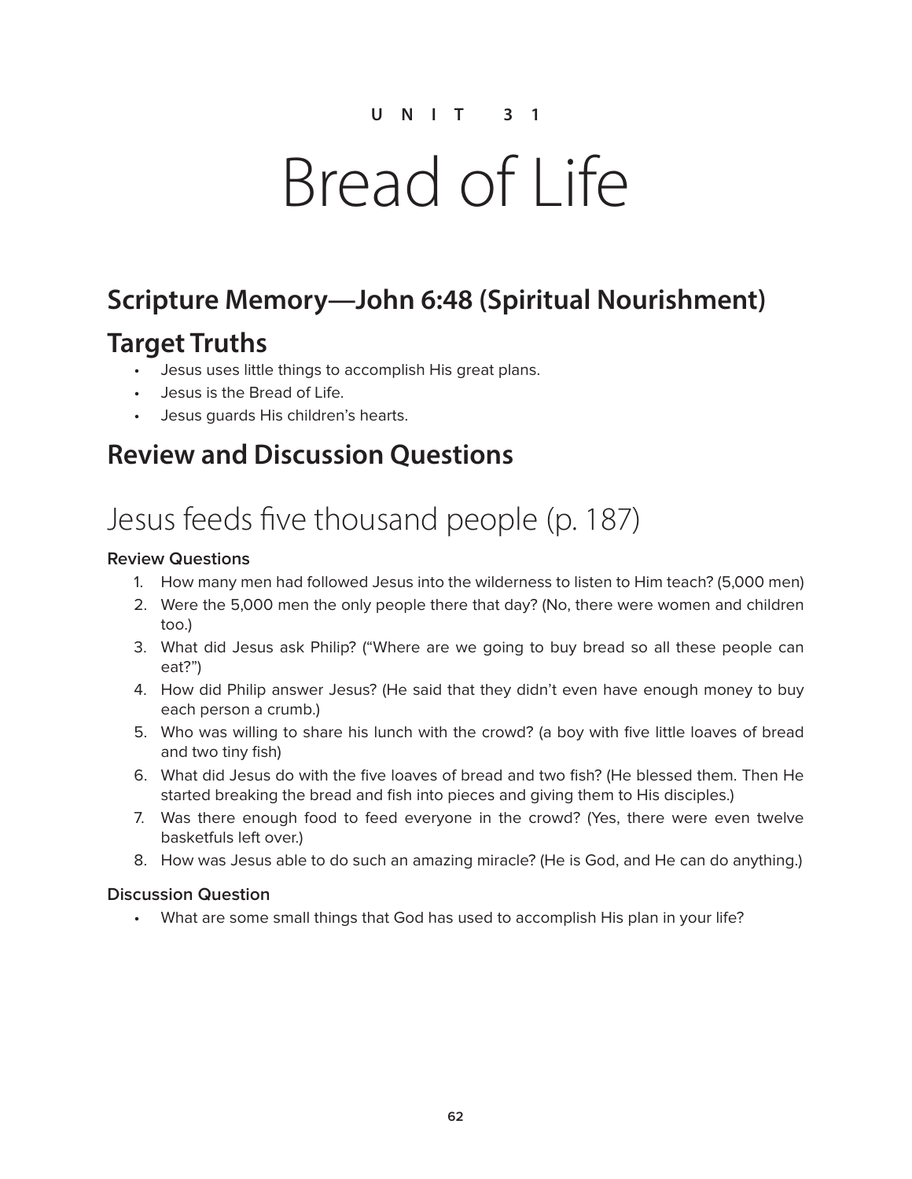UNIT 31

# Bread of Life

## Scripture Memory—John 6:48 (Spiritual Nourishment)

## Target Truths

- Jesus uses little things to accomplish His great plans.
- Jesus is the Bread of Life.
- Jesus guards His children's hearts.

## Review and Discussion Questions

# Jesus feeds five thousand people (p. 187)

### Review Questions

1. How many men had followed Jesus into the wilderness to listen to Him teach? (5,000 men)
2. Were the 5,000 men the only people there that day? (No, there were women and children too.)
3. What did Jesus ask Philip? ("Where are we going to buy bread so all these people can eat?")
4. How did Philip answer Jesus? (He said that they didn't even have enough money to buy each person a crumb.)
5. Who was willing to share his lunch with the crowd? (a boy with five little loaves of bread and two tiny fish)
6. What did Jesus do with the five loaves of bread and two fish? (He blessed them. Then He started breaking the bread and fish into pieces and giving them to His disciples.)
7. Was there enough food to feed everyone in the crowd? (Yes, there were even twelve basketfuls left over.)
8. How was Jesus able to do such an amazing miracle? (He is God, and He can do anything.)

### Discussion Question

- What are some small things that God has used to accomplish His plan in your life?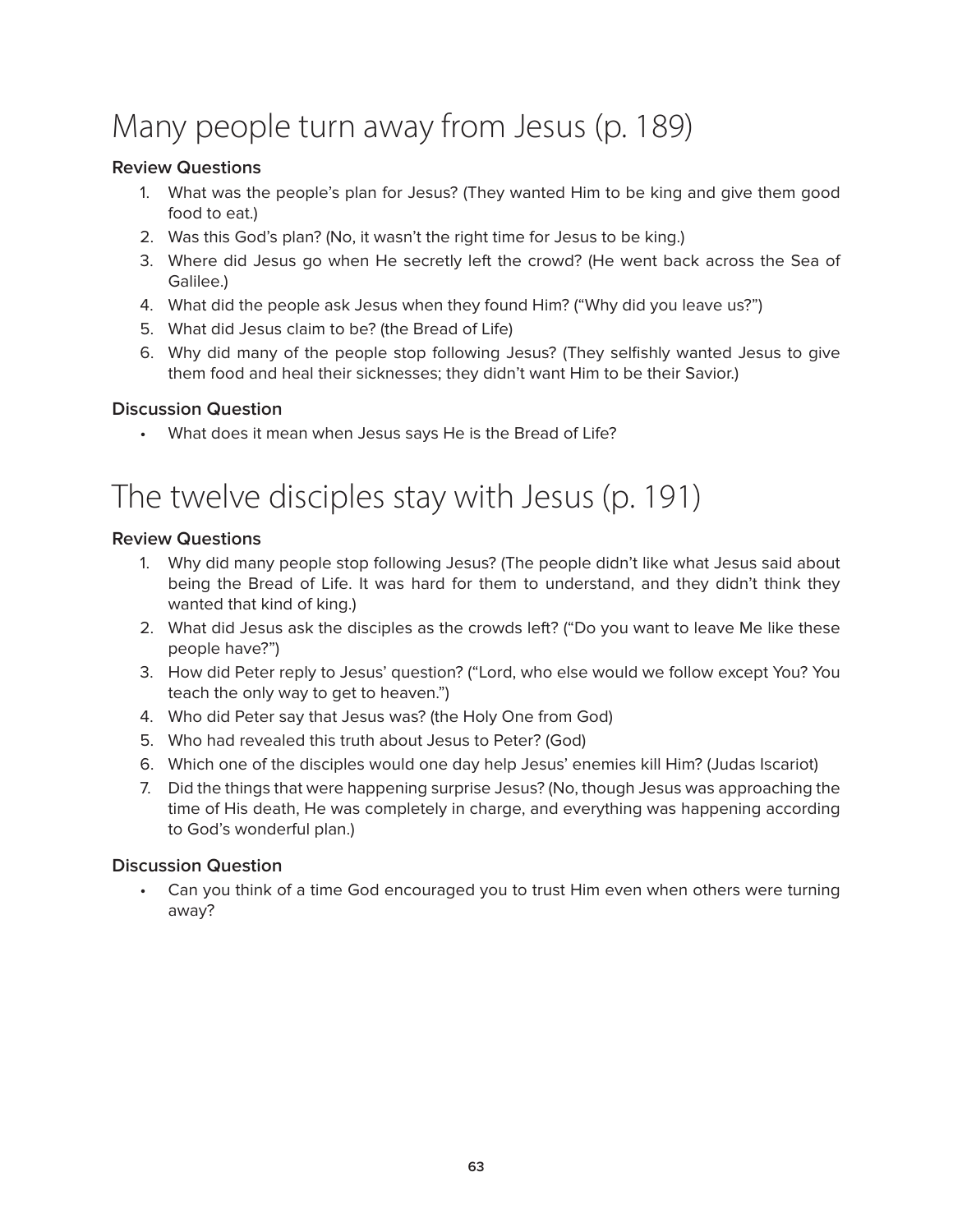# Many people turn away from Jesus (p. 189)

### Review Questions

1. What was the people's plan for Jesus? (They wanted Him to be king and give them good food to eat.)
2. Was this God's plan? (No, it wasn't the right time for Jesus to be king.)
3. Where did Jesus go when He secretly left the crowd? (He went back across the Sea of Galilee.)
4. What did the people ask Jesus when they found Him? ("Why did you leave us?")
5. What did Jesus claim to be? (the Bread of Life)
6. Why did many of the people stop following Jesus? (They selfishly wanted Jesus to give them food and heal their sicknesses; they didn't want Him to be their Savior.)

### Discussion Question

- What does it mean when Jesus says He is the Bread of Life?

# The twelve disciples stay with Jesus (p. 191)

### Review Questions

1. Why did many people stop following Jesus? (The people didn't like what Jesus said about being the Bread of Life. It was hard for them to understand, and they didn't think they wanted that kind of king.)
2. What did Jesus ask the disciples as the crowds left? ("Do you want to leave Me like these people have?")
3. How did Peter reply to Jesus' question? ("Lord, who else would we follow except You? You teach the only way to get to heaven.")
4. Who did Peter say that Jesus was? (the Holy One from God)
5. Who had revealed this truth about Jesus to Peter? (God)
6. Which one of the disciples would one day help Jesus' enemies kill Him? (Judas Iscariot)
7. Did the things that were happening surprise Jesus? (No, though Jesus was approaching the time of His death, He was completely in charge, and everything was happening according to God's wonderful plan.)

### Discussion Question

- Can you think of a time God encouraged you to trust Him even when others were turning away?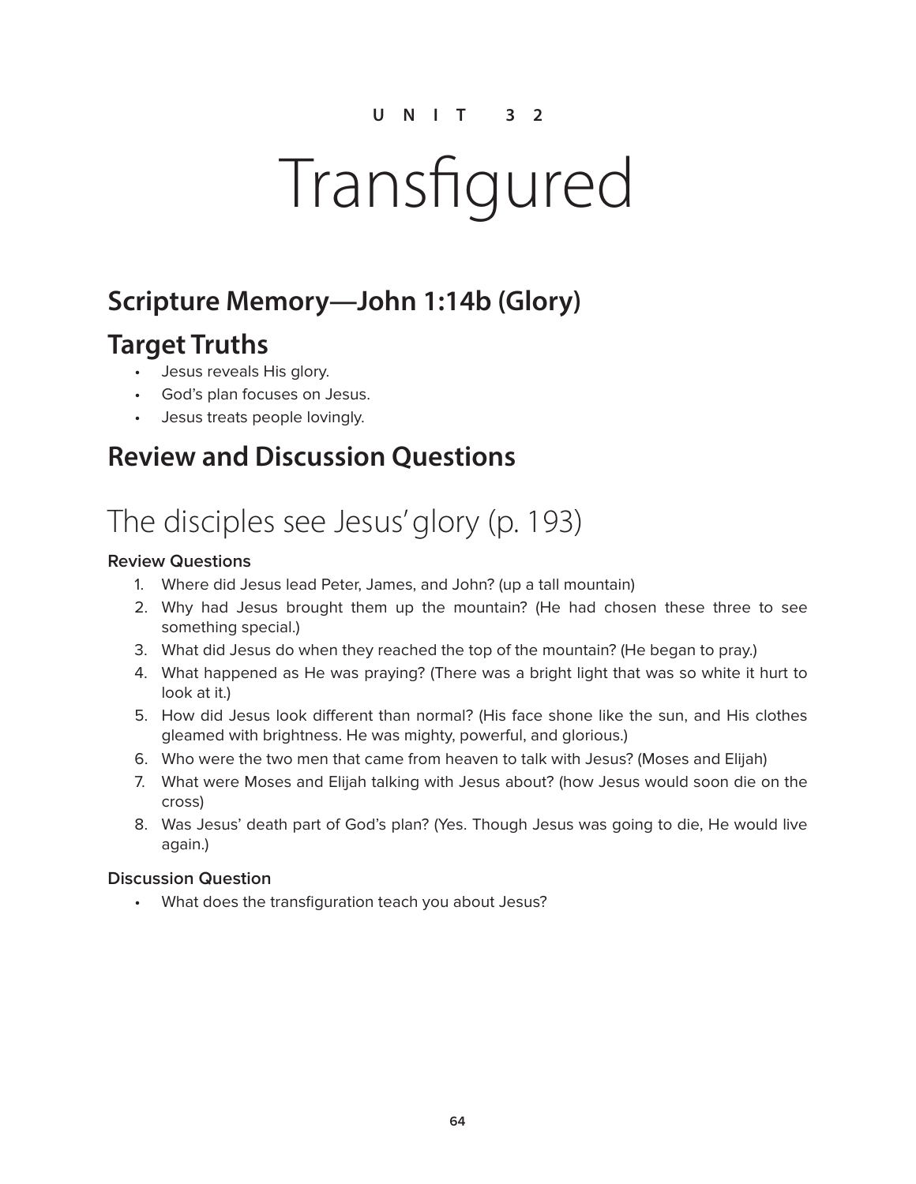UNIT 32

# Transfigured

## Scripture Memory—John 1:14b (Glory)

## Target Truths

- Jesus reveals His glory.
- God's plan focuses on Jesus.
- Jesus treats people lovingly.

## Review and Discussion Questions

# The disciples see Jesus' glory (p. 193)

### Review Questions

1. Where did Jesus lead Peter, James, and John? (up a tall mountain)
2. Why had Jesus brought them up the mountain? (He had chosen these three to see something special.)
3. What did Jesus do when they reached the top of the mountain? (He began to pray.)
4. What happened as He was praying? (There was a bright light that was so white it hurt to look at it.)
5. How did Jesus look different than normal? (His face shone like the sun, and His clothes gleamed with brightness. He was mighty, powerful, and glorious.)
6. Who were the two men that came from heaven to talk with Jesus? (Moses and Elijah)
7. What were Moses and Elijah talking with Jesus about? (how Jesus would soon die on the cross)
8. Was Jesus' death part of God's plan? (Yes. Though Jesus was going to die, He would live again.)

### Discussion Question

- What does the transfiguration teach you about Jesus?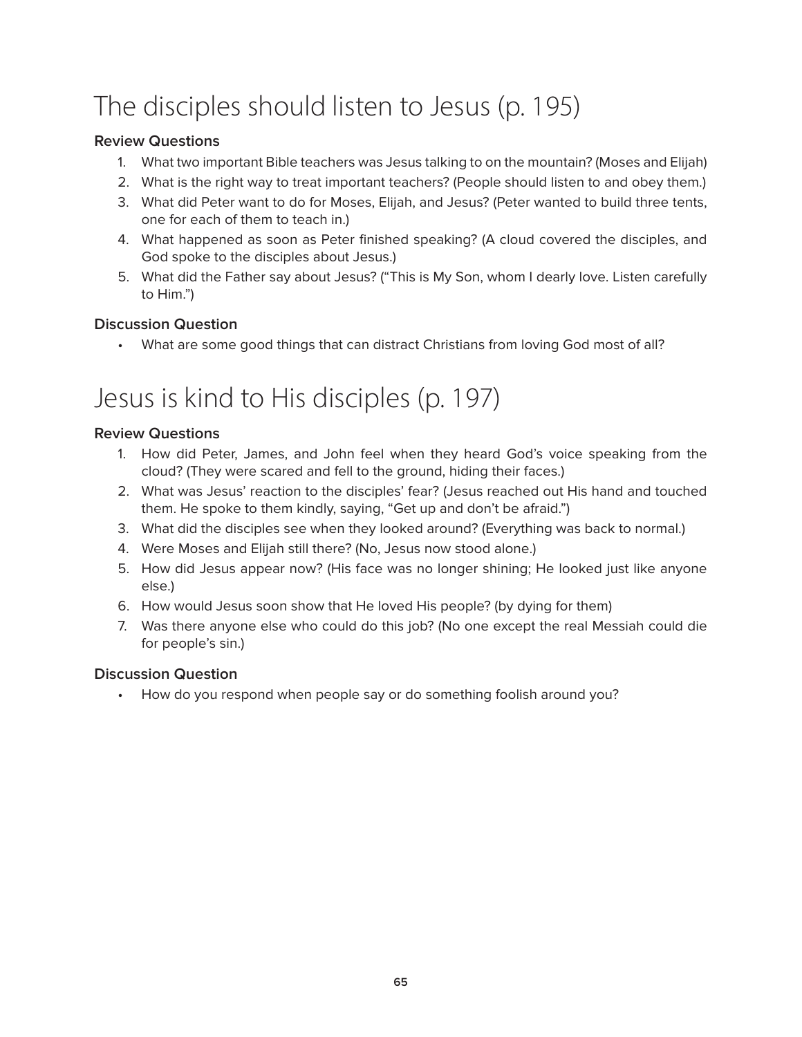# The disciples should listen to Jesus (p. 195)

**Review Questions**

1. What two important Bible teachers was Jesus talking to on the mountain? (Moses and Elijah)
2. What is the right way to treat important teachers? (People should listen to and obey them.)
3. What did Peter want to do for Moses, Elijah, and Jesus? (Peter wanted to build three tents, one for each of them to teach in.)
4. What happened as soon as Peter finished speaking? (A cloud covered the disciples, and God spoke to the disciples about Jesus.)
5. What did the Father say about Jesus? ("This is My Son, whom I dearly love. Listen carefully to Him.")

**Discussion Question**

- What are some good things that can distract Christians from loving God most of all?

# Jesus is kind to His disciples (p. 197)

**Review Questions**

1. How did Peter, James, and John feel when they heard God's voice speaking from the cloud? (They were scared and fell to the ground, hiding their faces.)
2. What was Jesus' reaction to the disciples' fear? (Jesus reached out His hand and touched them. He spoke to them kindly, saying, "Get up and don't be afraid.")
3. What did the disciples see when they looked around? (Everything was back to normal.)
4. Were Moses and Elijah still there? (No, Jesus now stood alone.)
5. How did Jesus appear now? (His face was no longer shining; He looked just like anyone else.)
6. How would Jesus soon show that He loved His people? (by dying for them)
7. Was there anyone else who could do this job? (No one except the real Messiah could die for people's sin.)

**Discussion Question**

- How do you respond when people say or do something foolish around you?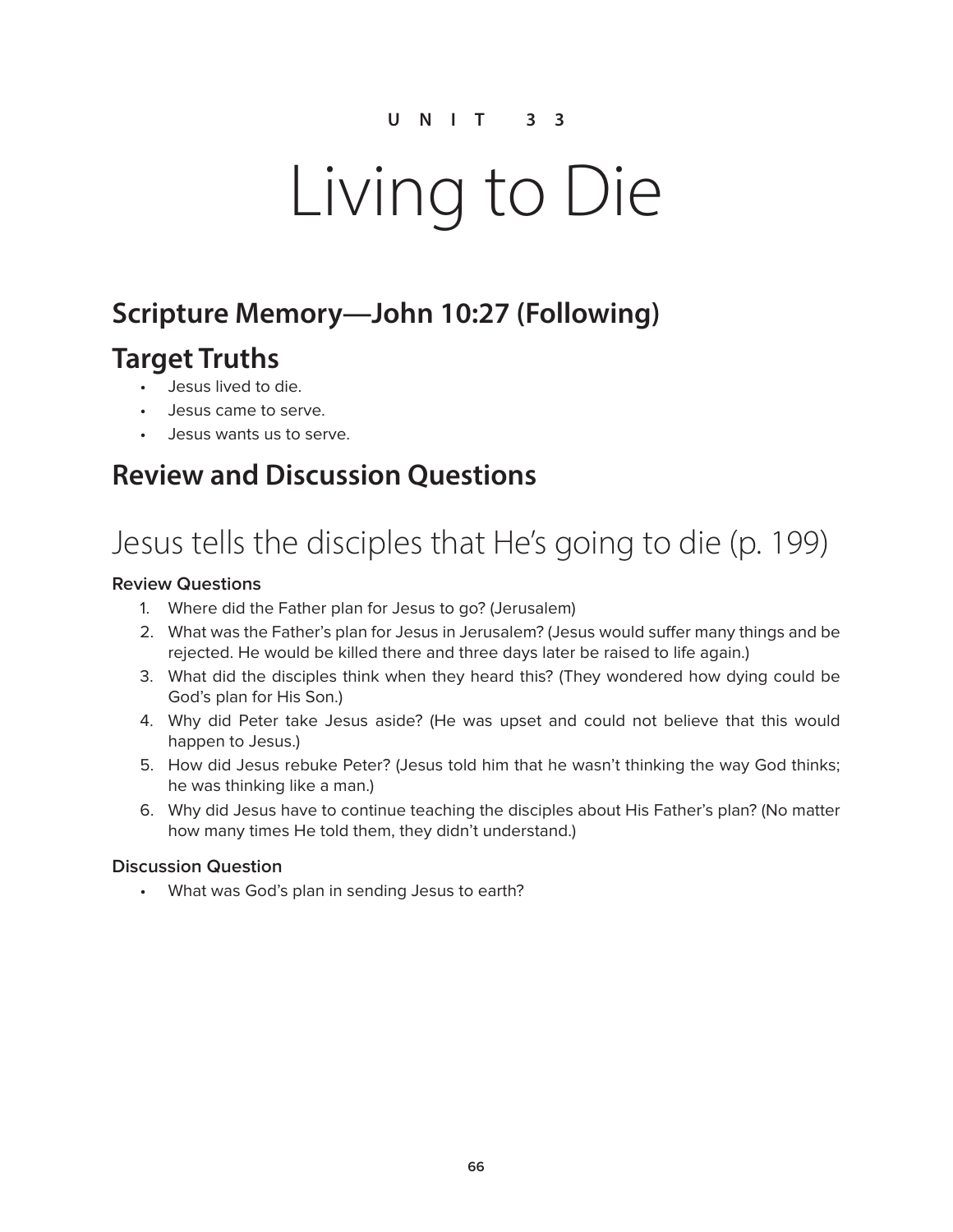UNIT 33

# Living to Die

## Scripture Memory—John 10:27 (Following)

## Target Truths

- Jesus lived to die.
- Jesus came to serve.
- Jesus wants us to serve.

## Review and Discussion Questions

# Jesus tells the disciples that He's going to die (p. 199)

### Review Questions

1. Where did the Father plan for Jesus to go? (Jerusalem)
2. What was the Father's plan for Jesus in Jerusalem? (Jesus would suffer many things and be rejected. He would be killed there and three days later be raised to life again.)
3. What did the disciples think when they heard this? (They wondered how dying could be God's plan for His Son.)
4. Why did Peter take Jesus aside? (He was upset and could not believe that this would happen to Jesus.)
5. How did Jesus rebuke Peter? (Jesus told him that he wasn't thinking the way God thinks; he was thinking like a man.)
6. Why did Jesus have to continue teaching the disciples about His Father's plan? (No matter how many times He told them, they didn't understand.)

### Discussion Question

- What was God's plan in sending Jesus to earth?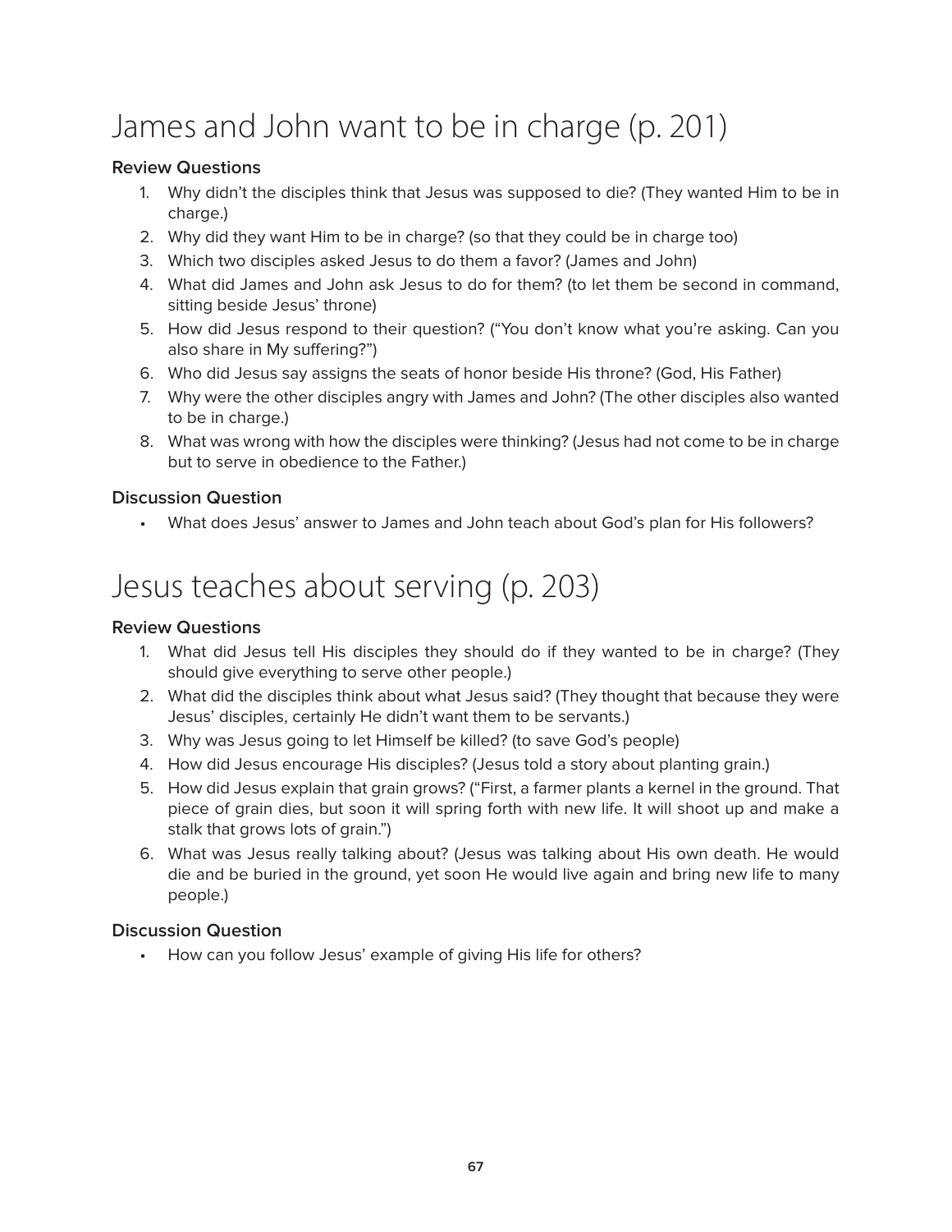# James and John want to be in charge (p. 201)

**Review Questions**

1. Why didn't the disciples think that Jesus was supposed to die? (They wanted Him to be in charge.)
2. Why did they want Him to be in charge? (so that they could be in charge too)
3. Which two disciples asked Jesus to do them a favor? (James and John)
4. What did James and John ask Jesus to do for them? (to let them be second in command, sitting beside Jesus' throne)
5. How did Jesus respond to their question? ("You don't know what you're asking. Can you also share in My suffering?")
6. Who did Jesus say assigns the seats of honor beside His throne? (God, His Father)
7. Why were the other disciples angry with James and John? (The other disciples also wanted to be in charge.)
8. What was wrong with how the disciples were thinking? (Jesus had not come to be in charge but to serve in obedience to the Father.)

**Discussion Question**

- What does Jesus' answer to James and John teach about God's plan for His followers?

# Jesus teaches about serving (p. 203)

**Review Questions**

1. What did Jesus tell His disciples they should do if they wanted to be in charge? (They should give everything to serve other people.)
2. What did the disciples think about what Jesus said? (They thought that because they were Jesus' disciples, certainly He didn't want them to be servants.)
3. Why was Jesus going to let Himself be killed? (to save God's people)
4. How did Jesus encourage His disciples? (Jesus told a story about planting grain.)
5. How did Jesus explain that grain grows? ("First, a farmer plants a kernel in the ground. That piece of grain dies, but soon it will spring forth with new life. It will shoot up and make a stalk that grows lots of grain.")
6. What was Jesus really talking about? (Jesus was talking about His own death. He would die and be buried in the ground, yet soon He would live again and bring new life to many people.)

**Discussion Question**

- How can you follow Jesus' example of giving His life for others?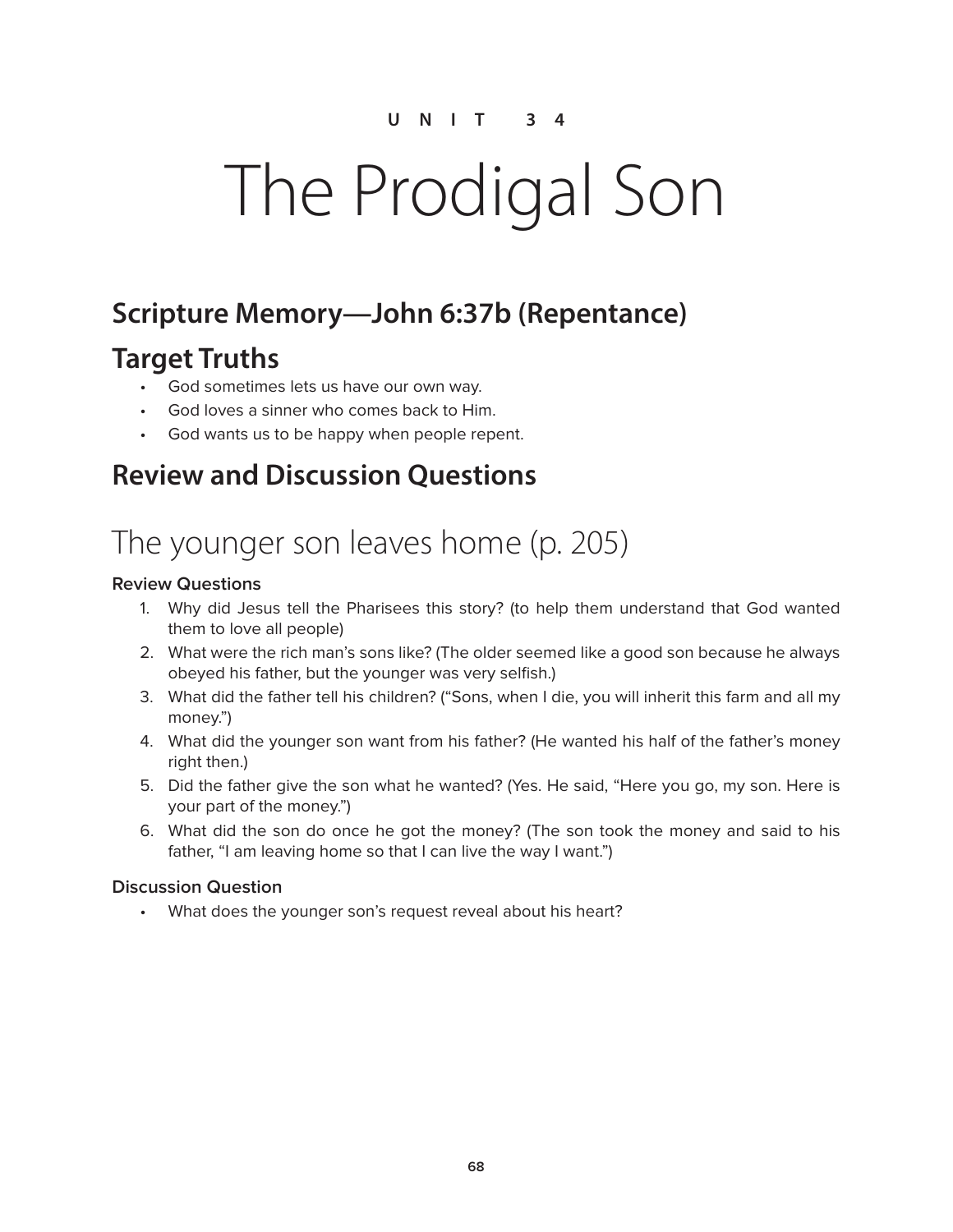UNIT 34

# The Prodigal Son

## Scripture Memory—John 6:37b (Repentance)

## Target Truths

- God sometimes lets us have our own way.
- God loves a sinner who comes back to Him.
- God wants us to be happy when people repent.

## Review and Discussion Questions

# The younger son leaves home (p. 205)

### Review Questions

1. Why did Jesus tell the Pharisees this story? (to help them understand that God wanted them to love all people)
2. What were the rich man's sons like? (The older seemed like a good son because he always obeyed his father, but the younger was very selfish.)
3. What did the father tell his children? ("Sons, when I die, you will inherit this farm and all my money.")
4. What did the younger son want from his father? (He wanted his half of the father's money right then.)
5. Did the father give the son what he wanted? (Yes. He said, "Here you go, my son. Here is your part of the money.")
6. What did the son do once he got the money? (The son took the money and said to his father, "I am leaving home so that I can live the way I want.")

### Discussion Question

- What does the younger son's request reveal about his heart?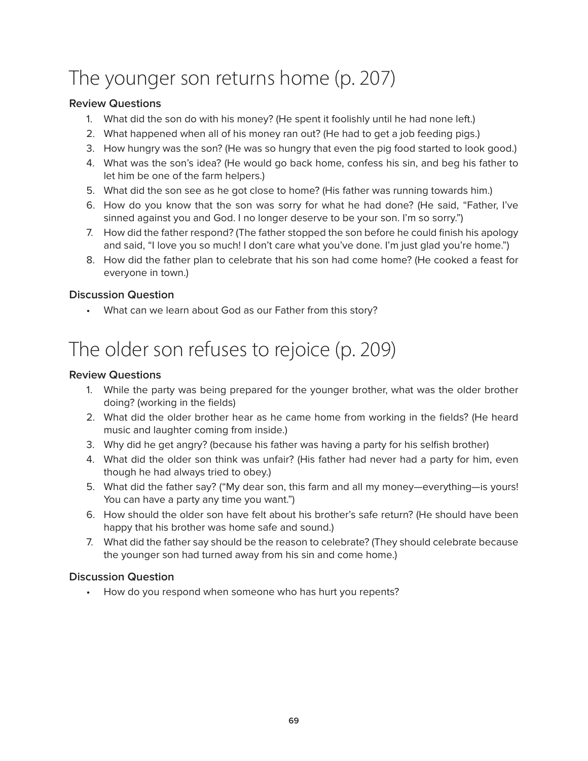# The younger son returns home (p. 207)

### Review Questions

1. What did the son do with his money? (He spent it foolishly until he had none left.)
2. What happened when all of his money ran out? (He had to get a job feeding pigs.)
3. How hungry was the son? (He was so hungry that even the pig food started to look good.)
4. What was the son's idea? (He would go back home, confess his sin, and beg his father to let him be one of the farm helpers.)
5. What did the son see as he got close to home? (His father was running towards him.)
6. How do you know that the son was sorry for what he had done? (He said, "Father, I've sinned against you and God. I no longer deserve to be your son. I'm so sorry.")
7. How did the father respond? (The father stopped the son before he could finish his apology and said, "I love you so much! I don't care what you've done. I'm just glad you're home.")
8. How did the father plan to celebrate that his son had come home? (He cooked a feast for everyone in town.)

### Discussion Question

- What can we learn about God as our Father from this story?

# The older son refuses to rejoice (p. 209)

### Review Questions

1. While the party was being prepared for the younger brother, what was the older brother doing? (working in the fields)
2. What did the older brother hear as he came home from working in the fields? (He heard music and laughter coming from inside.)
3. Why did he get angry? (because his father was having a party for his selfish brother)
4. What did the older son think was unfair? (His father had never had a party for him, even though he had always tried to obey.)
5. What did the father say? ("My dear son, this farm and all my money—everything—is yours! You can have a party any time you want.")
6. How should the older son have felt about his brother's safe return? (He should have been happy that his brother was home safe and sound.)
7. What did the father say should be the reason to celebrate? (They should celebrate because the younger son had turned away from his sin and come home.)

### Discussion Question

- How do you respond when someone who has hurt you repents?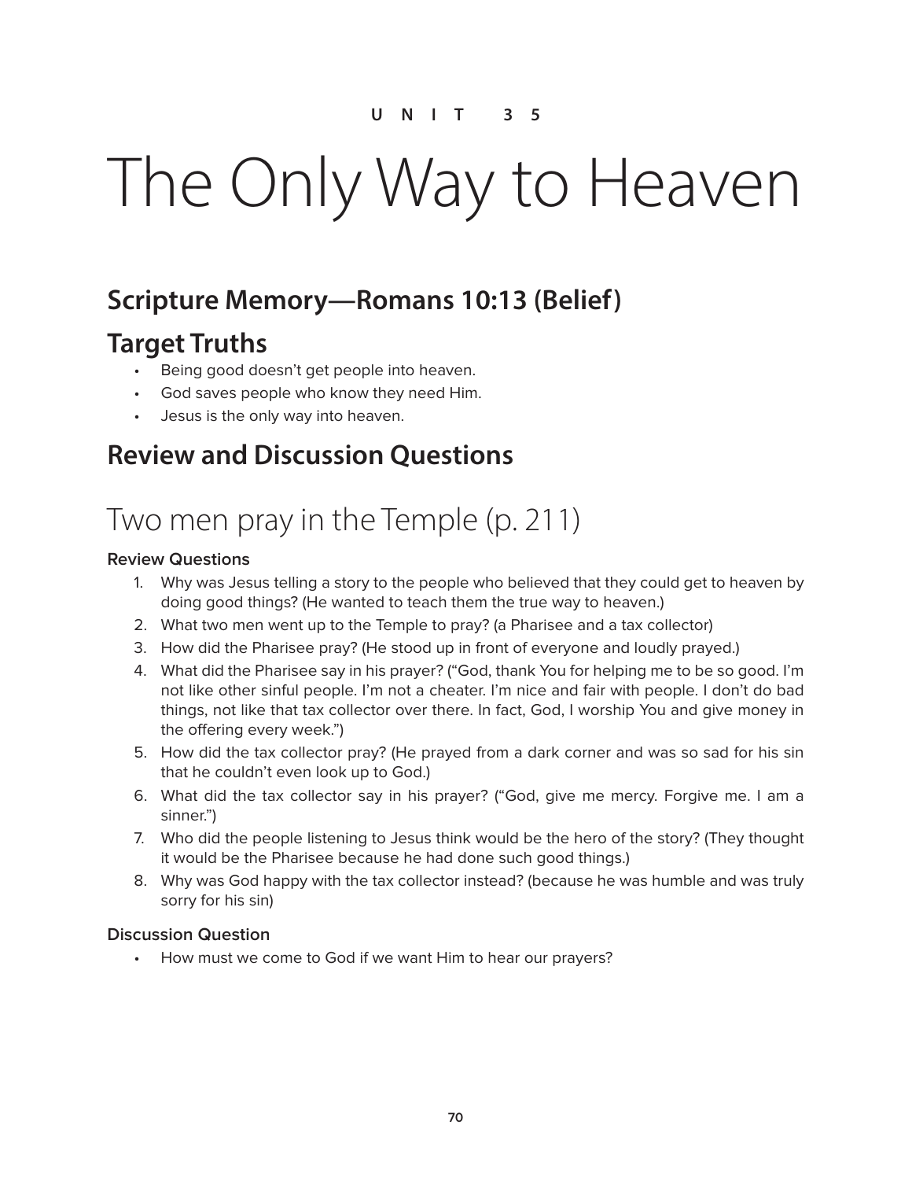UNIT 35

# The Only Way to Heaven

## Scripture Memory—Romans 10:13 (Belief)

## Target Truths

- Being good doesn't get people into heaven.
- God saves people who know they need Him.
- Jesus is the only way into heaven.

## Review and Discussion Questions

# Two men pray in the Temple (p. 211)

### Review Questions

1. Why was Jesus telling a story to the people who believed that they could get to heaven by doing good things? (He wanted to teach them the true way to heaven.)
2. What two men went up to the Temple to pray? (a Pharisee and a tax collector)
3. How did the Pharisee pray? (He stood up in front of everyone and loudly prayed.)
4. What did the Pharisee say in his prayer? ("God, thank You for helping me to be so good. I'm not like other sinful people. I'm not a cheater. I'm nice and fair with people. I don't do bad things, not like that tax collector over there. In fact, God, I worship You and give money in the offering every week.")
5. How did the tax collector pray? (He prayed from a dark corner and was so sad for his sin that he couldn't even look up to God.)
6. What did the tax collector say in his prayer? ("God, give me mercy. Forgive me. I am a sinner.")
7. Who did the people listening to Jesus think would be the hero of the story? (They thought it would be the Pharisee because he had done such good things.)
8. Why was God happy with the tax collector instead? (because he was humble and was truly sorry for his sin)

### Discussion Question

- How must we come to God if we want Him to hear our prayers?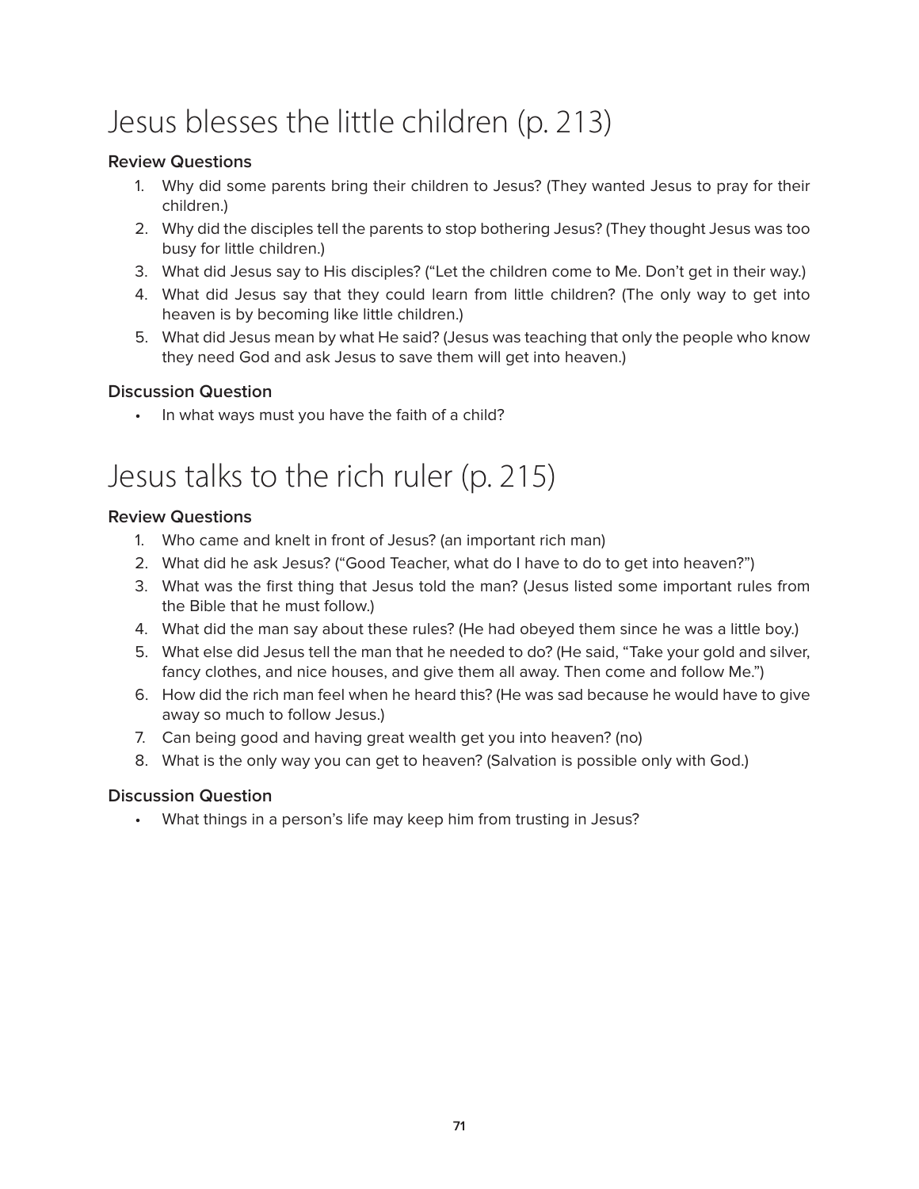# Jesus blesses the little children (p. 213)

### Review Questions

1. Why did some parents bring their children to Jesus? (They wanted Jesus to pray for their children.)
2. Why did the disciples tell the parents to stop bothering Jesus? (They thought Jesus was too busy for little children.)
3. What did Jesus say to His disciples? ("Let the children come to Me. Don't get in their way.)
4. What did Jesus say that they could learn from little children? (The only way to get into heaven is by becoming like little children.)
5. What did Jesus mean by what He said? (Jesus was teaching that only the people who know they need God and ask Jesus to save them will get into heaven.)

### Discussion Question

- In what ways must you have the faith of a child?

# Jesus talks to the rich ruler (p. 215)

### Review Questions

1. Who came and knelt in front of Jesus? (an important rich man)
2. What did he ask Jesus? ("Good Teacher, what do I have to do to get into heaven?")
3. What was the first thing that Jesus told the man? (Jesus listed some important rules from the Bible that he must follow.)
4. What did the man say about these rules? (He had obeyed them since he was a little boy.)
5. What else did Jesus tell the man that he needed to do? (He said, "Take your gold and silver, fancy clothes, and nice houses, and give them all away. Then come and follow Me.")
6. How did the rich man feel when he heard this? (He was sad because he would have to give away so much to follow Jesus.)
7. Can being good and having great wealth get you into heaven? (no)
8. What is the only way you can get to heaven? (Salvation is possible only with God.)

### Discussion Question

- What things in a person's life may keep him from trusting in Jesus?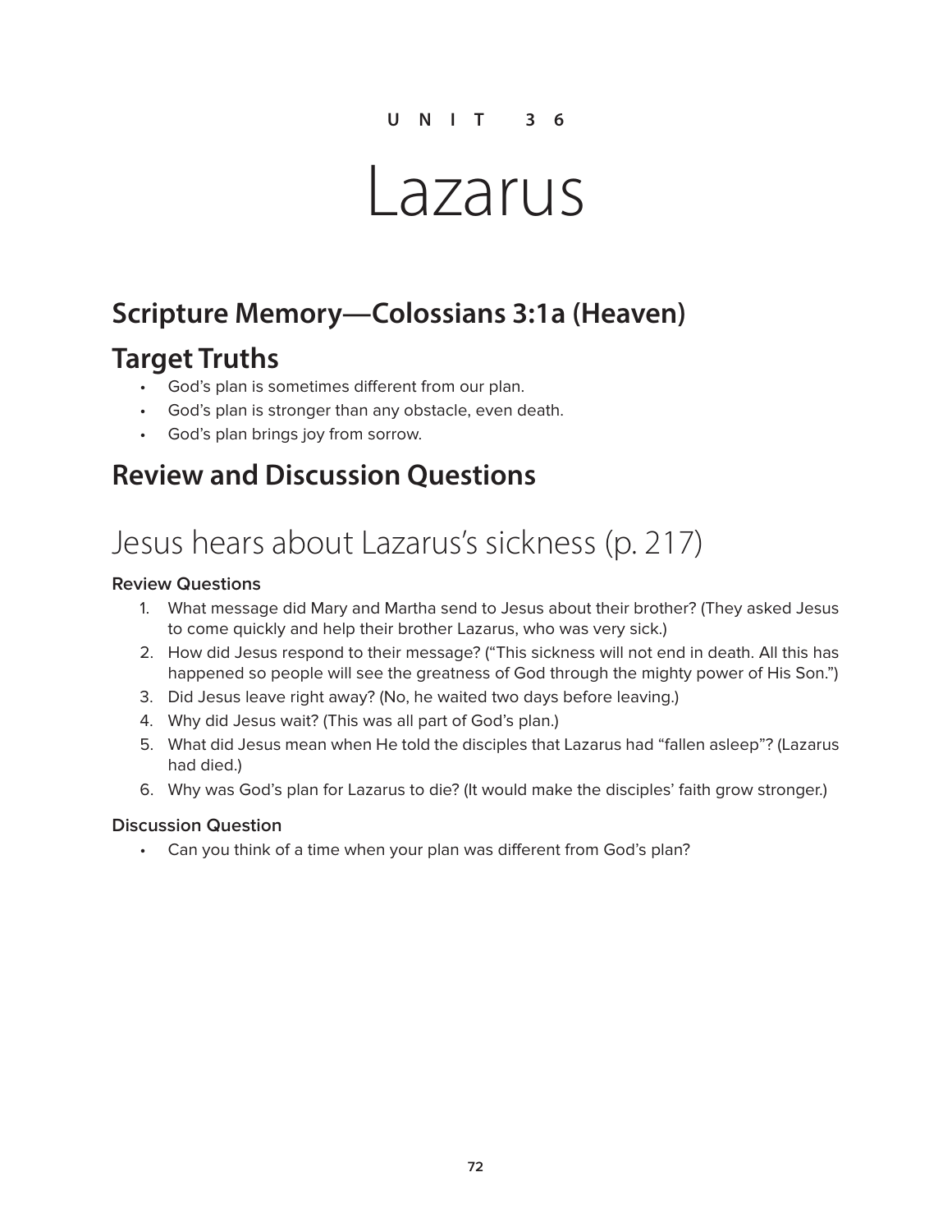UNIT 36

# Lazarus

## Scripture Memory—Colossians 3:1a (Heaven)

## Target Truths

- God's plan is sometimes different from our plan.
- God's plan is stronger than any obstacle, even death.
- God's plan brings joy from sorrow.

## Review and Discussion Questions

# Jesus hears about Lazarus's sickness (p. 217)

### Review Questions

1. What message did Mary and Martha send to Jesus about their brother? (They asked Jesus to come quickly and help their brother Lazarus, who was very sick.)
2. How did Jesus respond to their message? ("This sickness will not end in death. All this has happened so people will see the greatness of God through the mighty power of His Son.")
3. Did Jesus leave right away? (No, he waited two days before leaving.)
4. Why did Jesus wait? (This was all part of God's plan.)
5. What did Jesus mean when He told the disciples that Lazarus had "fallen asleep"? (Lazarus had died.)
6. Why was God's plan for Lazarus to die? (It would make the disciples' faith grow stronger.)

### Discussion Question

- Can you think of a time when your plan was different from God's plan?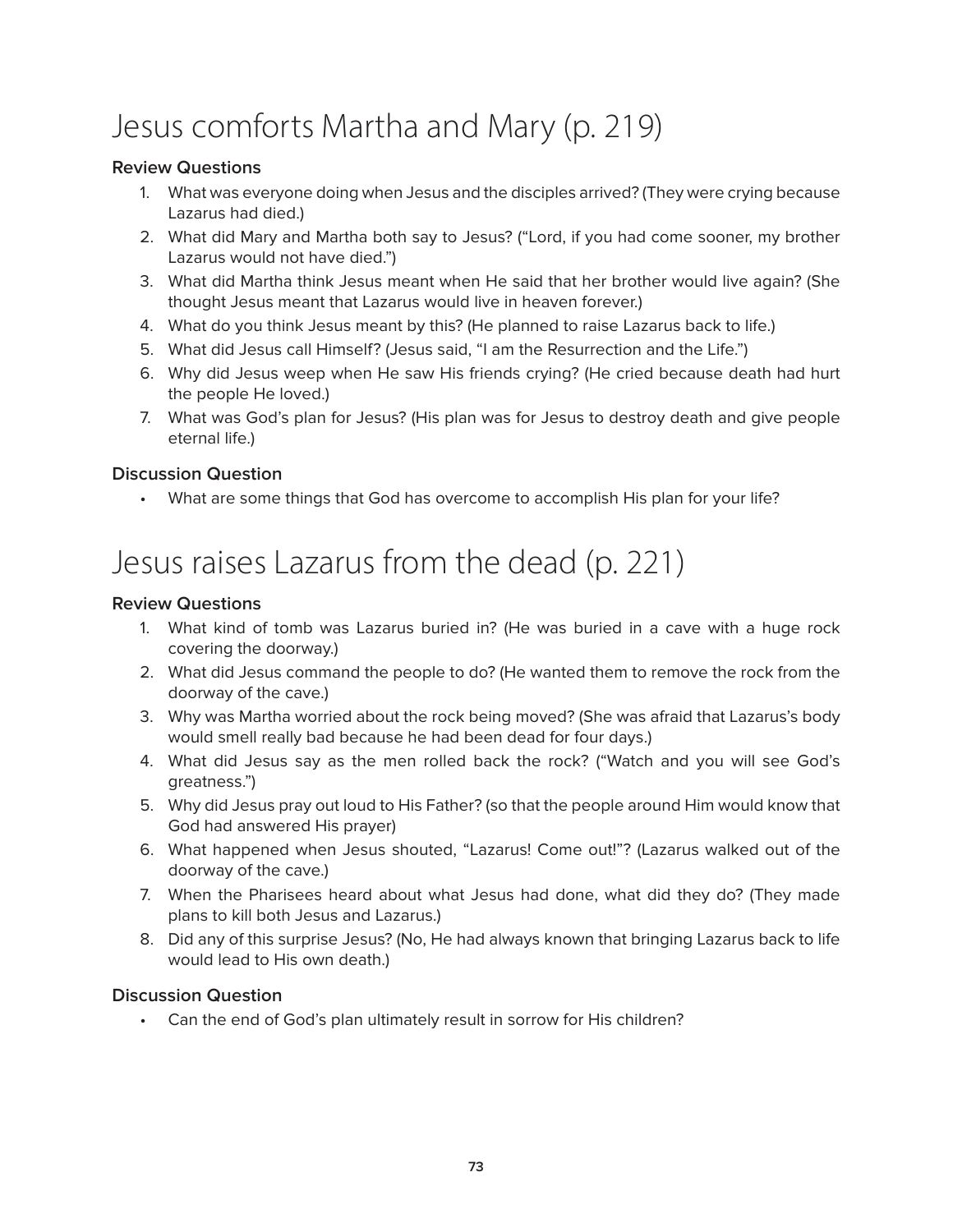# Jesus comforts Martha and Mary (p. 219)

### Review Questions

1. What was everyone doing when Jesus and the disciples arrived? (They were crying because Lazarus had died.)
2. What did Mary and Martha both say to Jesus? ("Lord, if you had come sooner, my brother Lazarus would not have died.")
3. What did Martha think Jesus meant when He said that her brother would live again? (She thought Jesus meant that Lazarus would live in heaven forever.)
4. What do you think Jesus meant by this? (He planned to raise Lazarus back to life.)
5. What did Jesus call Himself? (Jesus said, "I am the Resurrection and the Life.")
6. Why did Jesus weep when He saw His friends crying? (He cried because death had hurt the people He loved.)
7. What was God's plan for Jesus? (His plan was for Jesus to destroy death and give people eternal life.)

### Discussion Question

- What are some things that God has overcome to accomplish His plan for your life?

# Jesus raises Lazarus from the dead (p. 221)

### Review Questions

1. What kind of tomb was Lazarus buried in? (He was buried in a cave with a huge rock covering the doorway.)
2. What did Jesus command the people to do? (He wanted them to remove the rock from the doorway of the cave.)
3. Why was Martha worried about the rock being moved? (She was afraid that Lazarus's body would smell really bad because he had been dead for four days.)
4. What did Jesus say as the men rolled back the rock? ("Watch and you will see God's greatness.")
5. Why did Jesus pray out loud to His Father? (so that the people around Him would know that God had answered His prayer)
6. What happened when Jesus shouted, "Lazarus! Come out!"? (Lazarus walked out of the doorway of the cave.)
7. When the Pharisees heard about what Jesus had done, what did they do? (They made plans to kill both Jesus and Lazarus.)
8. Did any of this surprise Jesus? (No, He had always known that bringing Lazarus back to life would lead to His own death.)

### Discussion Question

- Can the end of God's plan ultimately result in sorrow for His children?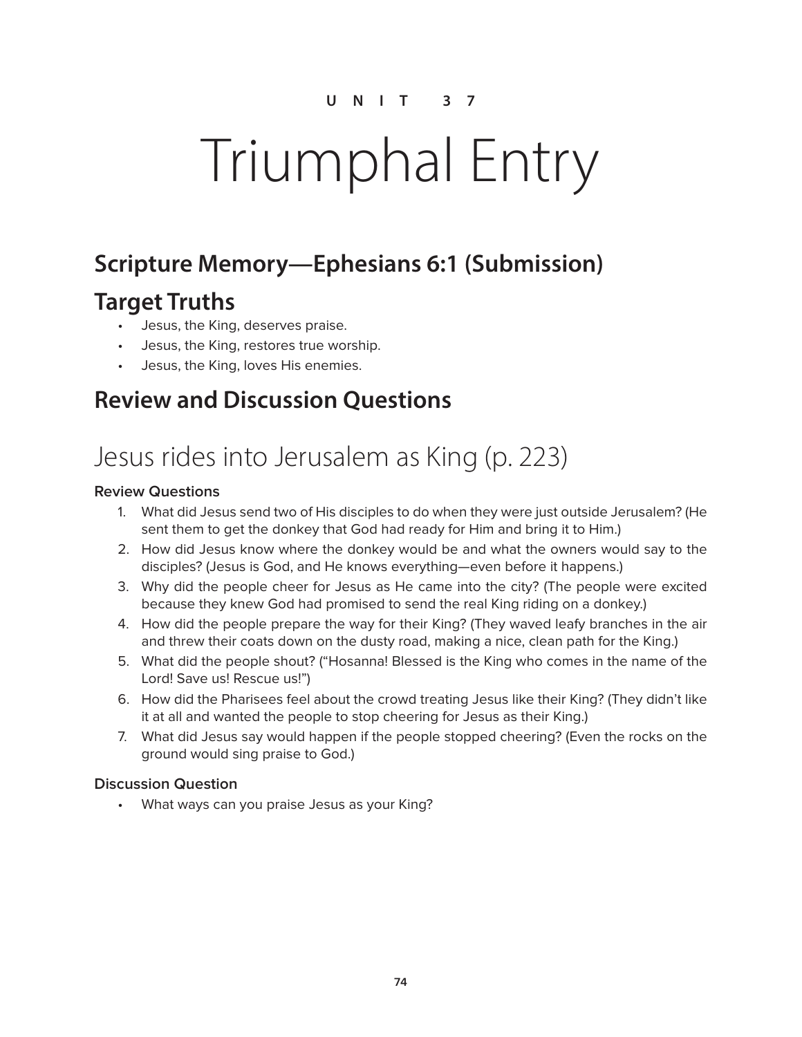UNIT 37

# Triumphal Entry

## Scripture Memory—Ephesians 6:1 (Submission)

## Target Truths

- Jesus, the King, deserves praise.
- Jesus, the King, restores true worship.
- Jesus, the King, loves His enemies.

## Review and Discussion Questions

# Jesus rides into Jerusalem as King (p. 223)

### Review Questions

1. What did Jesus send two of His disciples to do when they were just outside Jerusalem? (He sent them to get the donkey that God had ready for Him and bring it to Him.)
2. How did Jesus know where the donkey would be and what the owners would say to the disciples? (Jesus is God, and He knows everything—even before it happens.)
3. Why did the people cheer for Jesus as He came into the city? (The people were excited because they knew God had promised to send the real King riding on a donkey.)
4. How did the people prepare the way for their King? (They waved leafy branches in the air and threw their coats down on the dusty road, making a nice, clean path for the King.)
5. What did the people shout? ("Hosanna! Blessed is the King who comes in the name of the Lord! Save us! Rescue us!")
6. How did the Pharisees feel about the crowd treating Jesus like their King? (They didn't like it at all and wanted the people to stop cheering for Jesus as their King.)
7. What did Jesus say would happen if the people stopped cheering? (Even the rocks on the ground would sing praise to God.)

### Discussion Question

- What ways can you praise Jesus as your King?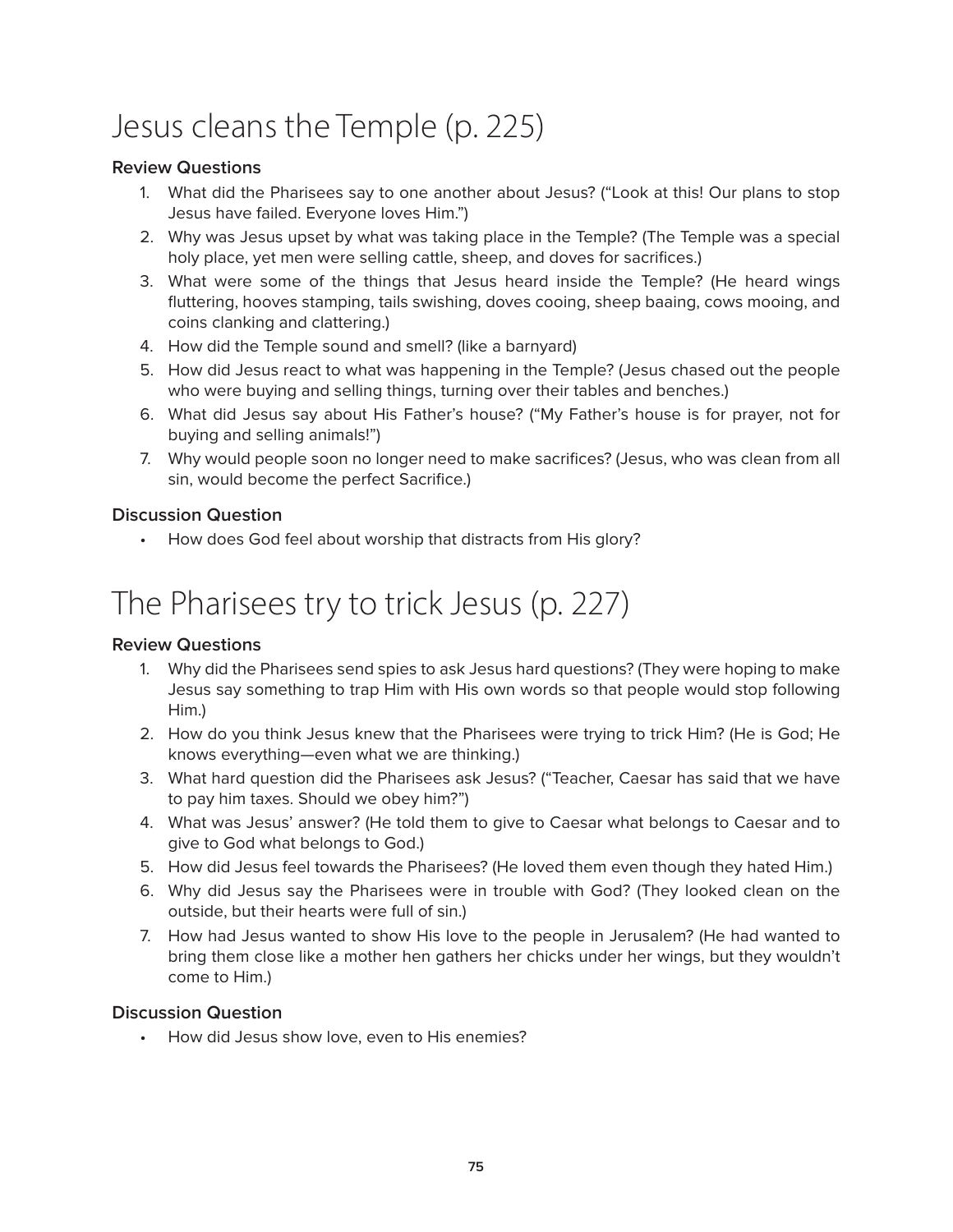# Jesus cleans the Temple (p. 225)

### Review Questions

1. What did the Pharisees say to one another about Jesus? ("Look at this! Our plans to stop Jesus have failed. Everyone loves Him.")
2. Why was Jesus upset by what was taking place in the Temple? (The Temple was a special holy place, yet men were selling cattle, sheep, and doves for sacrifices.)
3. What were some of the things that Jesus heard inside the Temple? (He heard wings fluttering, hooves stamping, tails swishing, doves cooing, sheep baaing, cows mooing, and coins clanking and clattering.)
4. How did the Temple sound and smell? (like a barnyard)
5. How did Jesus react to what was happening in the Temple? (Jesus chased out the people who were buying and selling things, turning over their tables and benches.)
6. What did Jesus say about His Father's house? ("My Father's house is for prayer, not for buying and selling animals!")
7. Why would people soon no longer need to make sacrifices? (Jesus, who was clean from all sin, would become the perfect Sacrifice.)

### Discussion Question

- How does God feel about worship that distracts from His glory?

# The Pharisees try to trick Jesus (p. 227)

### Review Questions

1. Why did the Pharisees send spies to ask Jesus hard questions? (They were hoping to make Jesus say something to trap Him with His own words so that people would stop following Him.)
2. How do you think Jesus knew that the Pharisees were trying to trick Him? (He is God; He knows everything—even what we are thinking.)
3. What hard question did the Pharisees ask Jesus? ("Teacher, Caesar has said that we have to pay him taxes. Should we obey him?")
4. What was Jesus' answer? (He told them to give to Caesar what belongs to Caesar and to give to God what belongs to God.)
5. How did Jesus feel towards the Pharisees? (He loved them even though they hated Him.)
6. Why did Jesus say the Pharisees were in trouble with God? (They looked clean on the outside, but their hearts were full of sin.)
7. How had Jesus wanted to show His love to the people in Jerusalem? (He had wanted to bring them close like a mother hen gathers her chicks under her wings, but they wouldn't come to Him.)

### Discussion Question

- How did Jesus show love, even to His enemies?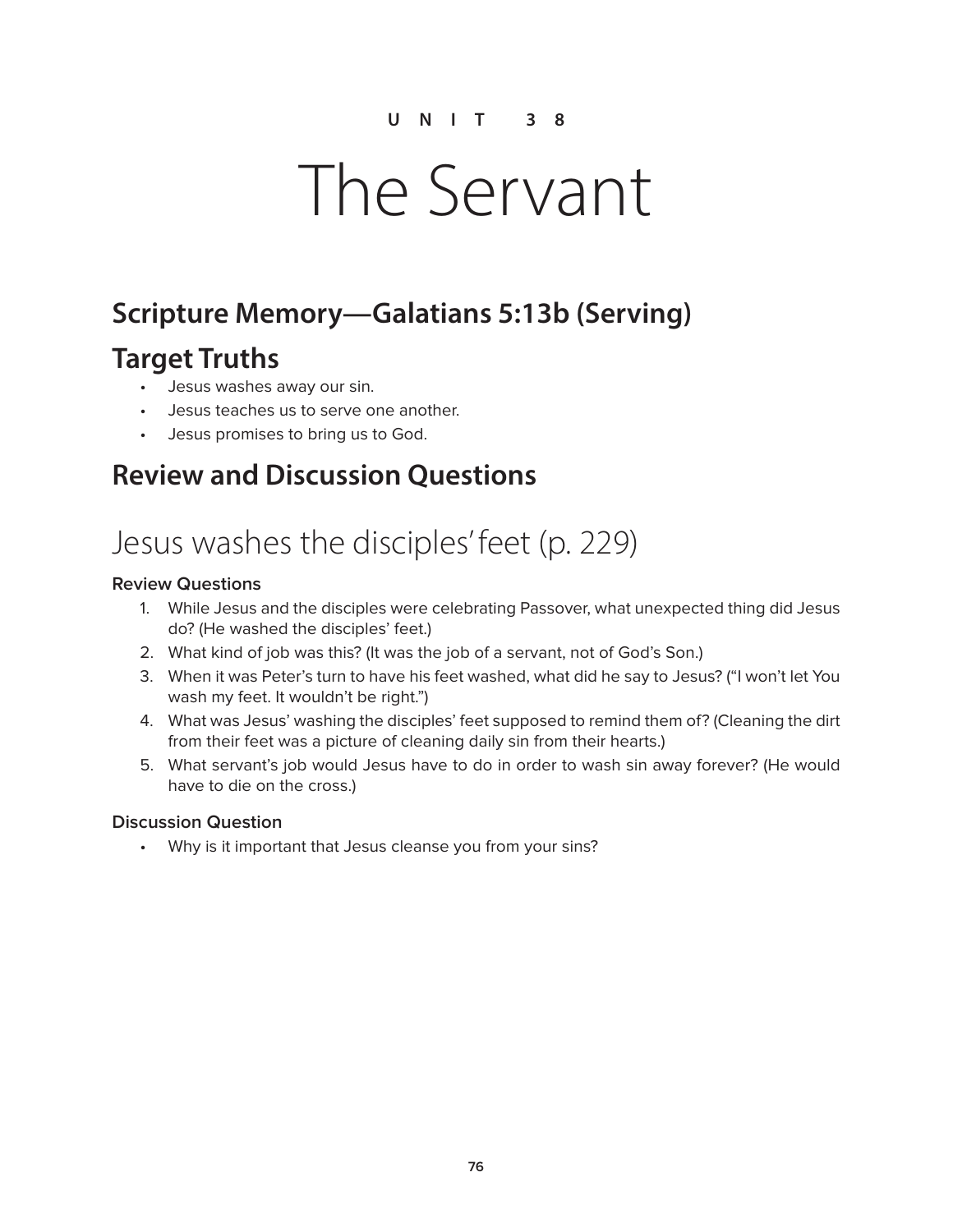UNIT 38

# The Servant

## Scripture Memory—Galatians 5:13b (Serving)

## Target Truths

- Jesus washes away our sin.
- Jesus teaches us to serve one another.
- Jesus promises to bring us to God.

## Review and Discussion Questions

# Jesus washes the disciples' feet (p. 229)

### Review Questions

1. While Jesus and the disciples were celebrating Passover, what unexpected thing did Jesus do? (He washed the disciples' feet.)
2. What kind of job was this? (It was the job of a servant, not of God's Son.)
3. When it was Peter's turn to have his feet washed, what did he say to Jesus? ("I won't let You wash my feet. It wouldn't be right.")
4. What was Jesus' washing the disciples' feet supposed to remind them of? (Cleaning the dirt from their feet was a picture of cleaning daily sin from their hearts.)
5. What servant's job would Jesus have to do in order to wash sin away forever? (He would have to die on the cross.)

### Discussion Question

- Why is it important that Jesus cleanse you from your sins?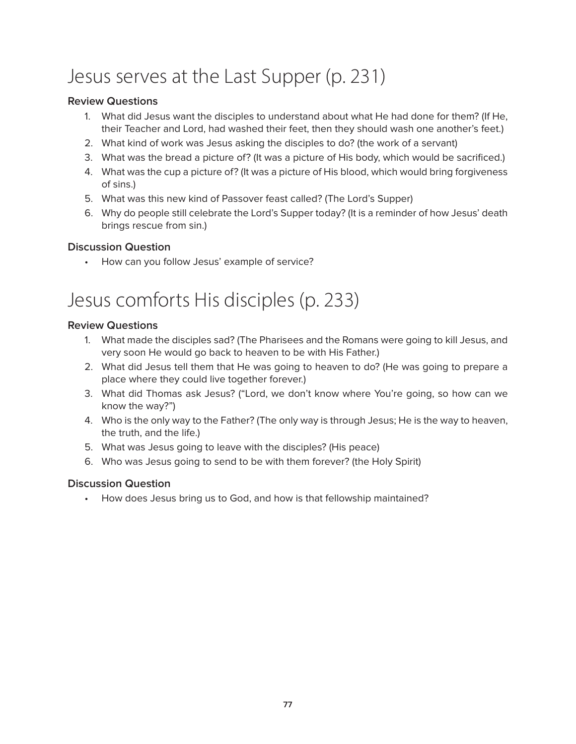# Jesus serves at the Last Supper (p. 231)

### Review Questions

1. What did Jesus want the disciples to understand about what He had done for them? (If He, their Teacher and Lord, had washed their feet, then they should wash one another's feet.)
2. What kind of work was Jesus asking the disciples to do? (the work of a servant)
3. What was the bread a picture of? (It was a picture of His body, which would be sacrificed.)
4. What was the cup a picture of? (It was a picture of His blood, which would bring forgiveness of sins.)
5. What was this new kind of Passover feast called? (The Lord's Supper)
6. Why do people still celebrate the Lord's Supper today? (It is a reminder of how Jesus' death brings rescue from sin.)

### Discussion Question

- How can you follow Jesus' example of service?

# Jesus comforts His disciples (p. 233)

### Review Questions

1. What made the disciples sad? (The Pharisees and the Romans were going to kill Jesus, and very soon He would go back to heaven to be with His Father.)
2. What did Jesus tell them that He was going to heaven to do? (He was going to prepare a place where they could live together forever.)
3. What did Thomas ask Jesus? ("Lord, we don't know where You're going, so how can we know the way?")
4. Who is the only way to the Father? (The only way is through Jesus; He is the way to heaven, the truth, and the life.)
5. What was Jesus going to leave with the disciples? (His peace)
6. Who was Jesus going to send to be with them forever? (the Holy Spirit)

### Discussion Question

- How does Jesus bring us to God, and how is that fellowship maintained?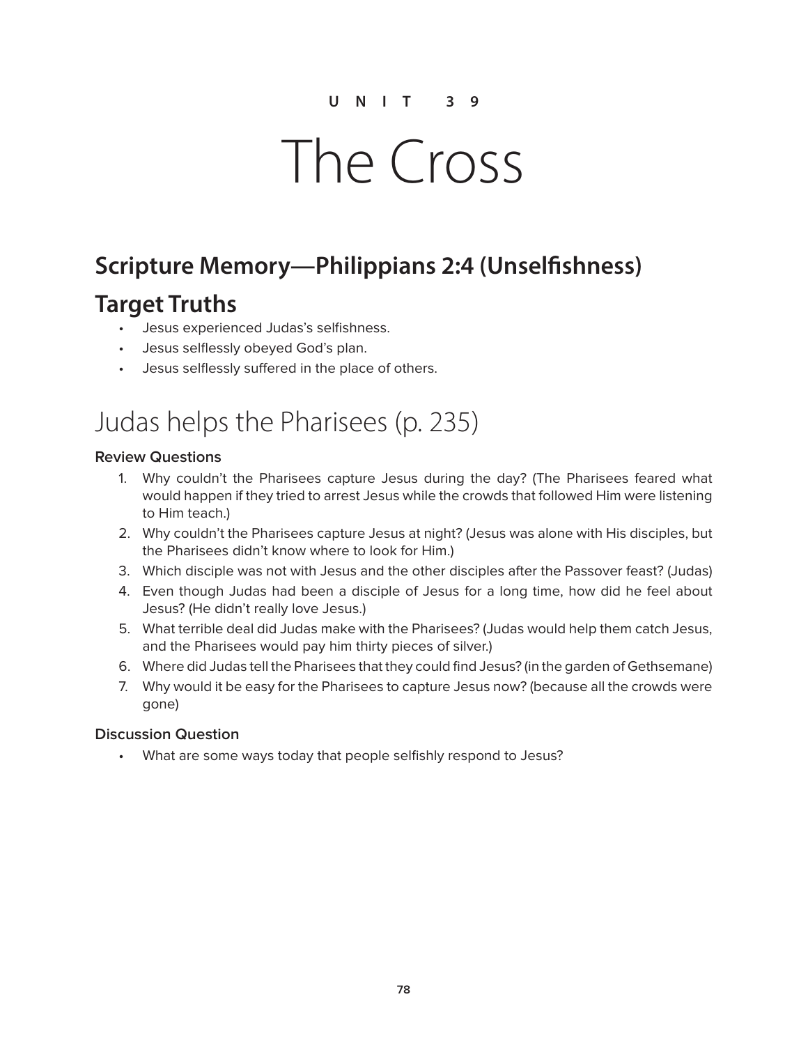UNIT 39

# The Cross

## Scripture Memory—Philippians 2:4 (Unselfishness)

## Target Truths

- Jesus experienced Judas's selfishness.
- Jesus selflessly obeyed God's plan.
- Jesus selflessly suffered in the place of others.

## Judas helps the Pharisees (p. 235)

### Review Questions

1. Why couldn't the Pharisees capture Jesus during the day? (The Pharisees feared what would happen if they tried to arrest Jesus while the crowds that followed Him were listening to Him teach.)
2. Why couldn't the Pharisees capture Jesus at night? (Jesus was alone with His disciples, but the Pharisees didn't know where to look for Him.)
3. Which disciple was not with Jesus and the other disciples after the Passover feast? (Judas)
4. Even though Judas had been a disciple of Jesus for a long time, how did he feel about Jesus? (He didn't really love Jesus.)
5. What terrible deal did Judas make with the Pharisees? (Judas would help them catch Jesus, and the Pharisees would pay him thirty pieces of silver.)
6. Where did Judas tell the Pharisees that they could find Jesus? (in the garden of Gethsemane)
7. Why would it be easy for the Pharisees to capture Jesus now? (because all the crowds were gone)

### Discussion Question

- What are some ways today that people selfishly respond to Jesus?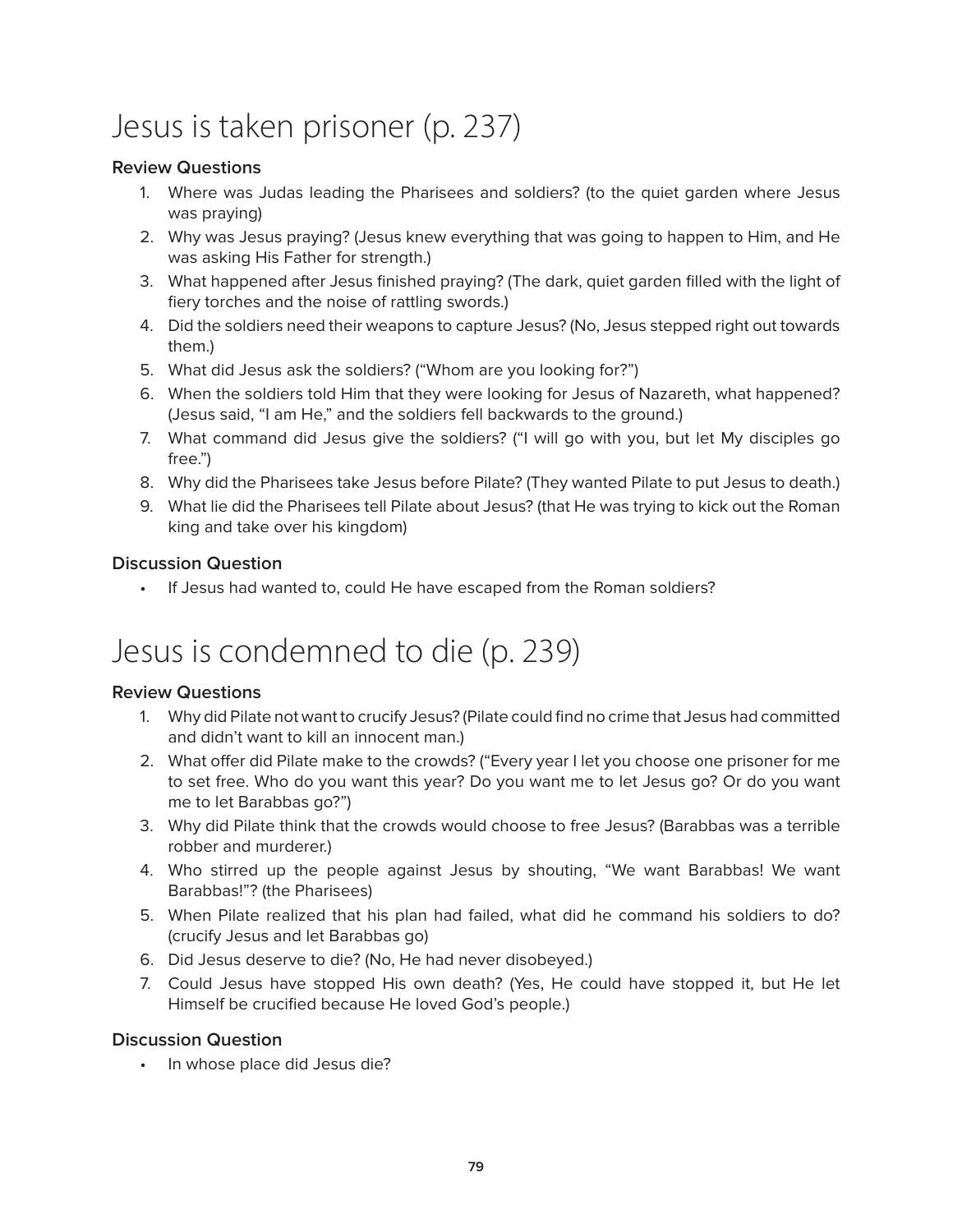# Jesus is taken prisoner (p. 237)

### Review Questions

1. Where was Judas leading the Pharisees and soldiers? (to the quiet garden where Jesus was praying)
2. Why was Jesus praying? (Jesus knew everything that was going to happen to Him, and He was asking His Father for strength.)
3. What happened after Jesus finished praying? (The dark, quiet garden filled with the light of fiery torches and the noise of rattling swords.)
4. Did the soldiers need their weapons to capture Jesus? (No, Jesus stepped right out towards them.)
5. What did Jesus ask the soldiers? ("Whom are you looking for?")
6. When the soldiers told Him that they were looking for Jesus of Nazareth, what happened? (Jesus said, "I am He," and the soldiers fell backwards to the ground.)
7. What command did Jesus give the soldiers? ("I will go with you, but let My disciples go free.")
8. Why did the Pharisees take Jesus before Pilate? (They wanted Pilate to put Jesus to death.)
9. What lie did the Pharisees tell Pilate about Jesus? (that He was trying to kick out the Roman king and take over his kingdom)

### Discussion Question

- If Jesus had wanted to, could He have escaped from the Roman soldiers?

# Jesus is condemned to die (p. 239)

### Review Questions

1. Why did Pilate not want to crucify Jesus? (Pilate could find no crime that Jesus had committed and didn't want to kill an innocent man.)
2. What offer did Pilate make to the crowds? ("Every year I let you choose one prisoner for me to set free. Who do you want this year? Do you want me to let Jesus go? Or do you want me to let Barabbas go?")
3. Why did Pilate think that the crowds would choose to free Jesus? (Barabbas was a terrible robber and murderer.)
4. Who stirred up the people against Jesus by shouting, "We want Barabbas! We want Barabbas!"? (the Pharisees)
5. When Pilate realized that his plan had failed, what did he command his soldiers to do? (crucify Jesus and let Barabbas go)
6. Did Jesus deserve to die? (No, He had never disobeyed.)
7. Could Jesus have stopped His own death? (Yes, He could have stopped it, but He let Himself be crucified because He loved God's people.)

### Discussion Question

- In whose place did Jesus die?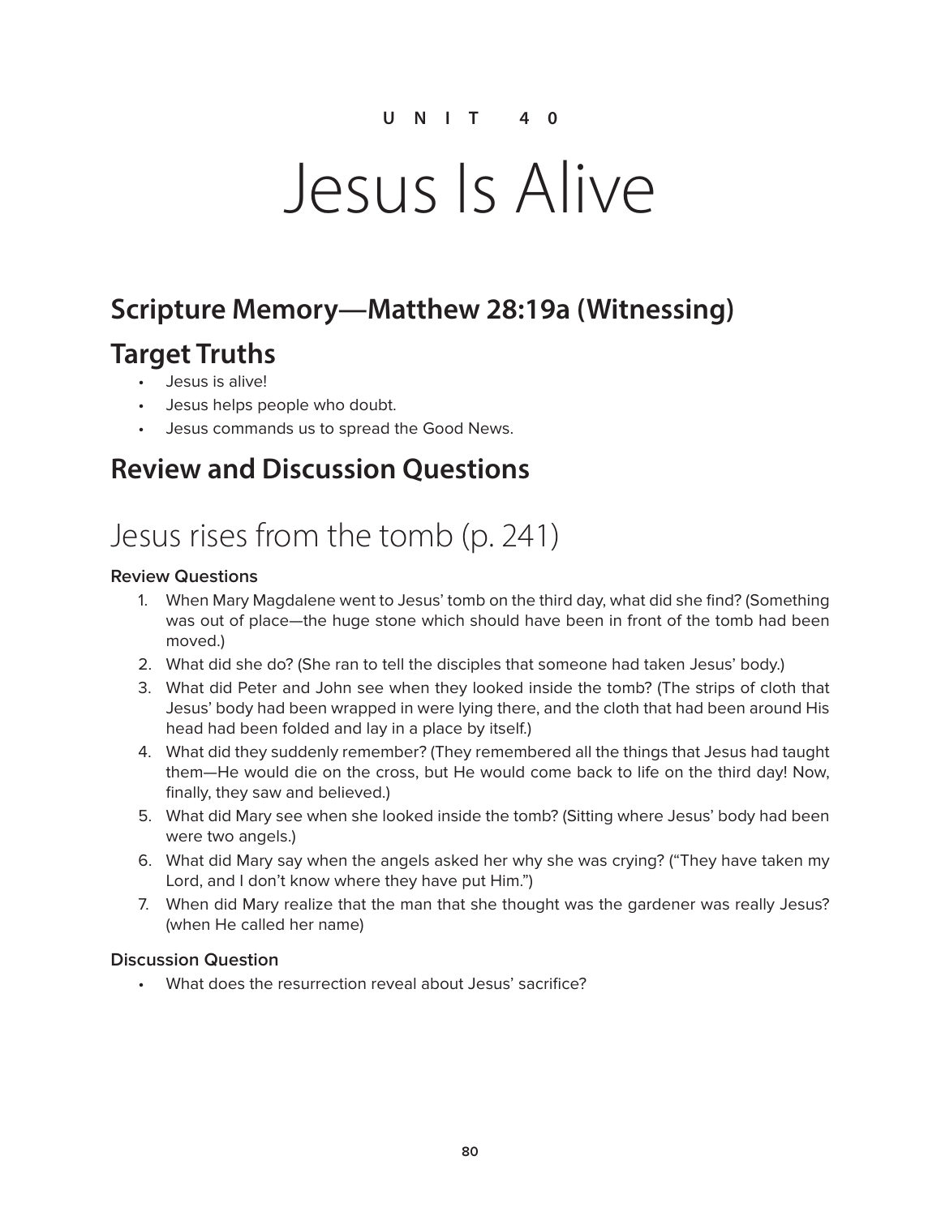UNIT 40

# Jesus Is Alive

## Scripture Memory—Matthew 28:19a (Witnessing)

## Target Truths

- Jesus is alive!
- Jesus helps people who doubt.
- Jesus commands us to spread the Good News.

## Review and Discussion Questions

# Jesus rises from the tomb (p. 241)

### Review Questions

1. When Mary Magdalene went to Jesus' tomb on the third day, what did she find? (Something was out of place—the huge stone which should have been in front of the tomb had been moved.)
2. What did she do? (She ran to tell the disciples that someone had taken Jesus' body.)
3. What did Peter and John see when they looked inside the tomb? (The strips of cloth that Jesus' body had been wrapped in were lying there, and the cloth that had been around His head had been folded and lay in a place by itself.)
4. What did they suddenly remember? (They remembered all the things that Jesus had taught them—He would die on the cross, but He would come back to life on the third day! Now, finally, they saw and believed.)
5. What did Mary see when she looked inside the tomb? (Sitting where Jesus' body had been were two angels.)
6. What did Mary say when the angels asked her why she was crying? ("They have taken my Lord, and I don't know where they have put Him.")
7. When did Mary realize that the man that she thought was the gardener was really Jesus? (when He called her name)

### Discussion Question

- What does the resurrection reveal about Jesus' sacrifice?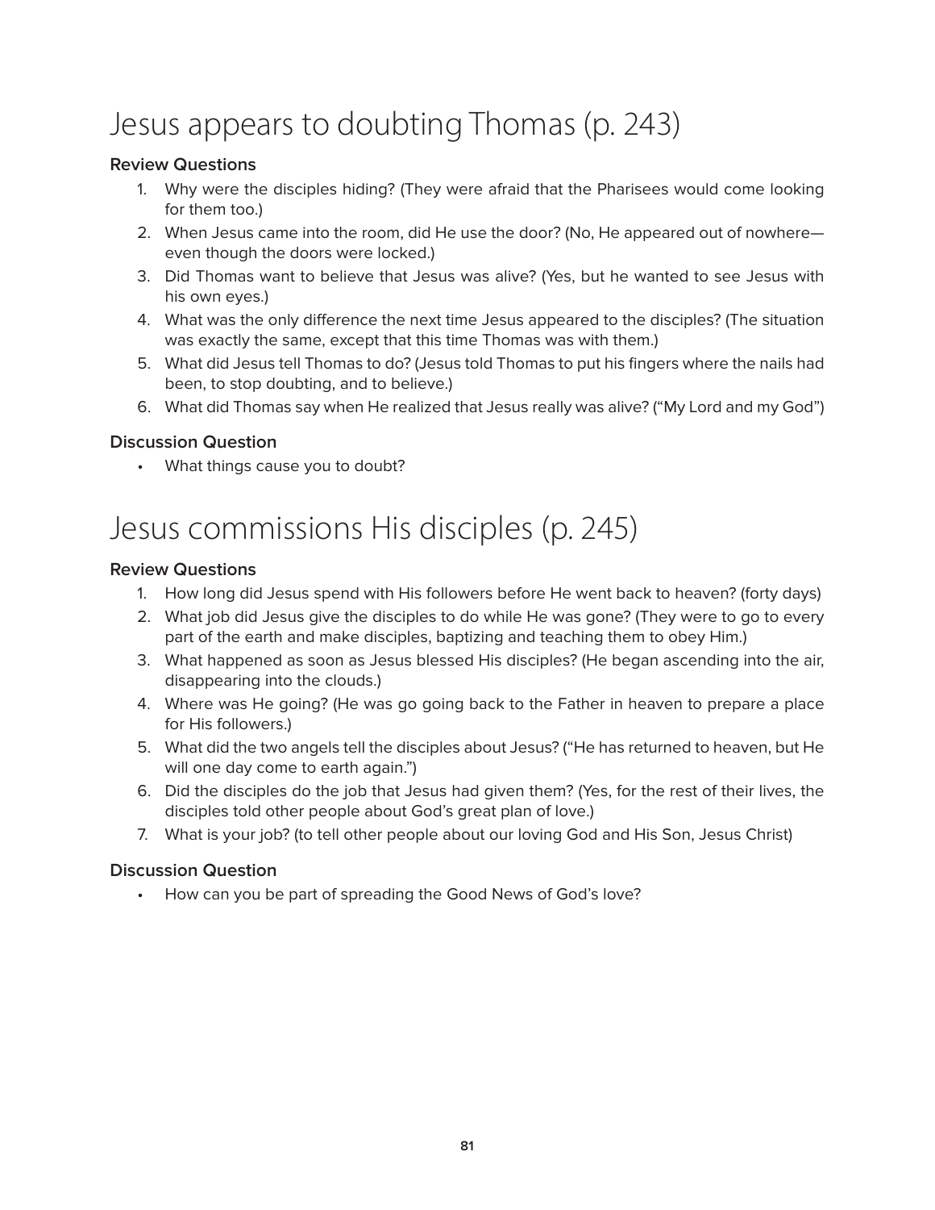# Jesus appears to doubting Thomas (p. 243)

### Review Questions

1. Why were the disciples hiding? (They were afraid that the Pharisees would come looking for them too.)
2. When Jesus came into the room, did He use the door? (No, He appeared out of nowhere—even though the doors were locked.)
3. Did Thomas want to believe that Jesus was alive? (Yes, but he wanted to see Jesus with his own eyes.)
4. What was the only difference the next time Jesus appeared to the disciples? (The situation was exactly the same, except that this time Thomas was with them.)
5. What did Jesus tell Thomas to do? (Jesus told Thomas to put his fingers where the nails had been, to stop doubting, and to believe.)
6. What did Thomas say when He realized that Jesus really was alive? ("My Lord and my God")

### Discussion Question

- What things cause you to doubt?

# Jesus commissions His disciples (p. 245)

### Review Questions

1. How long did Jesus spend with His followers before He went back to heaven? (forty days)
2. What job did Jesus give the disciples to do while He was gone? (They were to go to every part of the earth and make disciples, baptizing and teaching them to obey Him.)
3. What happened as soon as Jesus blessed His disciples? (He began ascending into the air, disappearing into the clouds.)
4. Where was He going? (He was go going back to the Father in heaven to prepare a place for His followers.)
5. What did the two angels tell the disciples about Jesus? ("He has returned to heaven, but He will one day come to earth again.")
6. Did the disciples do the job that Jesus had given them? (Yes, for the rest of their lives, the disciples told other people about God's great plan of love.)
7. What is your job? (to tell other people about our loving God and His Son, Jesus Christ)

### Discussion Question

- How can you be part of spreading the Good News of God's love?